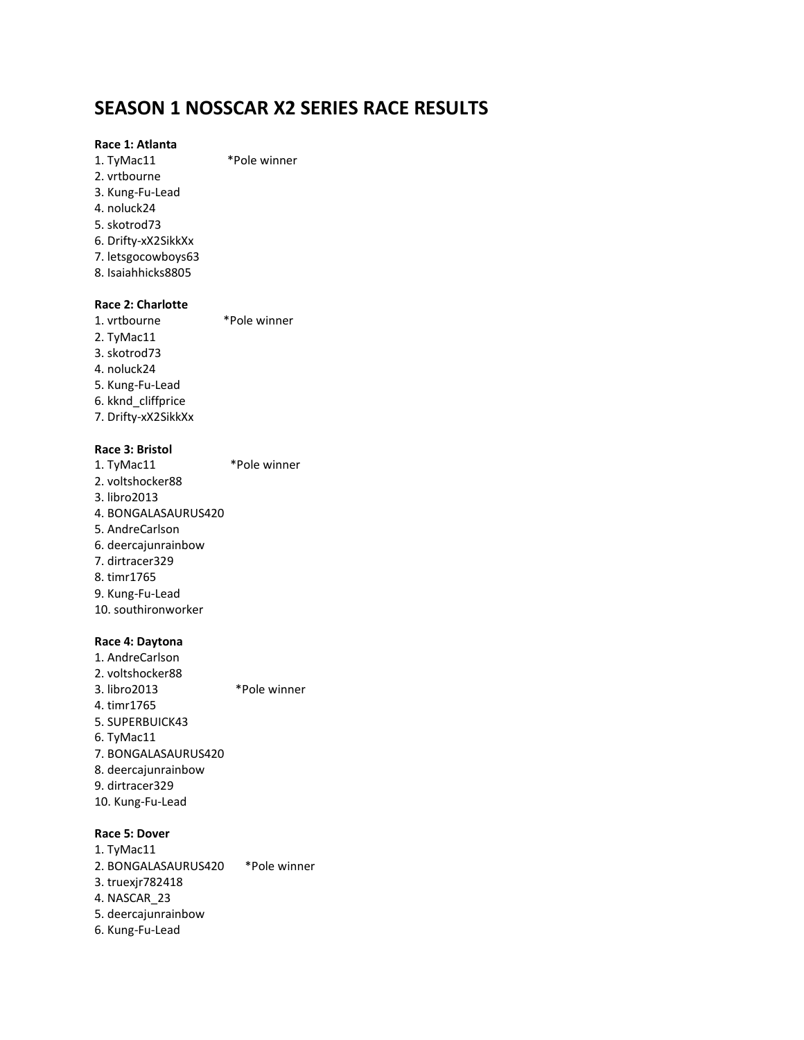# SEASON 1 NOSSCAR X2 SERIES RACE RESULTS

**Race 1: Atlanta**

1. TyMac11 *Pole winner
2. vrtbourne
3. Kung-Fu-Lead
4. noluck24
5. skotrod73
6. Drifty-xX2SikkXx
7. letsgocowboys63
8. Isaiahhicks8805

**Race 2: Charlotte**

1. vrtbourne *Pole winner
2. TyMac11
3. skotrod73
4. noluck24
5. Kung-Fu-Lead
6. kknd_cliffprice
7. Drifty-xX2SikkXx

**Race 3: Bristol**

1. TyMac11 *Pole winner
2. voltshocker88
3. libro2013
4. BONGALASAURUS420
5. AndreCarlson
6. deercajunrainbow
7. dirtracer329
8. timr1765
9. Kung-Fu-Lead
10. southironworker

**Race 4: Daytona**

1. AndreCarlson
2. voltshocker88
3. libro2013 *Pole winner
4. timr1765
5. SUPERBUICK43
6. TyMac11
7. BONGALASAURUS420
8. deercajunrainbow
9. dirtracer329
10. Kung-Fu-Lead

**Race 5: Dover**

1. TyMac11
2. BONGALASAURUS420 *Pole winner
3. truexjr782418
4. NASCAR_23
5. deercajunrainbow
6. Kung-Fu-Lead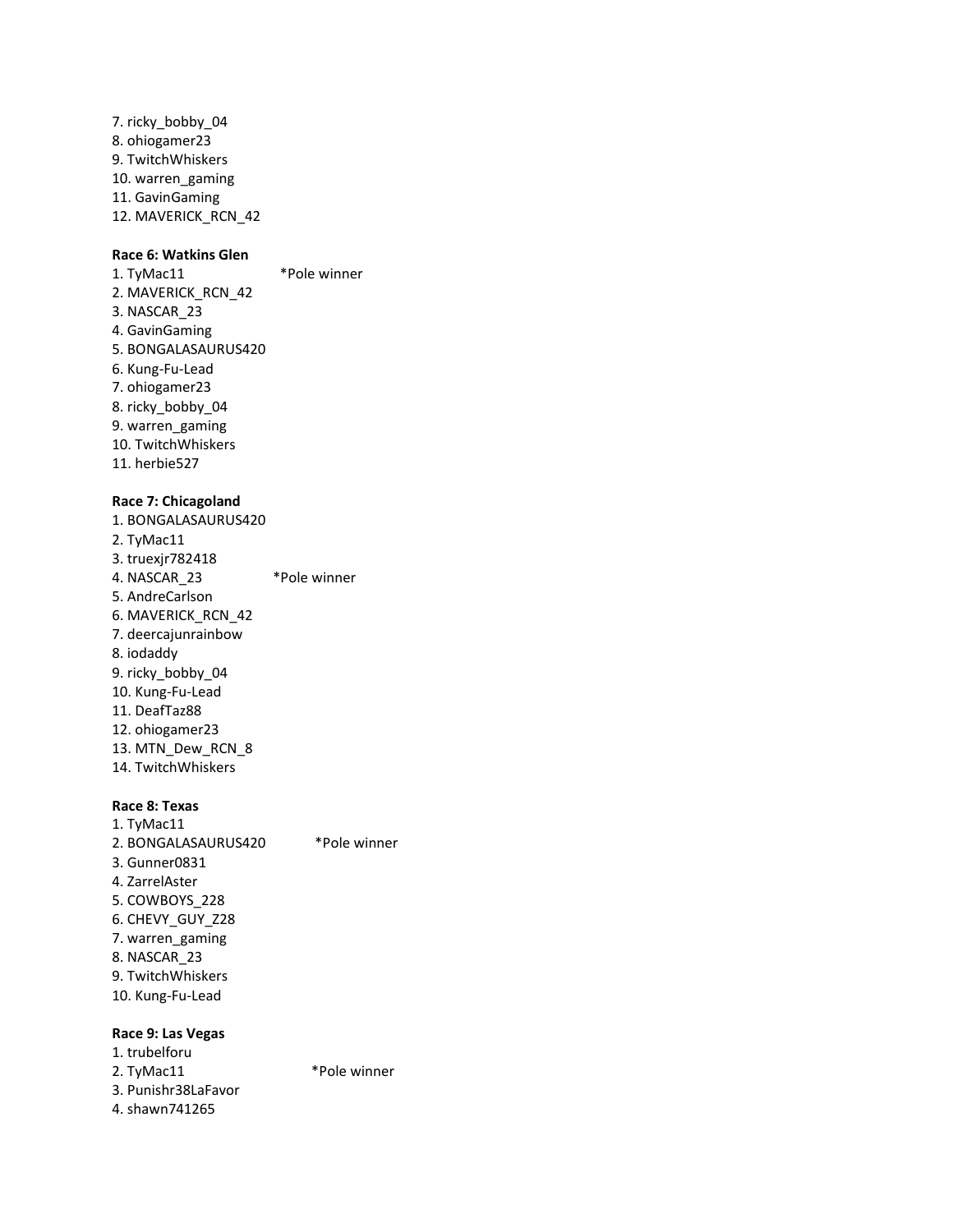7. ricky_bobby_04
8. ohiogamer23
9. TwitchWhiskers
10. warren_gaming
11. GavinGaming
12. MAVERICK_RCN_42

**Race 6: Watkins Glen**

1. TyMac11 *Pole winner
2. MAVERICK_RCN_42
3. NASCAR_23
4. GavinGaming
5. BONGALASAURUS420
6. Kung-Fu-Lead
7. ohiogamer23
8. ricky_bobby_04
9. warren_gaming
10. TwitchWhiskers
11. herbie527

**Race 7: Chicagoland**

1. BONGALASAURUS420
2. TyMac11
3. truexjr782418
4. NASCAR_23 *Pole winner
5. AndreCarlson
6. MAVERICK_RCN_42
7. deercajunrainbow
8. iodaddy
9. ricky_bobby_04
10. Kung-Fu-Lead
11. DeafTaz88
12. ohiogamer23
13. MTN_Dew_RCN_8
14. TwitchWhiskers

**Race 8: Texas**

1. TyMac11
2. BONGALASAURUS420 *Pole winner
3. Gunner0831
4. ZarrelAster
5. COWBOYS_228
6. CHEVY_GUY_Z28
7. warren_gaming
8. NASCAR_23
9. TwitchWhiskers
10. Kung-Fu-Lead

**Race 9: Las Vegas**

1. trubelforu
2. TyMac11 *Pole winner
3. Punishr38LaFavor
4. shawn741265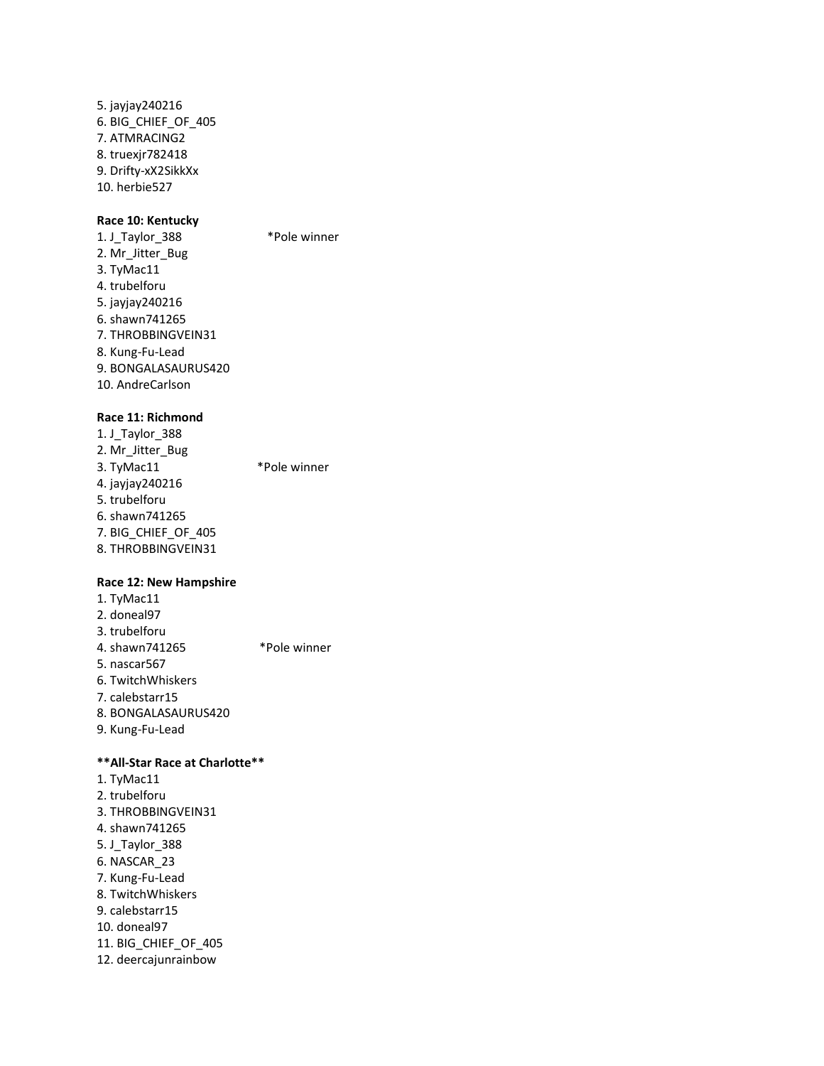5. jayjay240216
6. BIG_CHIEF_OF_405
7. ATMRACING2
8. truexjr782418
9. Drifty-xX2SikkXx
10. herbie527

**Race 10: Kentucky**

1. J_Taylor_388 *Pole winner
2. Mr_Jitter_Bug
3. TyMac11
4. trubelforu
5. jayjay240216
6. shawn741265
7. THROBBINGVEIN31
8. Kung-Fu-Lead
9. BONGALASAURUS420
10. AndreCarlson

**Race 11: Richmond**

1. J_Taylor_388
2. Mr_Jitter_Bug
3. TyMac11 *Pole winner
4. jayjay240216
5. trubelforu
6. shawn741265
7. BIG_CHIEF_OF_405
8. THROBBINGVEIN31

**Race 12: New Hampshire**

1. TyMac11
2. doneal97
3. trubelforu
4. shawn741265 *Pole winner
5. nascar567
6. TwitchWhiskers
7. calebstarr15
8. BONGALASAURUS420
9. Kung-Fu-Lead

****All-Star Race at Charlotte****

1. TyMac11
2. trubelforu
3. THROBBINGVEIN31
4. shawn741265
5. J_Taylor_388
6. NASCAR_23
7. Kung-Fu-Lead
8. TwitchWhiskers
9. calebstarr15
10. doneal97
11. BIG_CHIEF_OF_405
12. deercajunrainbow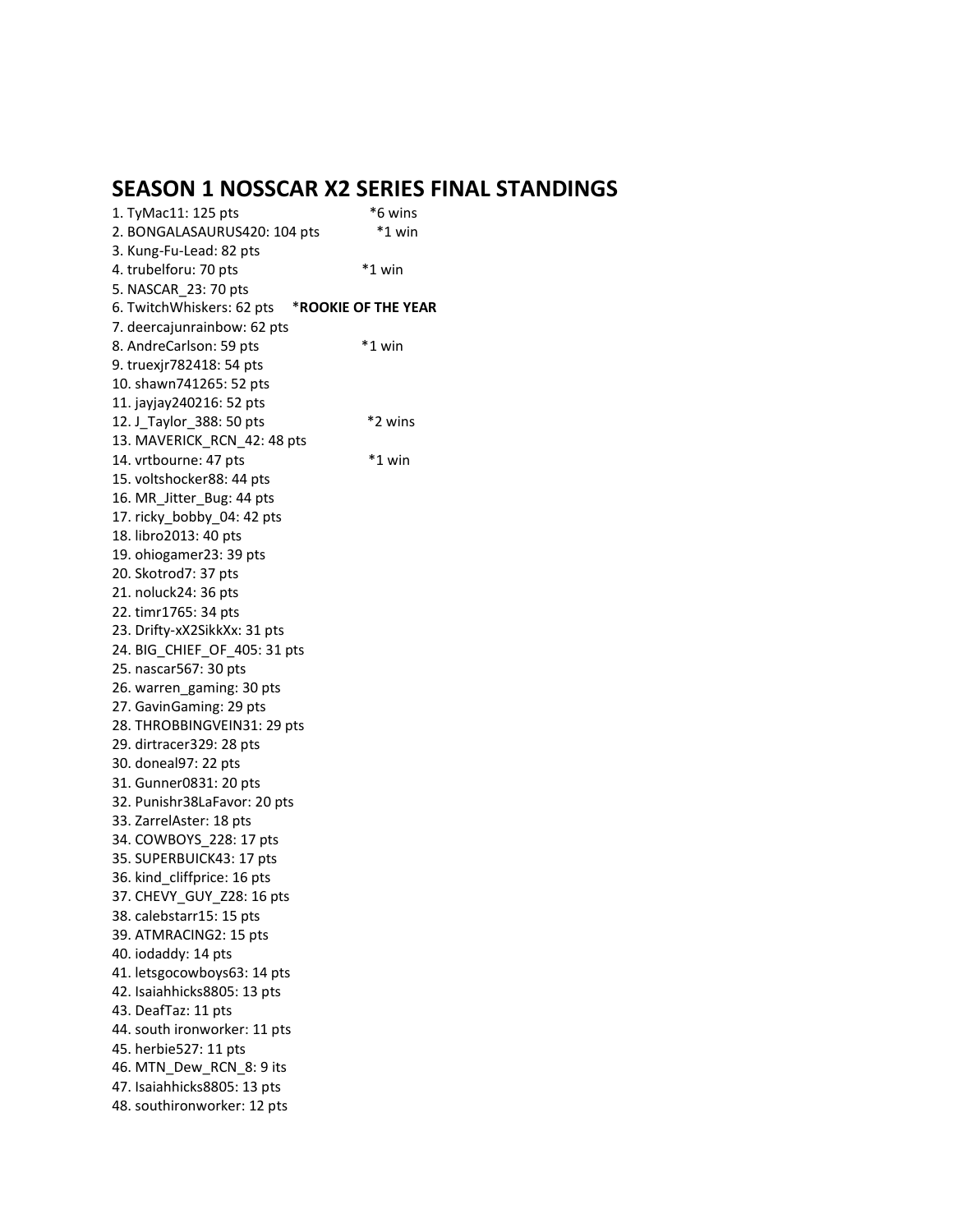# SEASON 1 NOSSCAR X2 SERIES FINAL STANDINGS

1. TyMac11: 125 pts *6 wins
2. BONGALASAURUS420: 104 pts *1 win
3. Kung-Fu-Lead: 82 pts
4. trubelforu: 70 pts *1 win
5. NASCAR_23: 70 pts
6. TwitchWhiskers: 62 pts ***ROOKIE OF THE YEAR**
7. deercajunrainbow: 62 pts
8. AndreCarlson: 59 pts *1 win
9. truexjr782418: 54 pts
10. shawn741265: 52 pts
11. jayjay240216: 52 pts
12. J_Taylor_388: 50 pts *2 wins
13. MAVERICK_RCN_42: 48 pts
14. vrtbourne: 47 pts *1 win
15. voltshocker88: 44 pts
16. MR_Jitter_Bug: 44 pts
17. ricky_bobby_04: 42 pts
18. libro2013: 40 pts
19. ohiogamer23: 39 pts
20. Skotrod7: 37 pts
21. noluck24: 36 pts
22. timr1765: 34 pts
23. Drifty-xX2SikkXx: 31 pts
24. BIG_CHIEF_OF_405: 31 pts
25. nascar567: 30 pts
26. warren_gaming: 30 pts
27. GavinGaming: 29 pts
28. THROBBINGVEIN31: 29 pts
29. dirtracer329: 28 pts
30. doneal97: 22 pts
31. Gunner0831: 20 pts
32. Punishr38LaFavor: 20 pts
33. ZarrelAster: 18 pts
34. COWBOYS_228: 17 pts
35. SUPERBUICK43: 17 pts
36. kind_cliffprice: 16 pts
37. CHEVY_GUY_Z28: 16 pts
38. calebstarr15: 15 pts
39. ATMRACING2: 15 pts
40. iodaddy: 14 pts
41. letsgocowboys63: 14 pts
42. Isaiahhicks8805: 13 pts
43. DeafTaz: 11 pts
44. south ironworker: 11 pts
45. herbie527: 11 pts
46. MTN_Dew_RCN_8: 9 its
47. Isaiahhicks8805: 13 pts
48. southironworker: 12 pts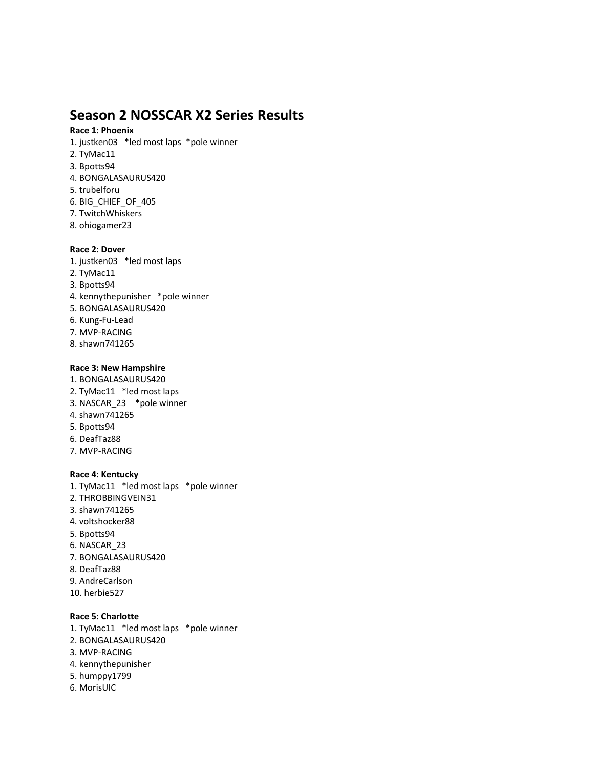# Season 2 NOSSCAR X2 Series Results

**Race 1: Phoenix**

1. justken03 *led most laps *pole winner
2. TyMac11
3. Bpotts94
4. BONGALASAURUS420
5. trubelforu
6. BIG_CHIEF_OF_405
7. TwitchWhiskers
8. ohiogamer23

**Race 2: Dover**

1. justken03 *led most laps
2. TyMac11
3. Bpotts94
4. kennythepunisher *pole winner
5. BONGALASAURUS420
6. Kung-Fu-Lead
7. MVP-RACING
8. shawn741265

**Race 3: New Hampshire**

1. BONGALASAURUS420
2. TyMac11 *led most laps
3. NASCAR_23 *pole winner
4. shawn741265
5. Bpotts94
6. DeafTaz88
7. MVP-RACING

**Race 4: Kentucky**

1. TyMac11 *led most laps *pole winner
2. THROBBINGVEIN31
3. shawn741265
4. voltshocker88
5. Bpotts94
6. NASCAR_23
7. BONGALASAURUS420
8. DeafTaz88
9. AndreCarlson
10. herbie527

**Race 5: Charlotte**

1. TyMac11 *led most laps *pole winner
2. BONGALASAURUS420
3. MVP-RACING
4. kennythepunisher
5. humppy1799
6. MorisUIC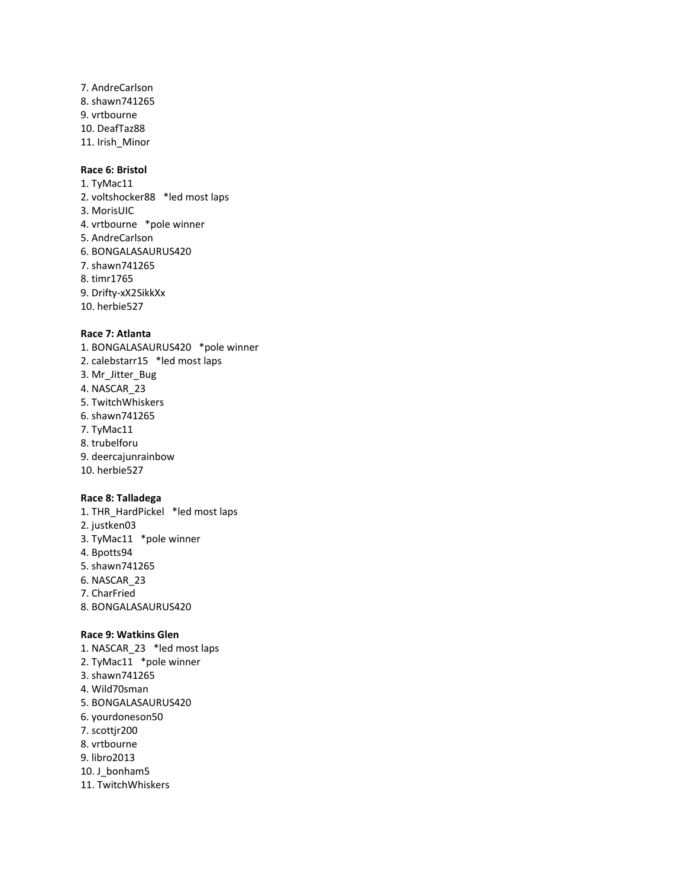7. AndreCarlson
8. shawn741265
9. vrtbourne
10. DeafTaz88
11. Irish_Minor

**Race 6: Bristol**

1. TyMac11
2. voltshocker88 *led most laps
3. MorisUIC
4. vrtbourne *pole winner
5. AndreCarlson
6. BONGALASAURUS420
7. shawn741265
8. timr1765
9. Drifty-xX2SikkXx
10. herbie527

**Race 7: Atlanta**

1. BONGALASAURUS420 *pole winner
2. calebstarr15 *led most laps
3. Mr_Jitter_Bug
4. NASCAR_23
5. TwitchWhiskers
6. shawn741265
7. TyMac11
8. trubelforu
9. deercajunrainbow
10. herbie527

**Race 8: Talladega**

1. THR_HardPickel *led most laps
2. justken03
3. TyMac11 *pole winner
4. Bpotts94
5. shawn741265
6. NASCAR_23
7. CharFried
8. BONGALASAURUS420

**Race 9: Watkins Glen**

1. NASCAR_23 *led most laps
2. TyMac11 *pole winner
3. shawn741265
4. Wild70sman
5. BONGALASAURUS420
6. yourdoneson50
7. scottjr200
8. vrtbourne
9. libro2013
10. J_bonham5
11. TwitchWhiskers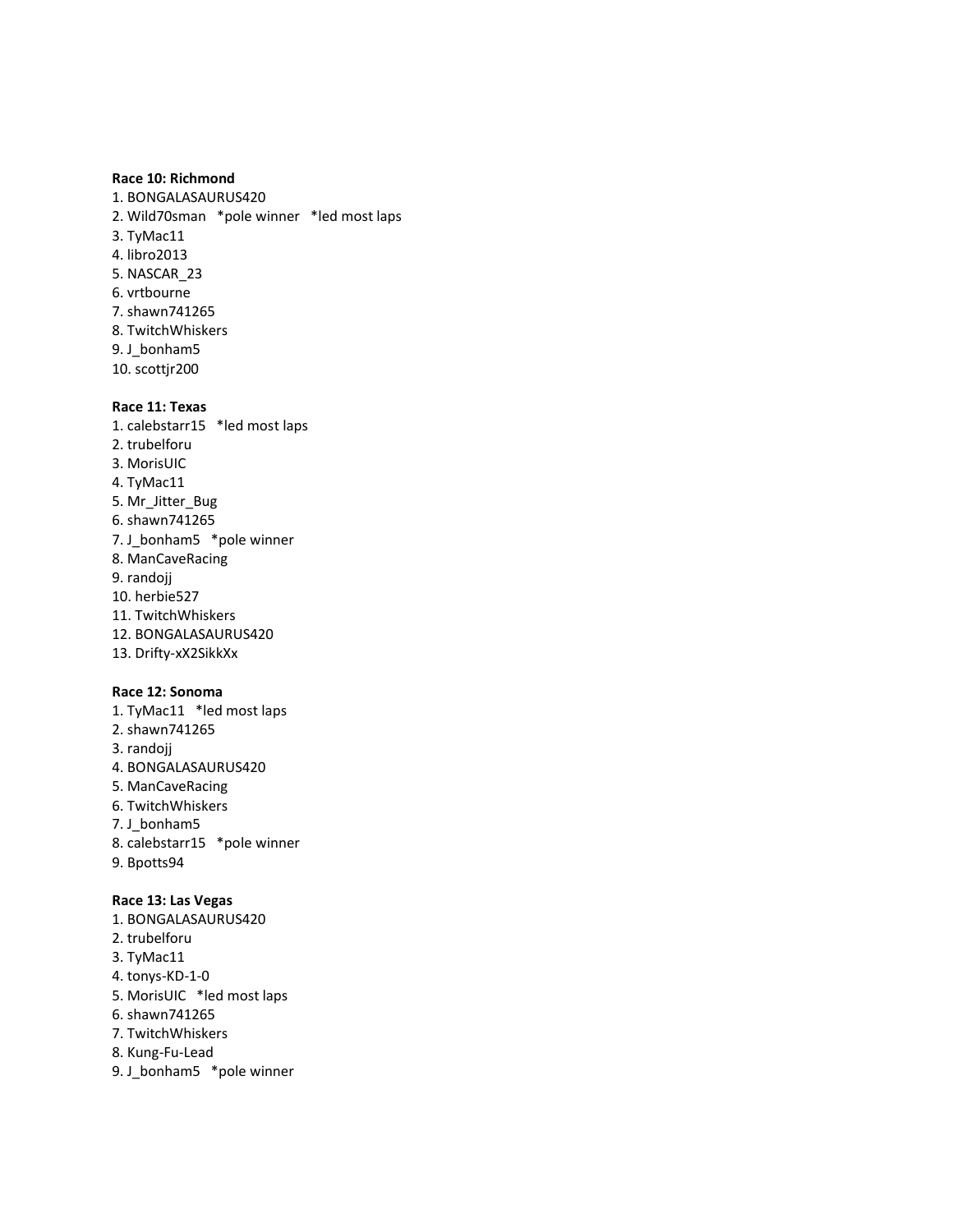**Race 10: Richmond**

1. BONGALASAURUS420
2. Wild70sman   *pole winner   *led most laps
3. TyMac11
4. libro2013
5. NASCAR_23
6. vrtbourne
7. shawn741265
8. TwitchWhiskers
9. J_bonham5
10. scottjr200

**Race 11: Texas**

1. calebstarr15   *led most laps
2. trubelforu
3. MorisUIC
4. TyMac11
5. Mr_Jitter_Bug
6. shawn741265
7. J_bonham5   *pole winner
8. ManCaveRacing
9. randojj
10. herbie527
11. TwitchWhiskers
12. BONGALASAURUS420
13. Drifty-xX2SikkXx

**Race 12: Sonoma**

1. TyMac11   *led most laps
2. shawn741265
3. randojj
4. BONGALASAURUS420
5. ManCaveRacing
6. TwitchWhiskers
7. J_bonham5
8. calebstarr15   *pole winner
9. Bpotts94

**Race 13: Las Vegas**

1. BONGALASAURUS420
2. trubelforu
3. TyMac11
4. tonys-KD-1-0
5. MorisUIC   *led most laps
6. shawn741265
7. TwitchWhiskers
8. Kung-Fu-Lead
9. J_bonham5   *pole winner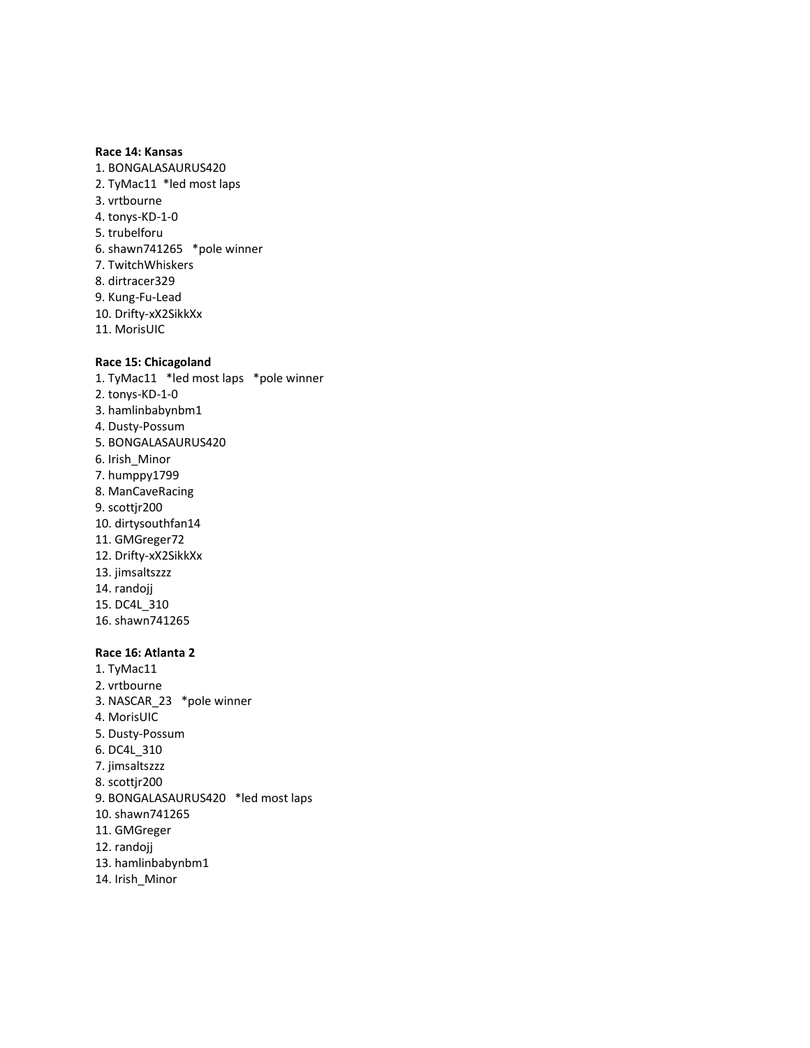**Race 14: Kansas**

1. BONGALASAURUS420
2. TyMac11 *led most laps
3. vrtbourne
4. tonys-KD-1-0
5. trubelforu
6. shawn741265 *pole winner
7. TwitchWhiskers
8. dirtracer329
9. Kung-Fu-Lead
10. Drifty-xX2SikkXx
11. MorisUIC

**Race 15: Chicagoland**

1. TyMac11 *led most laps *pole winner
2. tonys-KD-1-0
3. hamlinbabynbm1
4. Dusty-Possum
5. BONGALASAURUS420
6. Irish_Minor
7. humppy1799
8. ManCaveRacing
9. scottjr200
10. dirtysouthfan14
11. GMGreger72
12. Drifty-xX2SikkXx
13. jimsaltszzz
14. randojj
15. DC4L_310
16. shawn741265

**Race 16: Atlanta 2**

1. TyMac11
2. vrtbourne
3. NASCAR_23 *pole winner
4. MorisUIC
5. Dusty-Possum
6. DC4L_310
7. jimsaltszzz
8. scottjr200
9. BONGALASAURUS420 *led most laps
10. shawn741265
11. GMGreger
12. randojj
13. hamlinbabynbm1
14. Irish_Minor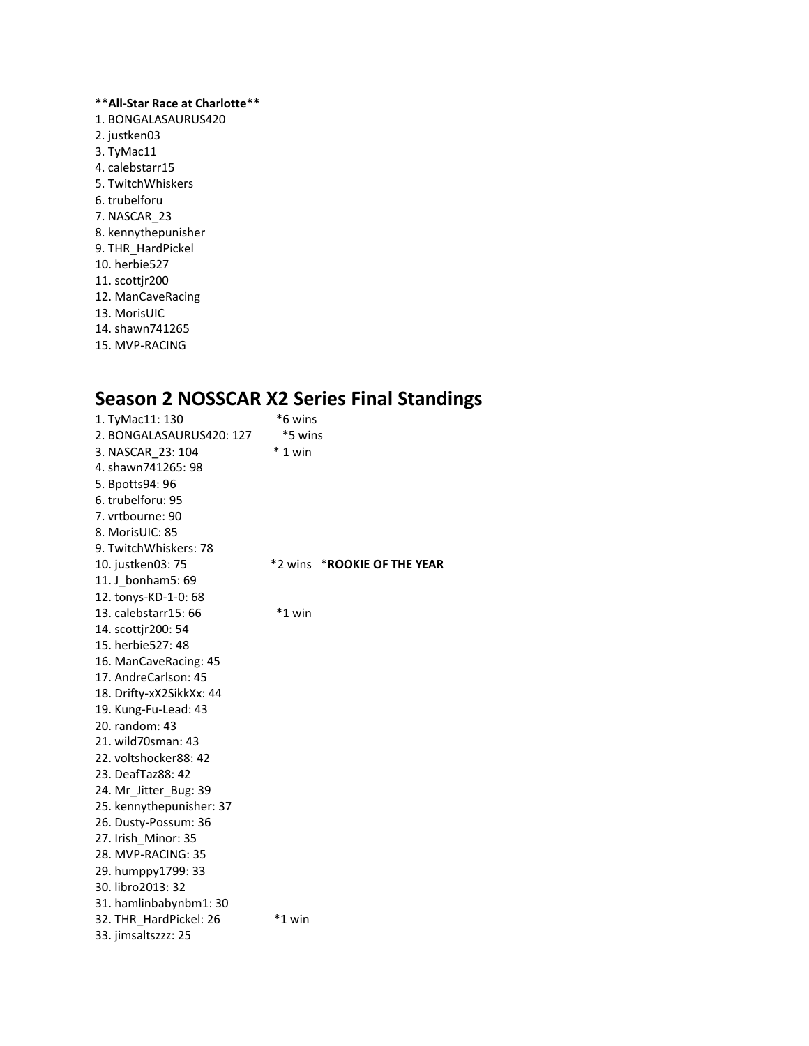**All-Star Race at Charlotte**

1. BONGALASAURUS420
2. justken03
3. TyMac11
4. calebstarr15
5. TwitchWhiskers
6. trubelforu
7. NASCAR_23
8. kennythepunisher
9. THR_HardPickel
10. herbie527
11. scottjr200
12. ManCaveRacing
13. MorisUIC
14. shawn741265
15. MVP-RACING

## Season 2 NOSSCAR X2 Series Final Standings

1. TyMac11: 130 *6 wins
2. BONGALASAURUS420: 127 *5 wins
3. NASCAR_23: 104 * 1 win
4. shawn741265: 98
5. Bpotts94: 96
6. trubelforu: 95
7. vrtbourne: 90
8. MorisUIC: 85
9. TwitchWhiskers: 78
10. justken03: 75 *2 wins ***ROOKIE OF THE YEAR**
11. J_bonham5: 69
12. tonys-KD-1-0: 68
13. calebstarr15: 66 *1 win
14. scottjr200: 54
15. herbie527: 48
16. ManCaveRacing: 45
17. AndreCarlson: 45
18. Drifty-xX2SikkXx: 44
19. Kung-Fu-Lead: 43
20. random: 43
21. wild70sman: 43
22. voltshocker88: 42
23. DeafTaz88: 42
24. Mr_Jitter_Bug: 39
25. kennythepunisher: 37
26. Dusty-Possum: 36
27. Irish_Minor: 35
28. MVP-RACING: 35
29. humppy1799: 33
30. libro2013: 32
31. hamlinbabynbm1: 30
32. THR_HardPickel: 26 *1 win
33. jimsaltszzz: 25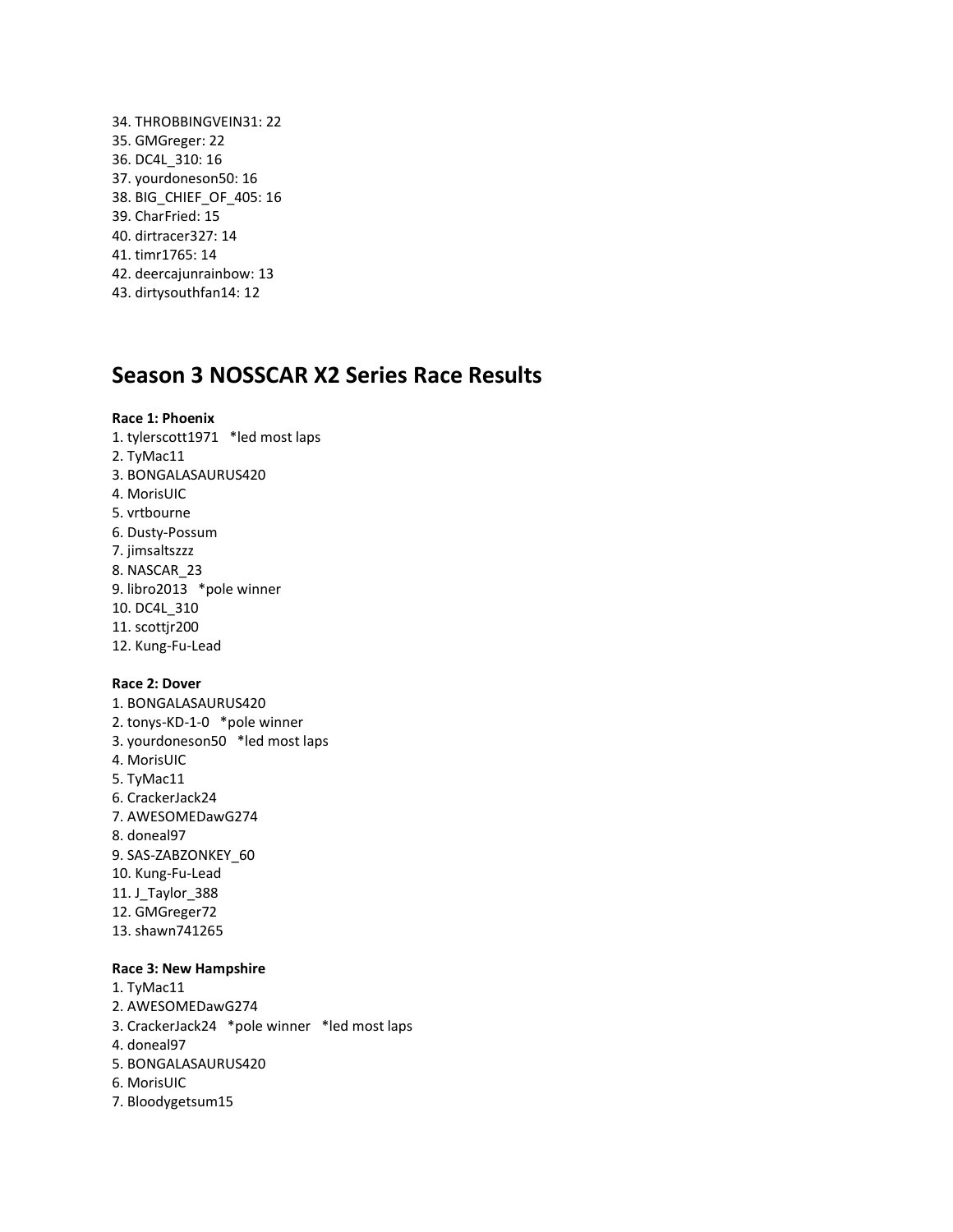34. THROBBINGVEIN31: 22
35. GMGreger: 22
36. DC4L_310: 16
37. yourdoneson50: 16
38. BIG_CHIEF_OF_405: 16
39. CharFried: 15
40. dirtracer327: 14
41. timr1765: 14
42. deercajunrainbow: 13
43. dirtysouthfan14: 12

## Season 3 NOSSCAR X2 Series Race Results

**Race 1: Phoenix**

1. tylerscott1971 *led most laps
2. TyMac11
3. BONGALASAURUS420
4. MorisUIC
5. vrtbourne
6. Dusty-Possum
7. jimsaltszzz
8. NASCAR_23
9. libro2013 *pole winner
10. DC4L_310
11. scottjr200
12. Kung-Fu-Lead

**Race 2: Dover**

1. BONGALASAURUS420
2. tonys-KD-1-0 *pole winner
3. yourdoneson50 *led most laps
4. MorisUIC
5. TyMac11
6. CrackerJack24
7. AWESOMEDawG274
8. doneal97
9. SAS-ZABZONKEY_60
10. Kung-Fu-Lead
11. J_Taylor_388
12. GMGreger72
13. shawn741265

**Race 3: New Hampshire**

1. TyMac11
2. AWESOMEDawG274
3. CrackerJack24 *pole winner *led most laps
4. doneal97
5. BONGALASAURUS420
6. MorisUIC
7. Bloodygetsum15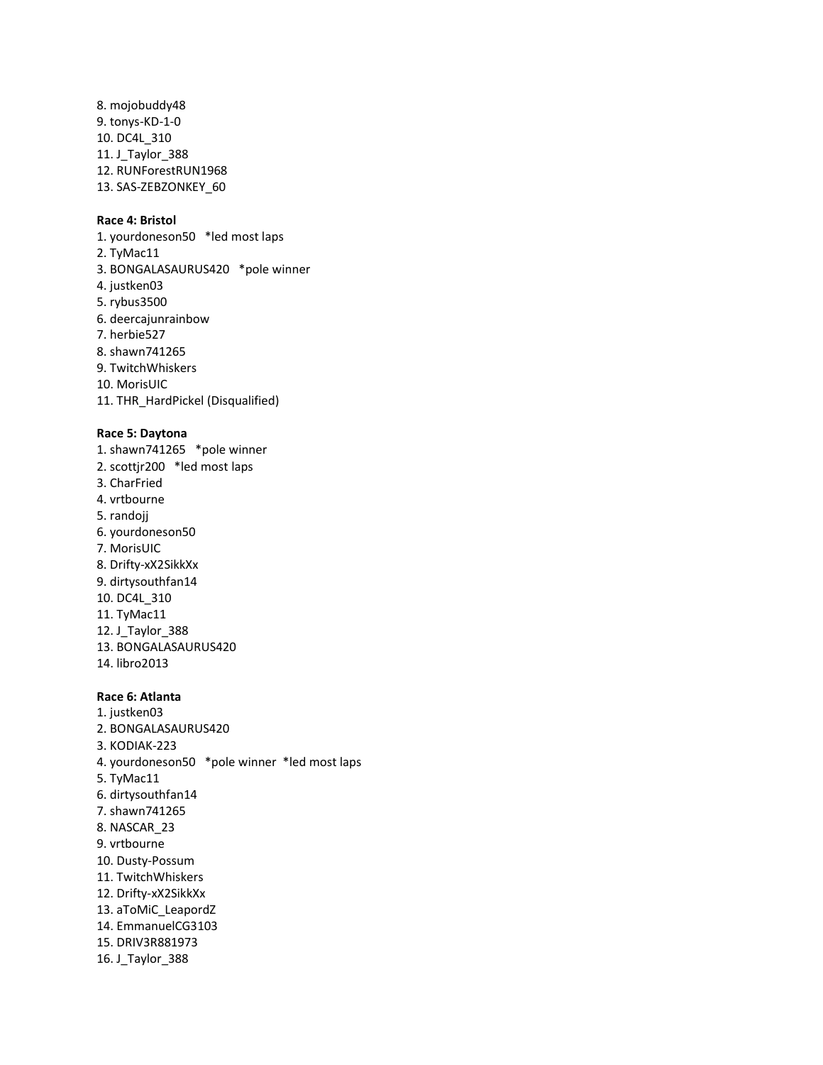8. mojobuddy48
9. tonys-KD-1-0
10. DC4L_310
11. J_Taylor_388
12. RUNForestRUN1968
13. SAS-ZEBZONKEY_60

**Race 4: Bristol**

1. yourdoneson50 *led most laps
2. TyMac11
3. BONGALASAURUS420 *pole winner
4. justken03
5. rybus3500
6. deercajunrainbow
7. herbie527
8. shawn741265
9. TwitchWhiskers
10. MorisUIC
11. THR_HardPickel (Disqualified)

**Race 5: Daytona**

1. shawn741265 *pole winner
2. scottjr200 *led most laps
3. CharFried
4. vrtbourne
5. randojj
6. yourdoneson50
7. MorisUIC
8. Drifty-xX2SikkXx
9. dirtysouthfan14
10. DC4L_310
11. TyMac11
12. J_Taylor_388
13. BONGALASAURUS420
14. libro2013

**Race 6: Atlanta**

1. justken03
2. BONGALASAURUS420
3. KODIAK-223
4. yourdoneson50 *pole winner *led most laps
5. TyMac11
6. dirtysouthfan14
7. shawn741265
8. NASCAR_23
9. vrtbourne
10. Dusty-Possum
11. TwitchWhiskers
12. Drifty-xX2SikkXx
13. aToMiC_LeapordZ
14. EmmanuelCG3103
15. DRIV3R881973
16. J_Taylor_388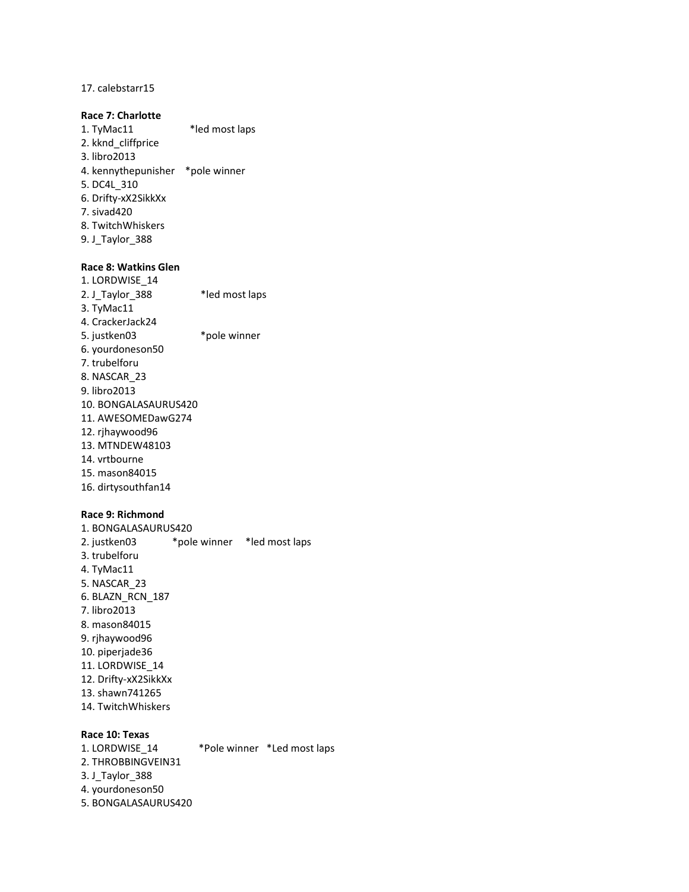17. calebstarr15

**Race 7: Charlotte**

1. TyMac11 *led most laps
2. kknd_cliffprice
3. libro2013
4. kennythepunisher *pole winner
5. DC4L_310
6. Drifty-xX2SikkXx
7. sivad420
8. TwitchWhiskers
9. J_Taylor_388

**Race 8: Watkins Glen**

1. LORDWISE_14
2. J_Taylor_388 *led most laps
3. TyMac11
4. CrackerJack24
5. justken03 *pole winner
6. yourdoneson50
7. trubelforu
8. NASCAR_23
9. libro2013
10. BONGALASAURUS420
11. AWESOMEDawG274
12. rjhaywood96
13. MTNDEW48103
14. vrtbourne
15. mason84015
16. dirtysouthfan14

**Race 9: Richmond**

1. BONGALASAURUS420
2. justken03 *pole winner *led most laps
3. trubelforu
4. TyMac11
5. NASCAR_23
6. BLAZN_RCN_187
7. libro2013
8. mason84015
9. rjhaywood96
10. piperjade36
11. LORDWISE_14
12. Drifty-xX2SikkXx
13. shawn741265
14. TwitchWhiskers

**Race 10: Texas**

1. LORDWISE_14 *Pole winner *Led most laps
2. THROBBINGVEIN31
3. J_Taylor_388
4. yourdoneson50
5. BONGALASAURUS420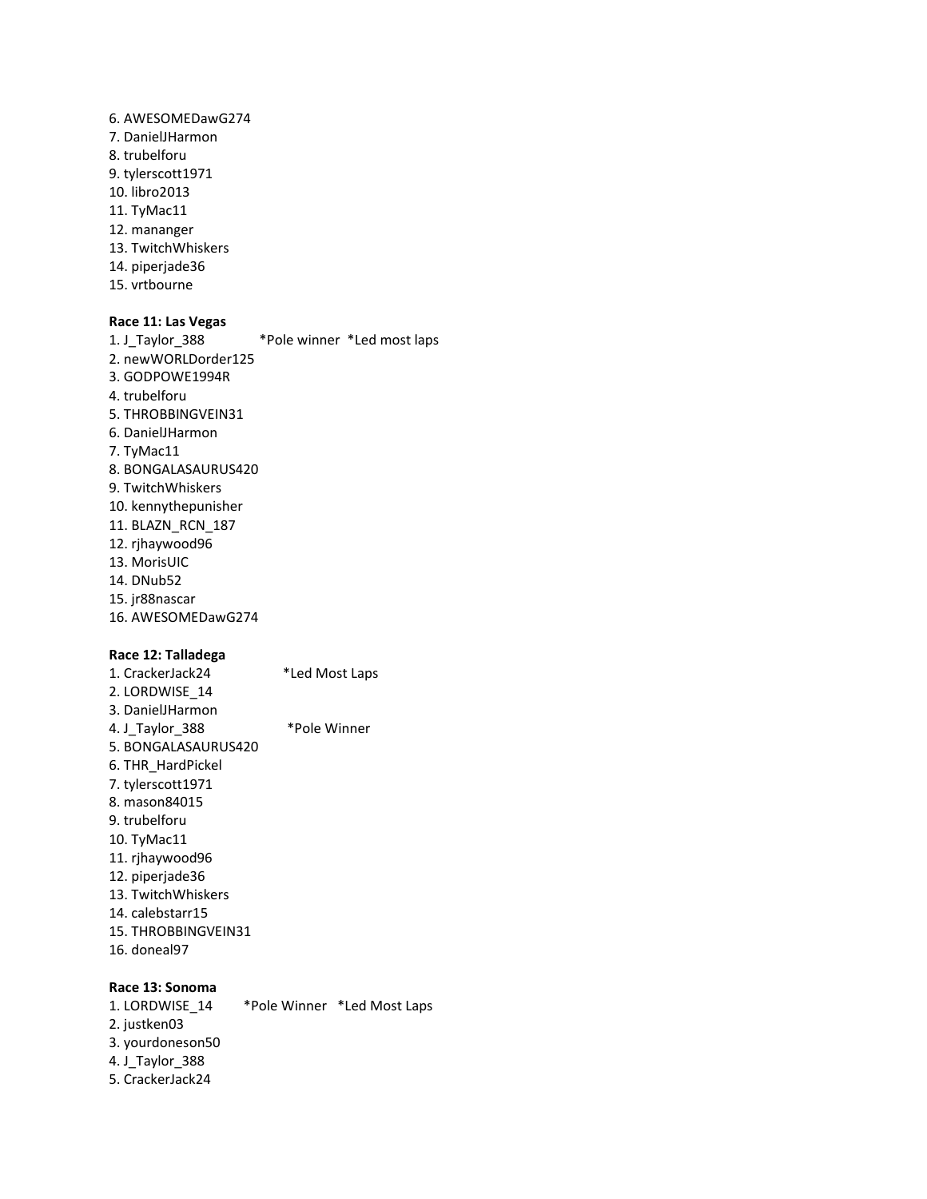6. AWESOMEDawG274
7. DanielJHarmon
8. trubelforu
9. tylerscott1971
10. libro2013
11. TyMac11
12. mananger
13. TwitchWhiskers
14. piperjade36
15. vrtbourne

**Race 11: Las Vegas**

1. J_Taylor_388 *Pole winner *Led most laps
2. newWORLDorder125
3. GODPOWE1994R
4. trubelforu
5. THROBBINGVEIN31
6. DanielJHarmon
7. TyMac11
8. BONGALASAURUS420
9. TwitchWhiskers
10. kennythepunisher
11. BLAZN_RCN_187
12. rjhaywood96
13. MorisUIC
14. DNub52
15. jr88nascar
16. AWESOMEDawG274

**Race 12: Talladega**

1. CrackerJack24 *Led Most Laps
2. LORDWISE_14
3. DanielJHarmon
4. J_Taylor_388 *Pole Winner
5. BONGALASAURUS420
6. THR_HardPickel
7. tylerscott1971
8. mason84015
9. trubelforu
10. TyMac11
11. rjhaywood96
12. piperjade36
13. TwitchWhiskers
14. calebstarr15
15. THROBBINGVEIN31
16. doneal97

**Race 13: Sonoma**

1. LORDWISE_14 *Pole Winner *Led Most Laps
2. justken03
3. yourdoneson50
4. J_Taylor_388
5. CrackerJack24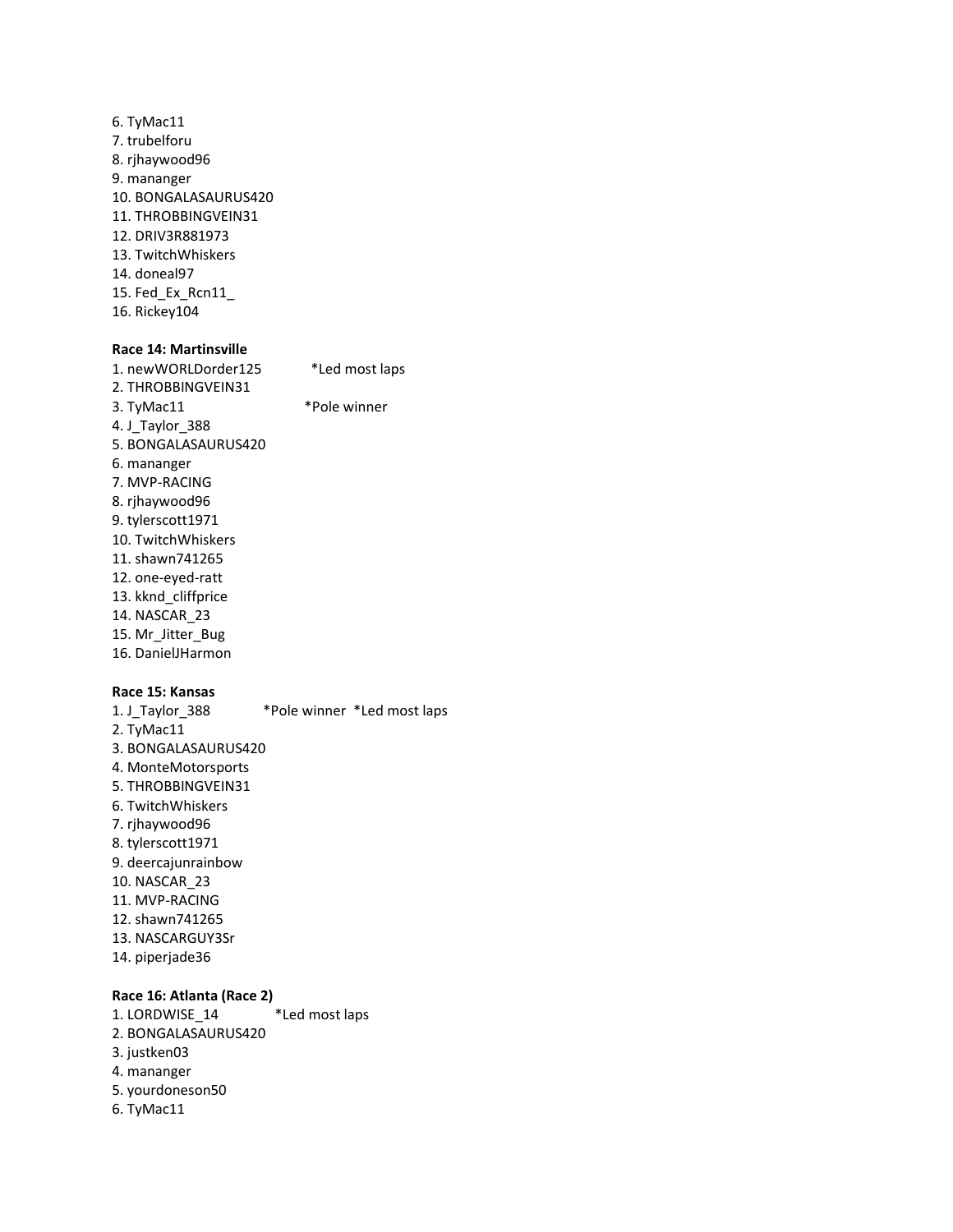6. TyMac11
7. trubelforu
8. rjhaywood96
9. mananger
10. BONGALASAURUS420
11. THROBBINGVEIN31
12. DRIV3R881973
13. TwitchWhiskers
14. doneal97
15. Fed_Ex_Rcn11_
16. Rickey104

**Race 14: Martinsville**

1. newWORLDorder125 *Led most laps
2. THROBBINGVEIN31
3. TyMac11 *Pole winner
4. J_Taylor_388
5. BONGALASAURUS420
6. mananger
7. MVP-RACING
8. rjhaywood96
9. tylerscott1971
10. TwitchWhiskers
11. shawn741265
12. one-eyed-ratt
13. kknd_cliffprice
14. NASCAR_23
15. Mr_Jitter_Bug
16. DanielJHarmon

**Race 15: Kansas**

1. J_Taylor_388 *Pole winner *Led most laps
2. TyMac11
3. BONGALASAURUS420
4. MonteMotorsports
5. THROBBINGVEIN31
6. TwitchWhiskers
7. rjhaywood96
8. tylerscott1971
9. deercajunrainbow
10. NASCAR_23
11. MVP-RACING
12. shawn741265
13. NASCARGUY3Sr
14. piperjade36

**Race 16: Atlanta (Race 2)**

1. LORDWISE_14 *Led most laps
2. BONGALASAURUS420
3. justken03
4. mananger
5. yourdoneson50
6. TyMac11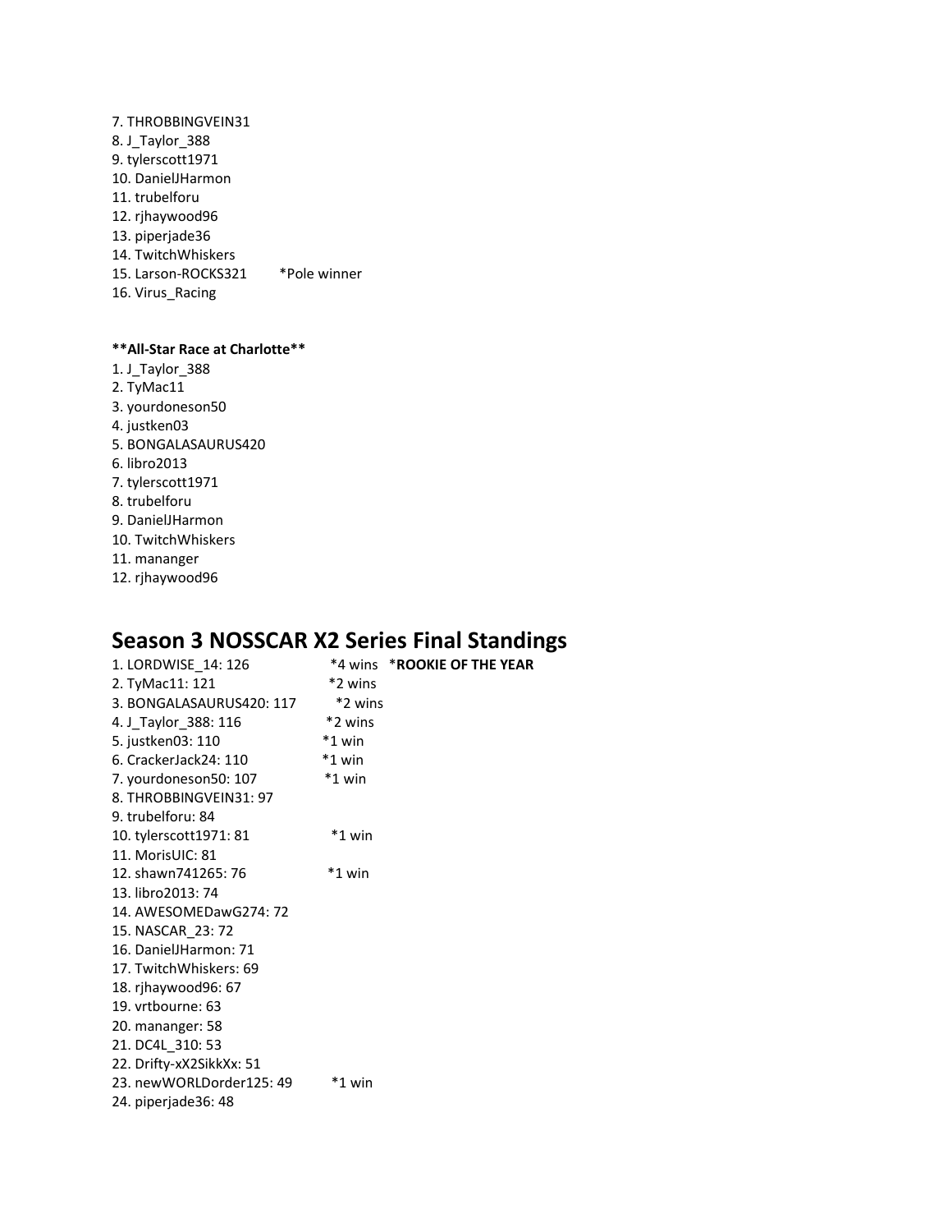7. THROBBINGVEIN31
8. J_Taylor_388
9. tylerscott1971
10. DanielJHarmon
11. trubelforu
12. rjhaywood96
13. piperjade36
14. TwitchWhiskers
15. Larson-ROCKS321 *Pole winner
16. Virus_Racing

**\*\*All-Star Race at Charlotte\*\***

1. J_Taylor_388
2. TyMac11
3. yourdoneson50
4. justken03
5. BONGALASAURUS420
6. libro2013
7. tylerscott1971
8. trubelforu
9. DanielJHarmon
10. TwitchWhiskers
11. mananger
12. rjhaywood96

# Season 3 NOSSCAR X2 Series Final Standings

1. LORDWISE_14: 126 *4 wins ***ROOKIE OF THE YEAR**
2. TyMac11: 121 *2 wins
3. BONGALASAURUS420: 117 *2 wins
4. J_Taylor_388: 116 *2 wins
5. justken03: 110 *1 win
6. CrackerJack24: 110 *1 win
7. yourdoneson50: 107 *1 win
8. THROBBINGVEIN31: 97
9. trubelforu: 84
10. tylerscott1971: 81 *1 win
11. MorisUIC: 81
12. shawn741265: 76 *1 win
13. libro2013: 74
14. AWESOMEDawG274: 72
15. NASCAR_23: 72
16. DanielJHarmon: 71
17. TwitchWhiskers: 69
18. rjhaywood96: 67
19. vrtbourne: 63
20. mananger: 58
21. DC4L_310: 53
22. Drifty-xX2SikkXx: 51
23. newWORLDorder125: 49 *1 win
24. piperjade36: 48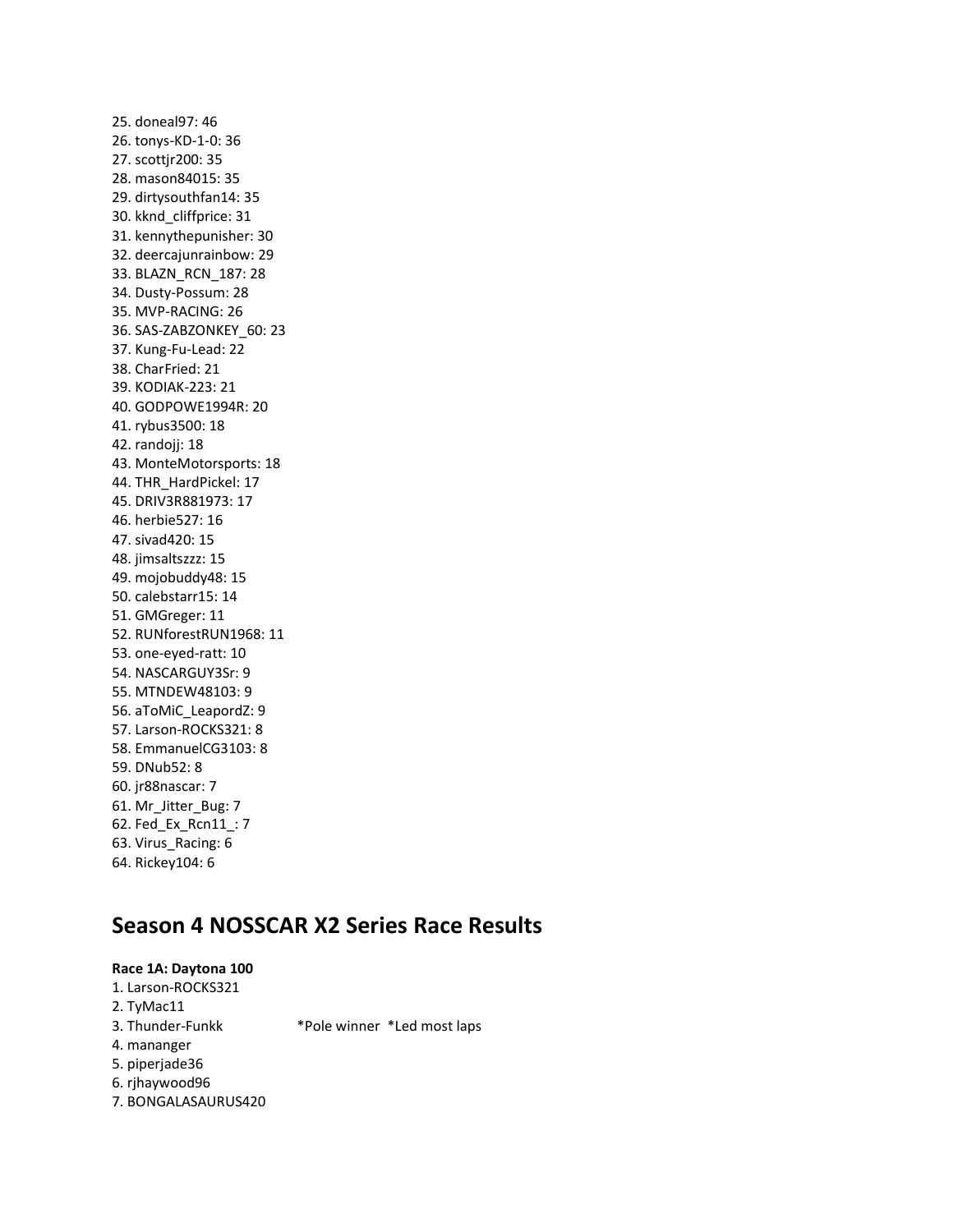25. doneal97: 46
26. tonys-KD-1-0: 36
27. scottjr200: 35
28. mason84015: 35
29. dirtysouthfan14: 35
30. kknd_cliffprice: 31
31. kennythepunisher: 30
32. deercajunrainbow: 29
33. BLAZN_RCN_187: 28
34. Dusty-Possum: 28
35. MVP-RACING: 26
36. SAS-ZABZONKEY_60: 23
37. Kung-Fu-Lead: 22
38. CharFried: 21
39. KODIAK-223: 21
40. GODPOWE1994R: 20
41. rybus3500: 18
42. randojj: 18
43. MonteMotorsports: 18
44. THR_HardPickel: 17
45. DRIV3R881973: 17
46. herbie527: 16
47. sivad420: 15
48. jimsaltszzz: 15
49. mojobuddy48: 15
50. calebstarr15: 14
51. GMGreger: 11
52. RUNforestRUN1968: 11
53. one-eyed-ratt: 10
54. NASCARGUY3Sr: 9
55. MTNDEW48103: 9
56. aToMiC_LeapordZ: 9
57. Larson-ROCKS321: 8
58. EmmanuelCG3103: 8
59. DNub52: 8
60. jr88nascar: 7
61. Mr_Jitter_Bug: 7
62. Fed_Ex_Rcn11_: 7
63. Virus_Racing: 6
64. Rickey104: 6

## Season 4 NOSSCAR X2 Series Race Results

**Race 1A: Daytona 100**

1. Larson-ROCKS321
2. TyMac11
3. Thunder-Funkk *Pole winner *Led most laps
4. mananger
5. piperjade36
6. rjhaywood96
7. BONGALASAURUS420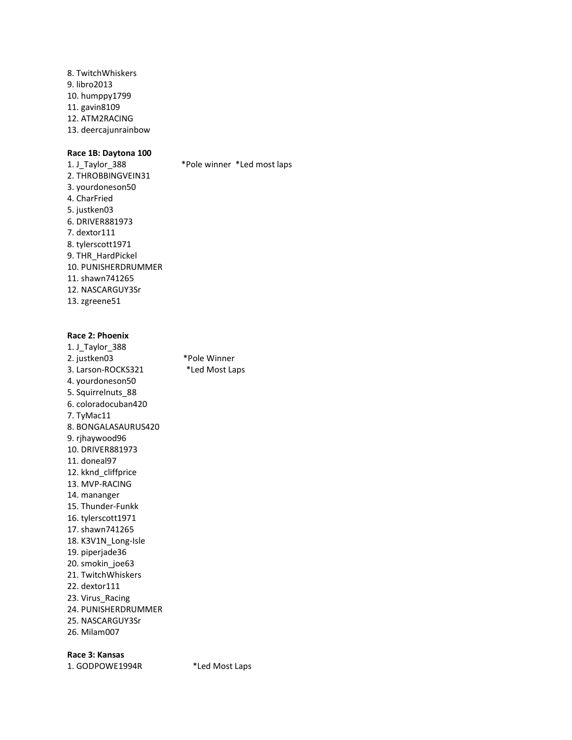8. TwitchWhiskers
9. libro2013
10. humppy1799
11. gavin8109
12. ATM2RACING
13. deercajunrainbow

**Race 1B: Daytona 100**

1. J_Taylor_388 *Pole winner *Led most laps
2. THROBBINGVEIN31
3. yourdoneson50
4. CharFried
5. justken03
6. DRIVER881973
7. dextor111
8. tylerscott1971
9. THR_HardPickel
10. PUNISHERDRUMMER
11. shawn741265
12. NASCARGUY3Sr
13. zgreene51

**Race 2: Phoenix**

1. J_Taylor_388
2. justken03 *Pole Winner
3. Larson-ROCKS321 *Led Most Laps
4. yourdoneson50
5. Squirrelnuts_88
6. coloradocuban420
7. TyMac11
8. BONGALASAURUS420
9. rjhaywood96
10. DRIVER881973
11. doneal97
12. kknd_cliffprice
13. MVP-RACING
14. mananger
15. Thunder-Funkk
16. tylerscott1971
17. shawn741265
18. K3V1N_Long-Isle
19. piperjade36
20. smokin_joe63
21. TwitchWhiskers
22. dextor111
23. Virus_Racing
24. PUNISHERDRUMMER
25. NASCARGUY3Sr
26. Milam007

**Race 3: Kansas**

1. GODPOWE1994R *Led Most Laps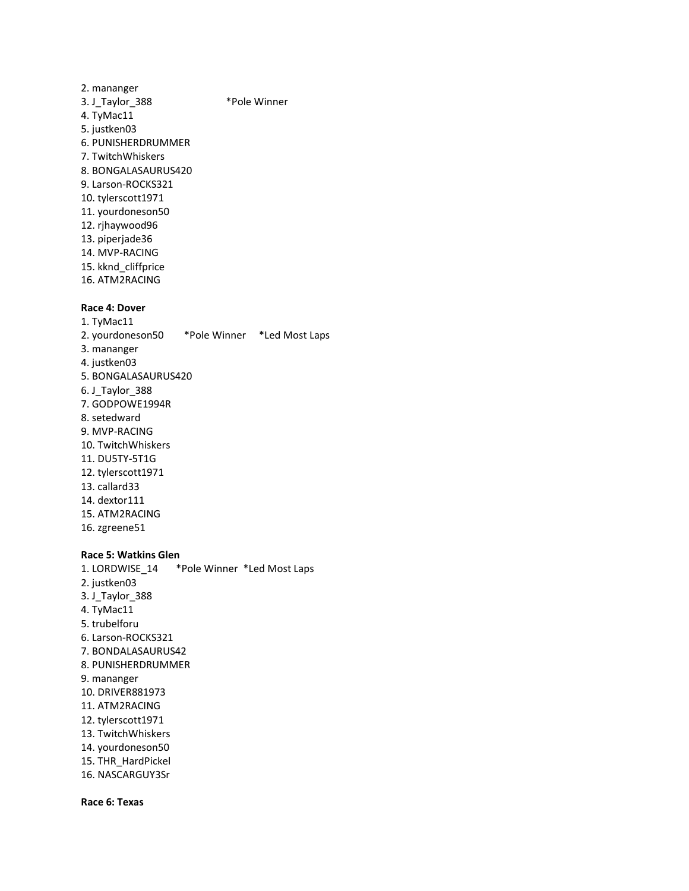2. mananger
3. J_Taylor_388 *Pole Winner
4. TyMac11
5. justken03
6. PUNISHERDRUMMER
7. TwitchWhiskers
8. BONGALASAURUS420
9. Larson-ROCKS321
10. tylerscott1971
11. yourdoneson50
12. rjhaywood96
13. piperjade36
14. MVP-RACING
15. kknd_cliffprice
16. ATM2RACING

**Race 4: Dover**

1. TyMac11
2. yourdoneson50 *Pole Winner *Led Most Laps
3. mananger
4. justken03
5. BONGALASAURUS420
6. J_Taylor_388
7. GODPOWE1994R
8. setedward
9. MVP-RACING
10. TwitchWhiskers
11. DU5TY-5T1G
12. tylerscott1971
13. callard33
14. dextor111
15. ATM2RACING
16. zgreene51

**Race 5: Watkins Glen**

1. LORDWISE_14 *Pole Winner *Led Most Laps
2. justken03
3. J_Taylor_388
4. TyMac11
5. trubelforu
6. Larson-ROCKS321
7. BONDALASAURUS42
8. PUNISHERDRUMMER
9. mananger
10. DRIVER881973
11. ATM2RACING
12. tylerscott1971
13. TwitchWhiskers
14. yourdoneson50
15. THR_HardPickel
16. NASCARGUY3Sr

**Race 6: Texas**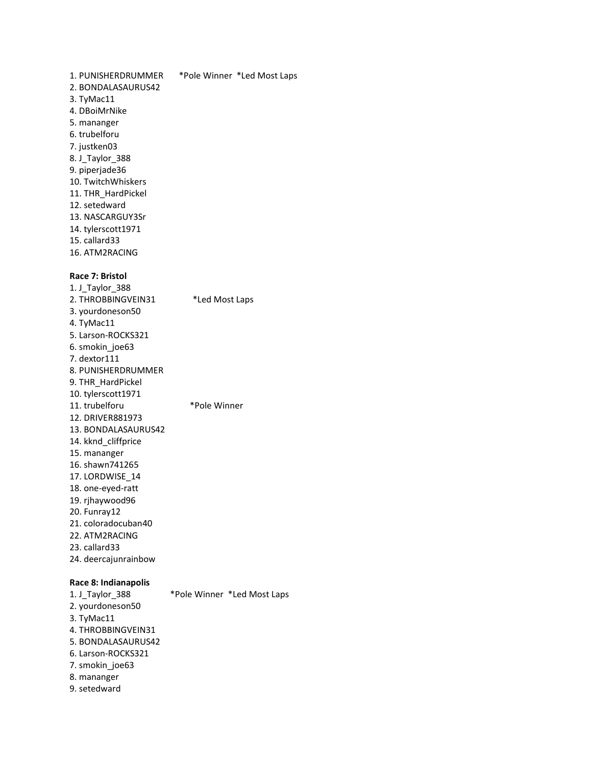1. PUNISHERDRUMMER *Pole Winner *Led Most Laps
2. BONDALASAURUS42
3. TyMac11
4. DBoiMrNike
5. mananger
6. trubelforu
7. justken03
8. J_Taylor_388
9. piperjade36
10. TwitchWhiskers
11. THR_HardPickel
12. setedward
13. NASCARGUY3Sr
14. tylerscott1971
15. callard33
16. ATM2RACING

**Race 7: Bristol**

1. J_Taylor_388
2. THROBBINGVEIN31 *Led Most Laps
3. yourdoneson50
4. TyMac11
5. Larson-ROCKS321
6. smokin_joe63
7. dextor111
8. PUNISHERDRUMMER
9. THR_HardPickel
10. tylerscott1971
11. trubelforu *Pole Winner
12. DRIVER881973
13. BONDALASAURUS42
14. kknd_cliffprice
15. mananger
16. shawn741265
17. LORDWISE_14
18. one-eyed-ratt
19. rjhaywood96
20. Funray12
21. coloradocuban40
22. ATM2RACING
23. callard33
24. deercajunrainbow

**Race 8: Indianapolis**

1. J_Taylor_388 *Pole Winner *Led Most Laps
2. yourdoneson50
3. TyMac11
4. THROBBINGVEIN31
5. BONDALASAURUS42
6. Larson-ROCKS321
7. smokin_joe63
8. mananger
9. setedward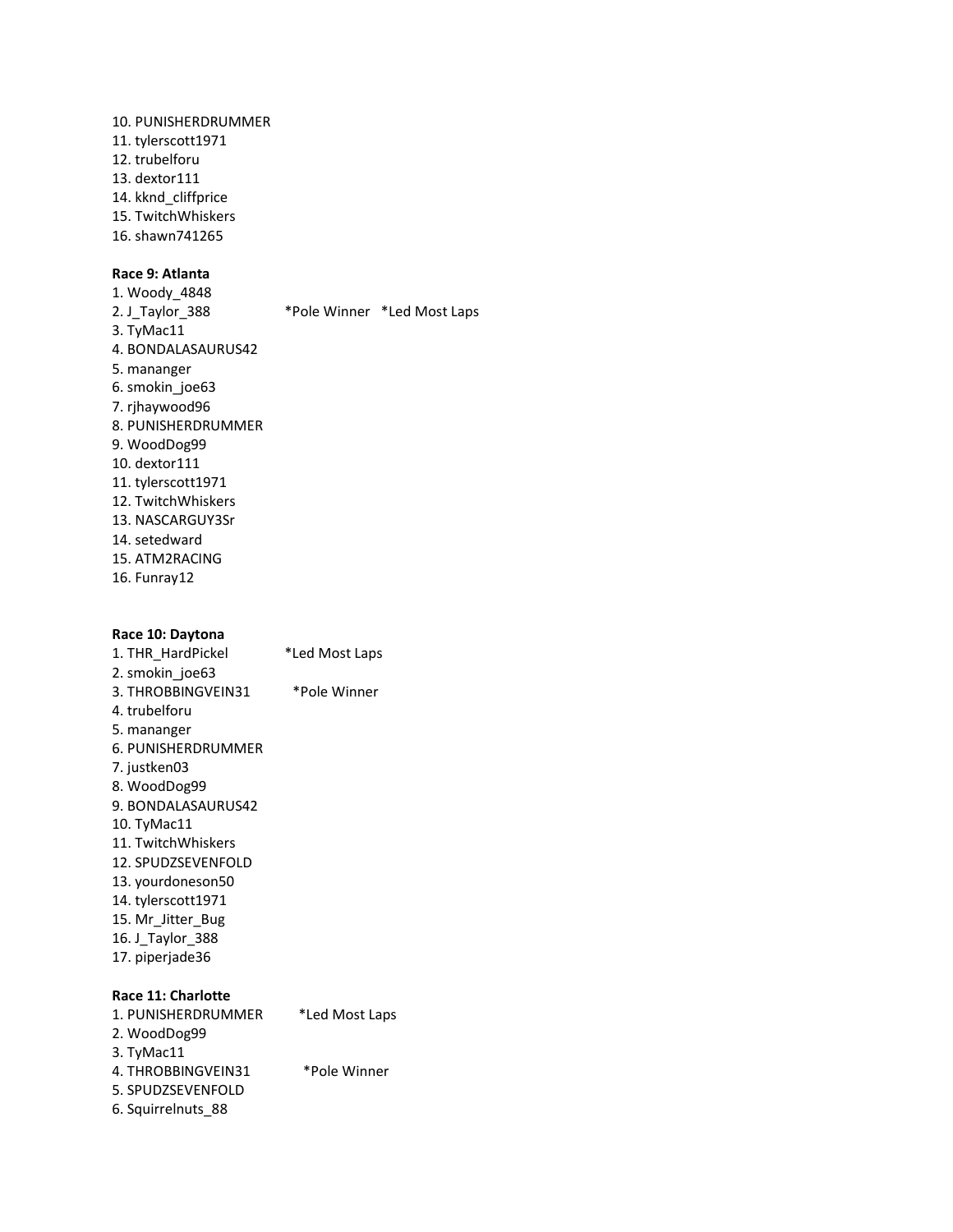10. PUNISHERDRUMMER
11. tylerscott1971
12. trubelforu
13. dextor111
14. kknd_cliffprice
15. TwitchWhiskers
16. shawn741265

**Race 9: Atlanta**

1. Woody_4848
2. J_Taylor_388 *Pole Winner *Led Most Laps
3. TyMac11
4. BONDALASAURUS42
5. mananger
6. smokin_joe63
7. rjhaywood96
8. PUNISHERDRUMMER
9. WoodDog99
10. dextor111
11. tylerscott1971
12. TwitchWhiskers
13. NASCARGUY3Sr
14. setedward
15. ATM2RACING
16. Funray12

**Race 10: Daytona**

1. THR_HardPickel *Led Most Laps
2. smokin_joe63
3. THROBBINGVEIN31 *Pole Winner
4. trubelforu
5. mananger
6. PUNISHERDRUMMER
7. justken03
8. WoodDog99
9. BONDALASAURUS42
10. TyMac11
11. TwitchWhiskers
12. SPUDZSEVENFOLD
13. yourdoneson50
14. tylerscott1971
15. Mr_Jitter_Bug
16. J_Taylor_388
17. piperjade36

**Race 11: Charlotte**

1. PUNISHERDRUMMER *Led Most Laps
2. WoodDog99
3. TyMac11
4. THROBBINGVEIN31 *Pole Winner
5. SPUDZSEVENFOLD
6. Squirrelnuts_88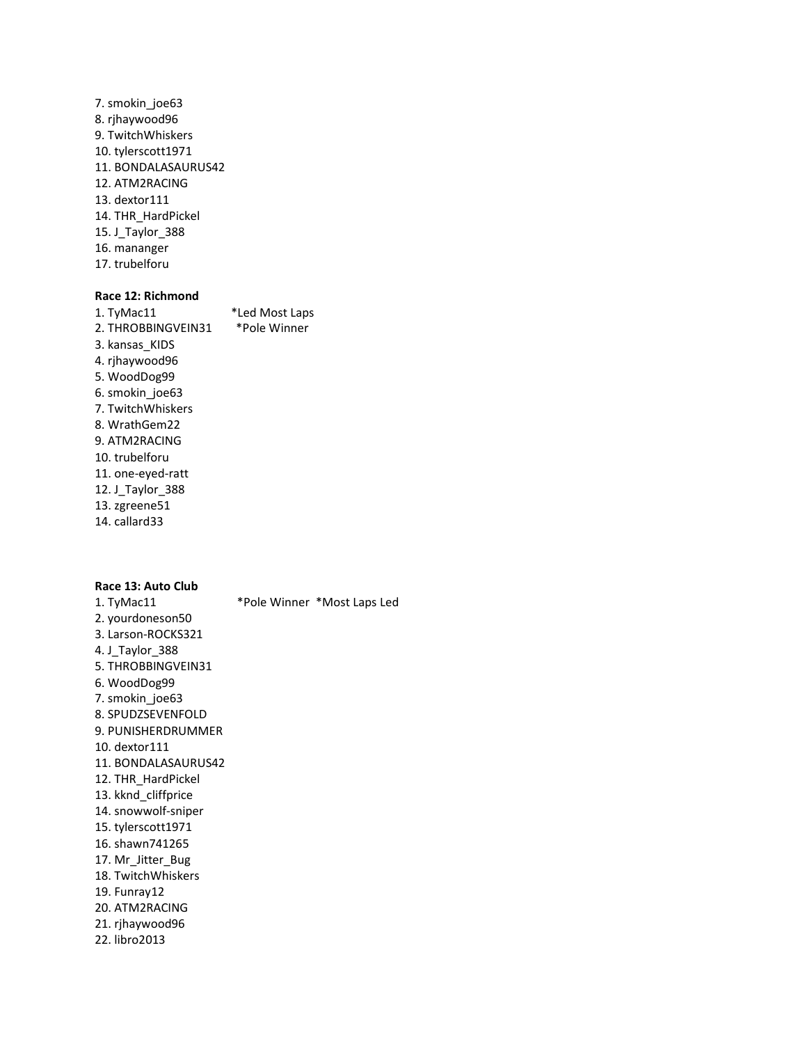7. smokin_joe63
8. rjhaywood96
9. TwitchWhiskers
10. tylerscott1971
11. BONDALASAURUS42
12. ATM2RACING
13. dextor111
14. THR_HardPickel
15. J_Taylor_388
16. mananger
17. trubelforu

**Race 12: Richmond**

1. TyMac11 *Led Most Laps
2. THROBBINGVEIN31 *Pole Winner
3. kansas_KIDS
4. rjhaywood96
5. WoodDog99
6. smokin_joe63
7. TwitchWhiskers
8. WrathGem22
9. ATM2RACING
10. trubelforu
11. one-eyed-ratt
12. J_Taylor_388
13. zgreene51
14. callard33

**Race 13: Auto Club**

1. TyMac11 *Pole Winner *Most Laps Led
2. yourdoneson50
3. Larson-ROCKS321
4. J_Taylor_388
5. THROBBINGVEIN31
6. WoodDog99
7. smokin_joe63
8. SPUDZSEVENFOLD
9. PUNISHERDRUMMER
10. dextor111
11. BONDALASAURUS42
12. THR_HardPickel
13. kknd_cliffprice
14. snowwolf-sniper
15. tylerscott1971
16. shawn741265
17. Mr_Jitter_Bug
18. TwitchWhiskers
19. Funray12
20. ATM2RACING
21. rjhaywood96
22. libro2013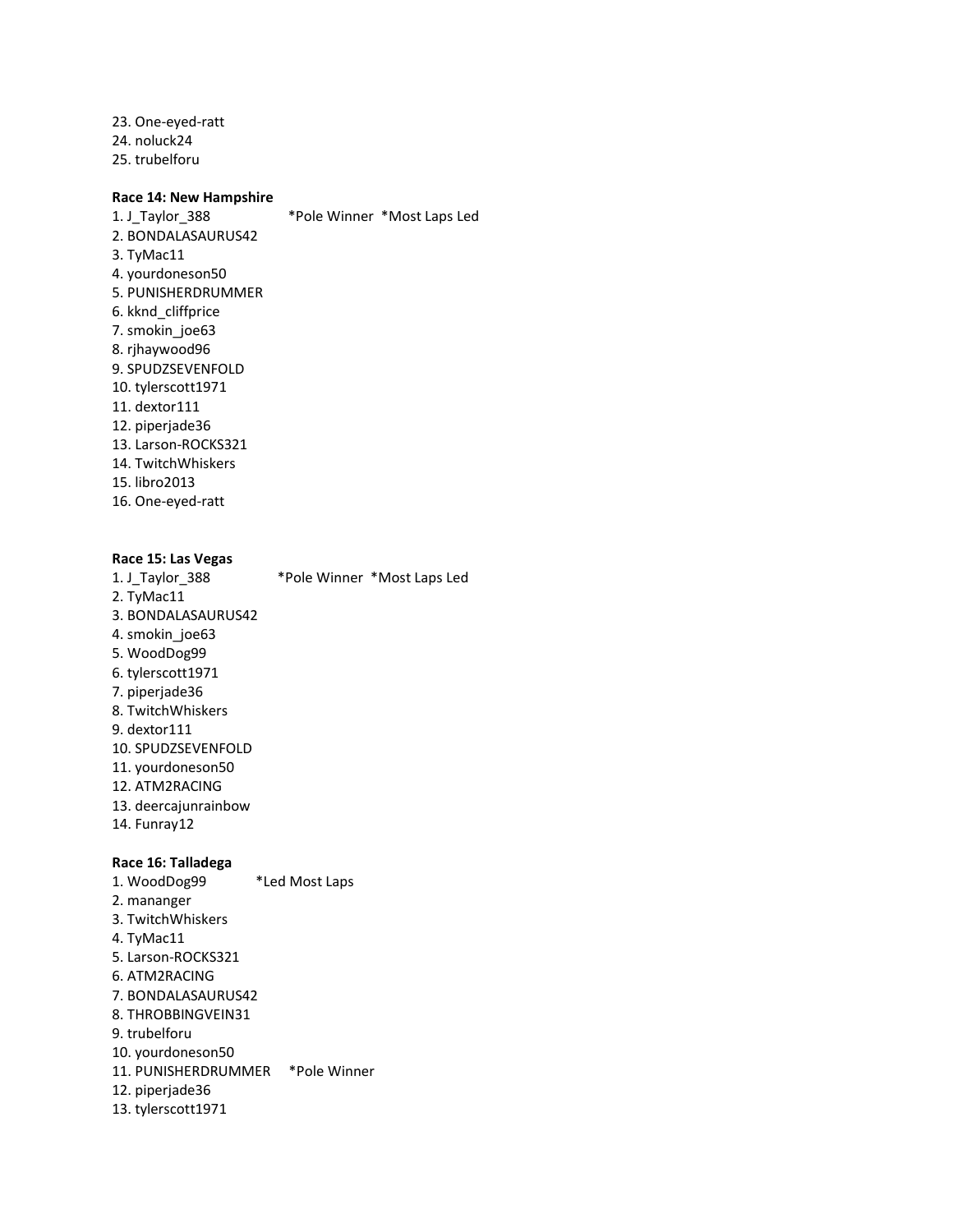23. One-eyed-ratt
24. noluck24
25. trubelforu

**Race 14: New Hampshire**

1. J_Taylor_388 *Pole Winner *Most Laps Led
2. BONDALASAURUS42
3. TyMac11
4. yourdoneson50
5. PUNISHERDRUMMER
6. kknd_cliffprice
7. smokin_joe63
8. rjhaywood96
9. SPUDZSEVENFOLD
10. tylerscott1971
11. dextor111
12. piperjade36
13. Larson-ROCKS321
14. TwitchWhiskers
15. libro2013
16. One-eyed-ratt

**Race 15: Las Vegas**

1. J_Taylor_388 *Pole Winner *Most Laps Led
2. TyMac11
3. BONDALASAURUS42
4. smokin_joe63
5. WoodDog99
6. tylerscott1971
7. piperjade36
8. TwitchWhiskers
9. dextor111
10. SPUDZSEVENFOLD
11. yourdoneson50
12. ATM2RACING
13. deercajunrainbow
14. Funray12

**Race 16: Talladega**

1. WoodDog99 *Led Most Laps
2. mananger
3. TwitchWhiskers
4. TyMac11
5. Larson-ROCKS321
6. ATM2RACING
7. BONDALASAURUS42
8. THROBBINGVEIN31
9. trubelforu
10. yourdoneson50
11. PUNISHERDRUMMER *Pole Winner
12. piperjade36
13. tylerscott1971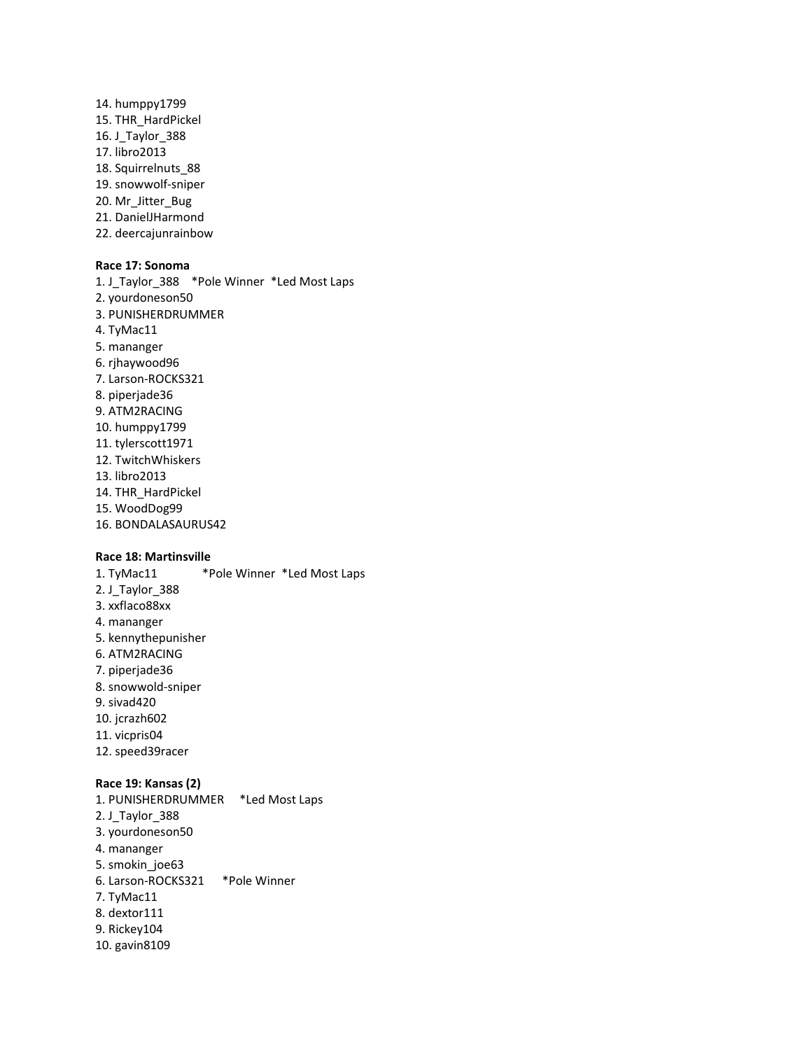14. humppy1799
15. THR_HardPickel
16. J_Taylor_388
17. libro2013
18. Squirrelnuts_88
19. snowwolf-sniper
20. Mr_Jitter_Bug
21. DanielJHarmond
22. deercajunrainbow

**Race 17: Sonoma**

1. J_Taylor_388 *Pole Winner *Led Most Laps
2. yourdoneson50
3. PUNISHERDRUMMER
4. TyMac11
5. mananger
6. rjhaywood96
7. Larson-ROCKS321
8. piperjade36
9. ATM2RACING
10. humppy1799
11. tylerscott1971
12. TwitchWhiskers
13. libro2013
14. THR_HardPickel
15. WoodDog99
16. BONDALASAURUS42

**Race 18: Martinsville**

1. TyMac11 *Pole Winner *Led Most Laps
2. J_Taylor_388
3. xxflaco88xx
4. mananger
5. kennythepunisher
6. ATM2RACING
7. piperjade36
8. snowwold-sniper
9. sivad420
10. jcrazh602
11. vicpris04
12. speed39racer

**Race 19: Kansas (2)**

1. PUNISHERDRUMMER *Led Most Laps
2. J_Taylor_388
3. yourdoneson50
4. mananger
5. smokin_joe63
6. Larson-ROCKS321 *Pole Winner
7. TyMac11
8. dextor111
9. Rickey104
10. gavin8109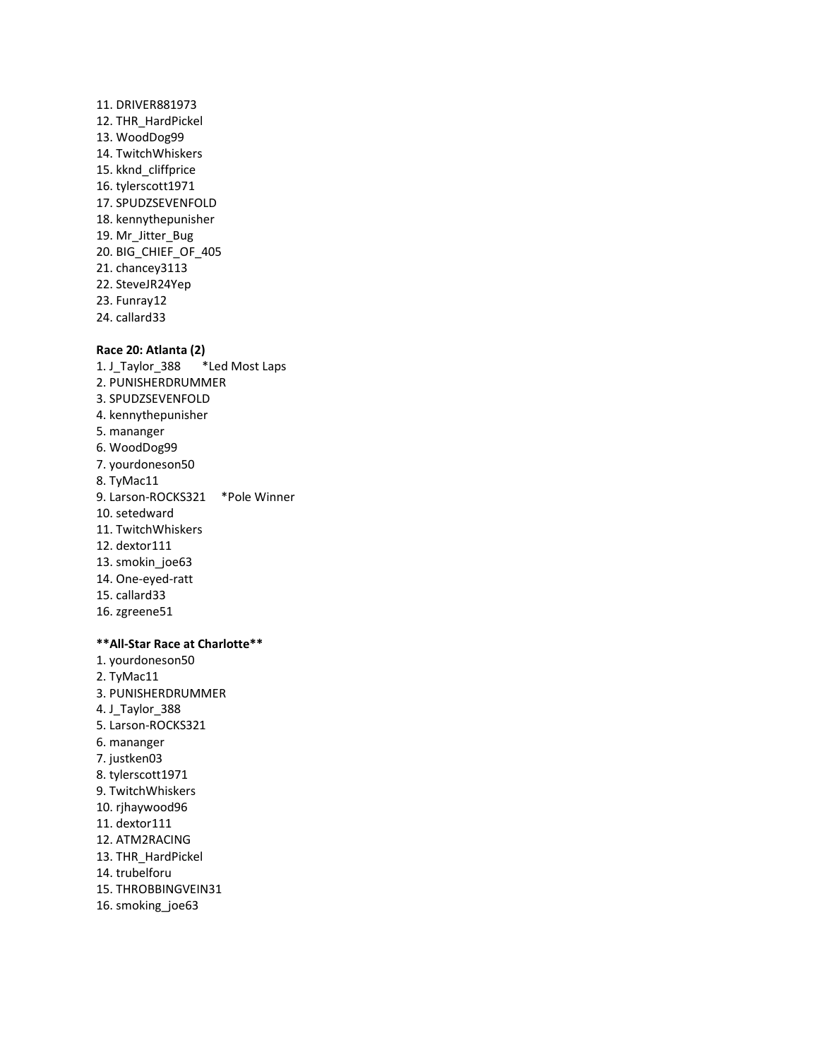11. DRIVER881973
12. THR_HardPickel
13. WoodDog99
14. TwitchWhiskers
15. kknd_cliffprice
16. tylerscott1971
17. SPUDZSEVENFOLD
18. kennythepunisher
19. Mr_Jitter_Bug
20. BIG_CHIEF_OF_405
21. chancey3113
22. SteveJR24Yep
23. Funray12
24. callard33

**Race 20: Atlanta (2)**

1. J_Taylor_388 *Led Most Laps
2. PUNISHERDRUMMER
3. SPUDZSEVENFOLD
4. kennythepunisher
5. mananger
6. WoodDog99
7. yourdoneson50
8. TyMac11
9. Larson-ROCKS321 *Pole Winner
10. setedward
11. TwitchWhiskers
12. dextor111
13. smokin_joe63
14. One-eyed-ratt
15. callard33
16. zgreene51

**All-Star Race at Charlotte**

1. yourdoneson50
2. TyMac11
3. PUNISHERDRUMMER
4. J_Taylor_388
5. Larson-ROCKS321
6. mananger
7. justken03
8. tylerscott1971
9. TwitchWhiskers
10. rjhaywood96
11. dextor111
12. ATM2RACING
13. THR_HardPickel
14. trubelforu
15. THROBBINGVEIN31
16. smoking_joe63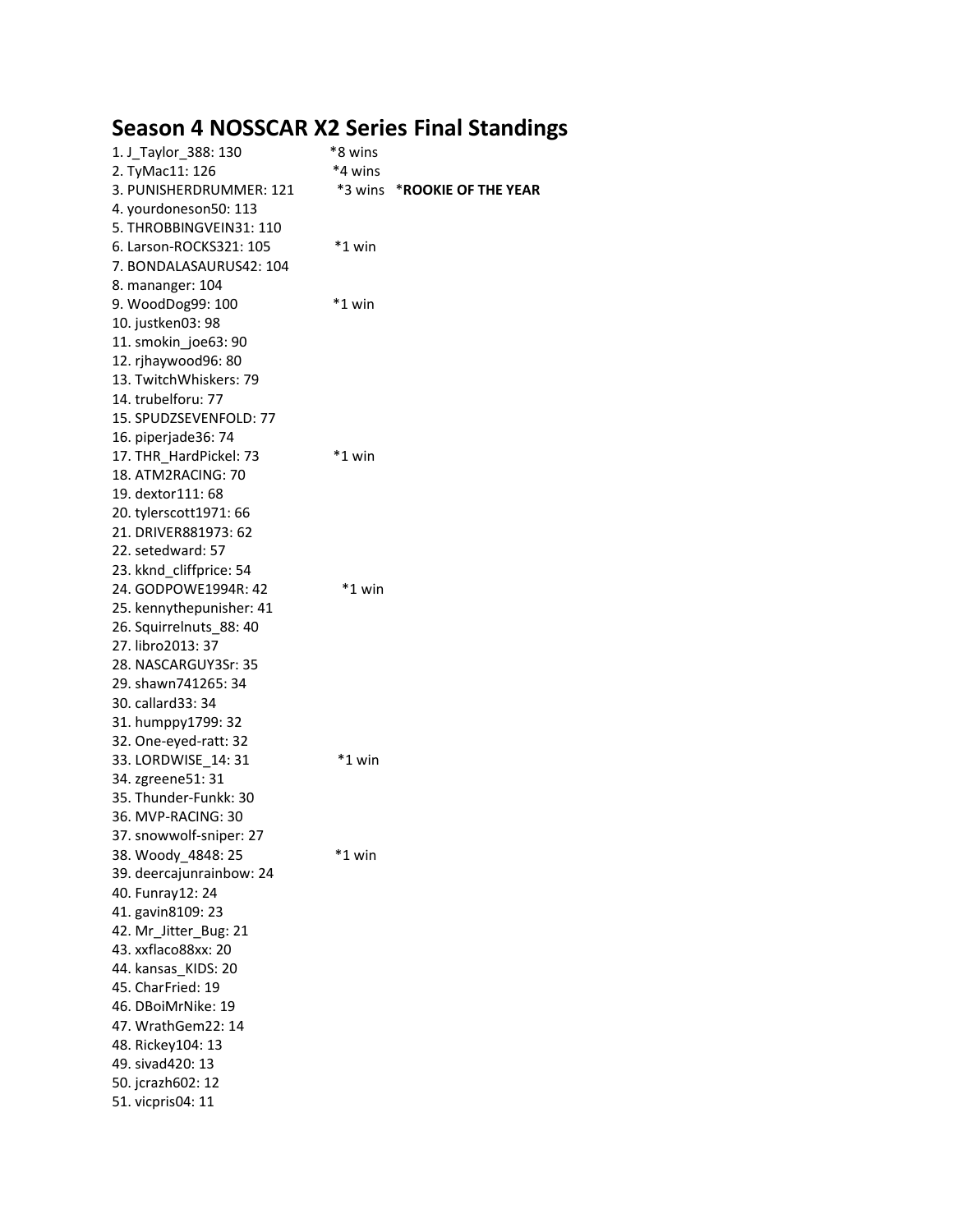# Season 4 NOSSCAR X2 Series Final Standings

1. J_Taylor_388: 130 *8 wins
2. TyMac11: 126 *4 wins
3. PUNISHERDRUMMER: 121 *3 wins ***ROOKIE OF THE YEAR**
4. yourdoneson50: 113
5. THROBBINGVEIN31: 110
6. Larson-ROCKS321: 105 *1 win
7. BONDALASAURUS42: 104
8. mananger: 104
9. WoodDog99: 100 *1 win
10. justken03: 98
11. smokin_joe63: 90
12. rjhaywood96: 80
13. TwitchWhiskers: 79
14. trubelforu: 77
15. SPUDZSEVENFOLD: 77
16. piperjade36: 74
17. THR_HardPickel: 73 *1 win
18. ATM2RACING: 70
19. dextor111: 68
20. tylerscott1971: 66
21. DRIVER881973: 62
22. setedward: 57
23. kknd_cliffprice: 54
24. GODPOWE1994R: 42 *1 win
25. kennythepunisher: 41
26. Squirrelnuts_88: 40
27. libro2013: 37
28. NASCARGUY3Sr: 35
29. shawn741265: 34
30. callard33: 34
31. humppy1799: 32
32. One-eyed-ratt: 32
33. LORDWISE_14: 31 *1 win
34. zgreene51: 31
35. Thunder-Funkk: 30
36. MVP-RACING: 30
37. snowwolf-sniper: 27
38. Woody_4848: 25 *1 win
39. deercajunrainbow: 24
40. Funray12: 24
41. gavin8109: 23
42. Mr_Jitter_Bug: 21
43. xxflaco88xx: 20
44. kansas_KIDS: 20
45. CharFried: 19
46. DBoiMrNike: 19
47. WrathGem22: 14
48. Rickey104: 13
49. sivad420: 13
50. jcrazh602: 12
51. vicpris04: 11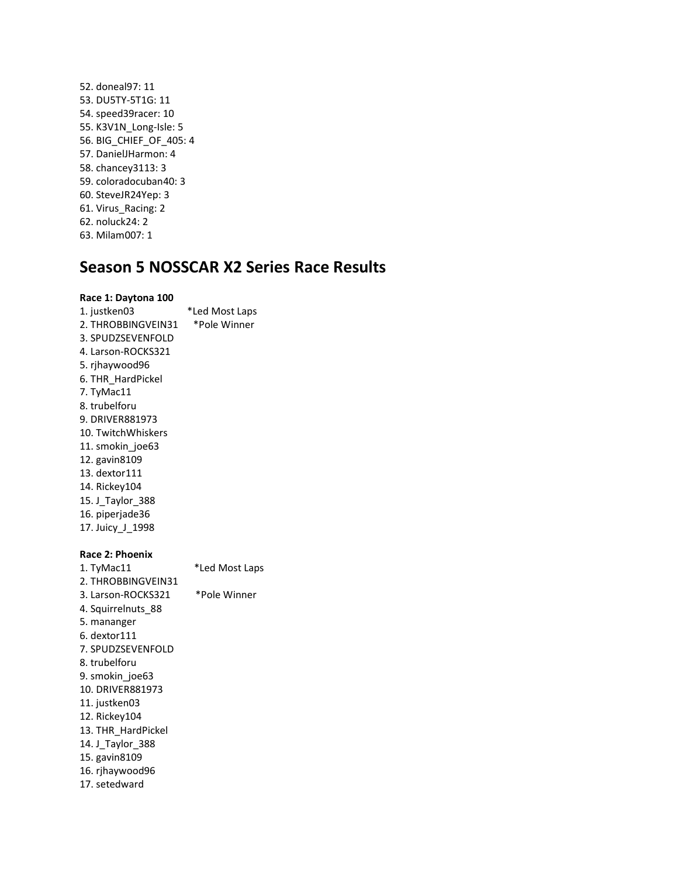52. doneal97: 11
53. DU5TY-5T1G: 11
54. speed39racer: 10
55. K3V1N_Long-Isle: 5
56. BIG_CHIEF_OF_405: 4
57. DanielJHarmon: 4
58. chancey3113: 3
59. coloradocuban40: 3
60. SteveJR24Yep: 3
61. Virus_Racing: 2
62. noluck24: 2
63. Milam007: 1

## Season 5 NOSSCAR X2 Series Race Results

**Race 1: Daytona 100**

1. justken03 *Led Most Laps
2. THROBBINGVEIN31 *Pole Winner
3. SPUDZSEVENFOLD
4. Larson-ROCKS321
5. rjhaywood96
6. THR_HardPickel
7. TyMac11
8. trubelforu
9. DRIVER881973
10. TwitchWhiskers
11. smokin_joe63
12. gavin8109
13. dextor111
14. Rickey104
15. J_Taylor_388
16. piperjade36
17. Juicy_J_1998

**Race 2: Phoenix**

1. TyMac11 *Led Most Laps
2. THROBBINGVEIN31
3. Larson-ROCKS321 *Pole Winner
4. Squirrelnuts_88
5. mananger
6. dextor111
7. SPUDZSEVENFOLD
8. trubelforu
9. smokin_joe63
10. DRIVER881973
11. justken03
12. Rickey104
13. THR_HardPickel
14. J_Taylor_388
15. gavin8109
16. rjhaywood96
17. setedward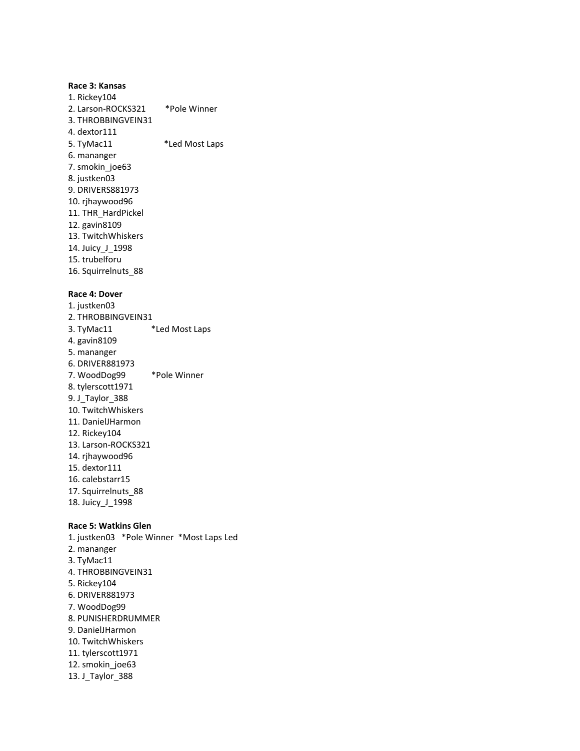**Race 3: Kansas**

1. Rickey104
2. Larson-ROCKS321 *Pole Winner
3. THROBBINGVEIN31
4. dextor111
5. TyMac11 *Led Most Laps
6. mananger
7. smokin_joe63
8. justken03
9. DRIVERS881973
10. rjhaywood96
11. THR_HardPickel
12. gavin8109
13. TwitchWhiskers
14. Juicy_J_1998
15. trubelforu
16. Squirrelnuts_88

**Race 4: Dover**

1. justken03
2. THROBBINGVEIN31
3. TyMac11 *Led Most Laps
4. gavin8109
5. mananger
6. DRIVER881973
7. WoodDog99 *Pole Winner
8. tylerscott1971
9. J_Taylor_388
10. TwitchWhiskers
11. DanielJHarmon
12. Rickey104
13. Larson-ROCKS321
14. rjhaywood96
15. dextor111
16. calebstarr15
17. Squirrelnuts_88
18. Juicy_J_1998

**Race 5: Watkins Glen**

1. justken03 *Pole Winner *Most Laps Led
2. mananger
3. TyMac11
4. THROBBINGVEIN31
5. Rickey104
6. DRIVER881973
7. WoodDog99
8. PUNISHERDRUMMER
9. DanielJHarmon
10. TwitchWhiskers
11. tylerscott1971
12. smokin_joe63
13. J_Taylor_388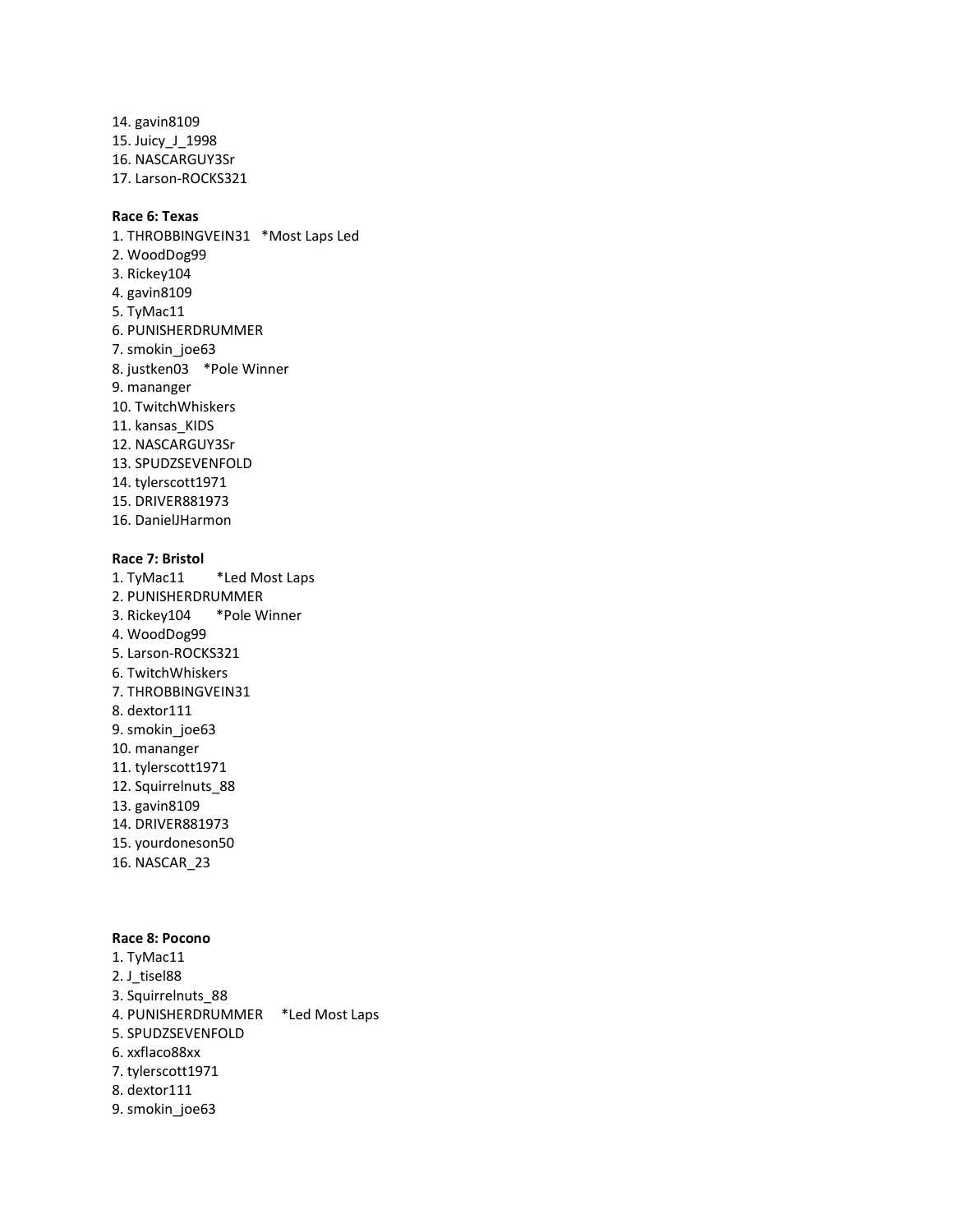14. gavin8109
15. Juicy_J_1998
16. NASCARGUY3Sr
17. Larson-ROCKS321

**Race 6: Texas**

1. THROBBINGVEIN31 *Most Laps Led
2. WoodDog99
3. Rickey104
4. gavin8109
5. TyMac11
6. PUNISHERDRUMMER
7. smokin_joe63
8. justken03 *Pole Winner
9. mananger
10. TwitchWhiskers
11. kansas_KIDS
12. NASCARGUY3Sr
13. SPUDZSEVENFOLD
14. tylerscott1971
15. DRIVER881973
16. DanielJHarmon

**Race 7: Bristol**

1. TyMac11 *Led Most Laps
2. PUNISHERDRUMMER
3. Rickey104 *Pole Winner
4. WoodDog99
5. Larson-ROCKS321
6. TwitchWhiskers
7. THROBBINGVEIN31
8. dextor111
9. smokin_joe63
10. mananger
11. tylerscott1971
12. Squirrelnuts_88
13. gavin8109
14. DRIVER881973
15. yourdoneson50
16. NASCAR_23

**Race 8: Pocono**

1. TyMac11
2. J_tisel88
3. Squirrelnuts_88
4. PUNISHERDRUMMER *Led Most Laps
5. SPUDZSEVENFOLD
6. xxflaco88xx
7. tylerscott1971
8. dextor111
9. smokin_joe63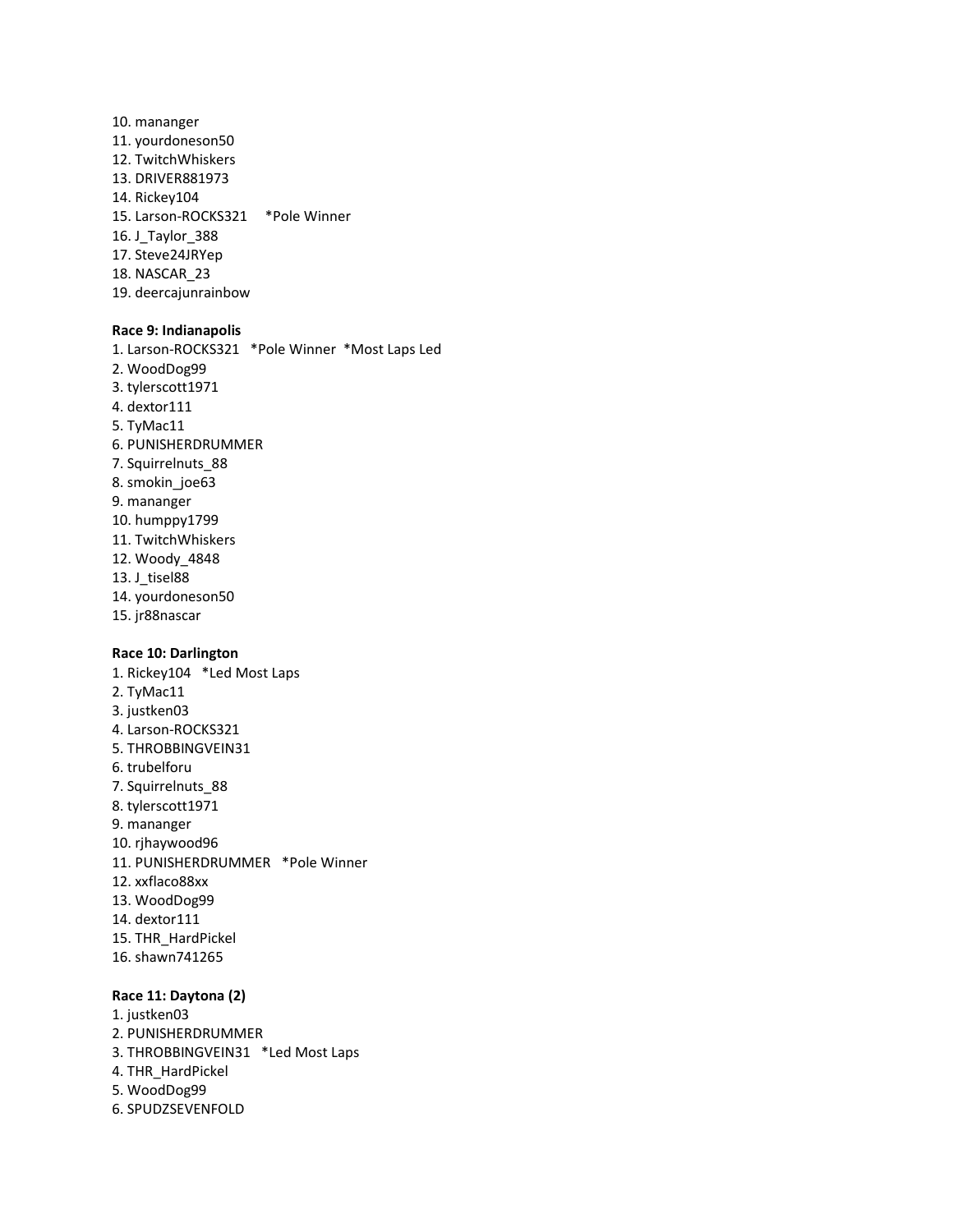10. mananger
11. yourdoneson50
12. TwitchWhiskers
13. DRIVER881973
14. Rickey104
15. Larson-ROCKS321     *Pole Winner
16. J_Taylor_388
17. Steve24JRYep
18. NASCAR_23
19. deercajunrainbow

**Race 9: Indianapolis**

1. Larson-ROCKS321   *Pole Winner  *Most Laps Led
2. WoodDog99
3. tylerscott1971
4. dextor111
5. TyMac11
6. PUNISHERDRUMMER
7. Squirrelnuts_88
8. smokin_joe63
9. mananger
10. humppy1799
11. TwitchWhiskers
12. Woody_4848
13. J_tisel88
14. yourdoneson50
15. jr88nascar

**Race 10: Darlington**

1. Rickey104   *Led Most Laps
2. TyMac11
3. justken03
4. Larson-ROCKS321
5. THROBBINGVEIN31
6. trubelforu
7. Squirrelnuts_88
8. tylerscott1971
9. mananger
10. rjhaywood96
11. PUNISHERDRUMMER   *Pole Winner
12. xxflaco88xx
13. WoodDog99
14. dextor111
15. THR_HardPickel
16. shawn741265

**Race 11: Daytona (2)**

1. justken03
2. PUNISHERDRUMMER
3. THROBBINGVEIN31   *Led Most Laps
4. THR_HardPickel
5. WoodDog99
6. SPUDZSEVENFOLD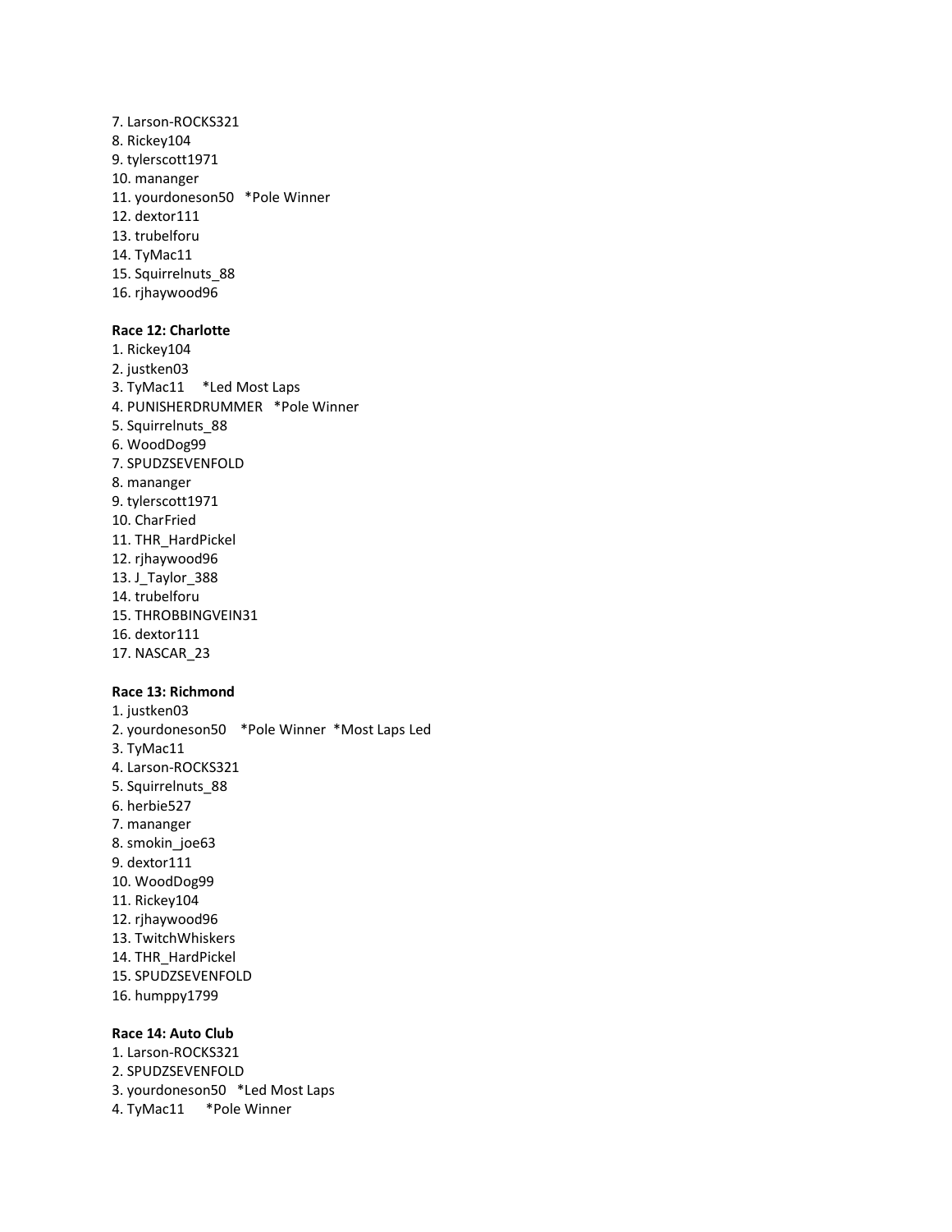7. Larson-ROCKS321
8. Rickey104
9. tylerscott1971
10. mananger
11. yourdoneson50   *Pole Winner
12. dextor111
13. trubelforu
14. TyMac11
15. Squirrelnuts_88
16. rjhaywood96

**Race 12: Charlotte**

1. Rickey104
2. justken03
3. TyMac11   *Led Most Laps
4. PUNISHERDRUMMER   *Pole Winner
5. Squirrelnuts_88
6. WoodDog99
7. SPUDZSEVENFOLD
8. mananger
9. tylerscott1971
10. CharFried
11. THR_HardPickel
12. rjhaywood96
13. J_Taylor_388
14. trubelforu
15. THROBBINGVEIN31
16. dextor111
17. NASCAR_23

**Race 13: Richmond**

1. justken03
2. yourdoneson50   *Pole Winner  *Most Laps Led
3. TyMac11
4. Larson-ROCKS321
5. Squirrelnuts_88
6. herbie527
7. mananger
8. smokin_joe63
9. dextor111
10. WoodDog99
11. Rickey104
12. rjhaywood96
13. TwitchWhiskers
14. THR_HardPickel
15. SPUDZSEVENFOLD
16. humppy1799

**Race 14: Auto Club**

1. Larson-ROCKS321
2. SPUDZSEVENFOLD
3. yourdoneson50   *Led Most Laps
4. TyMac11   *Pole Winner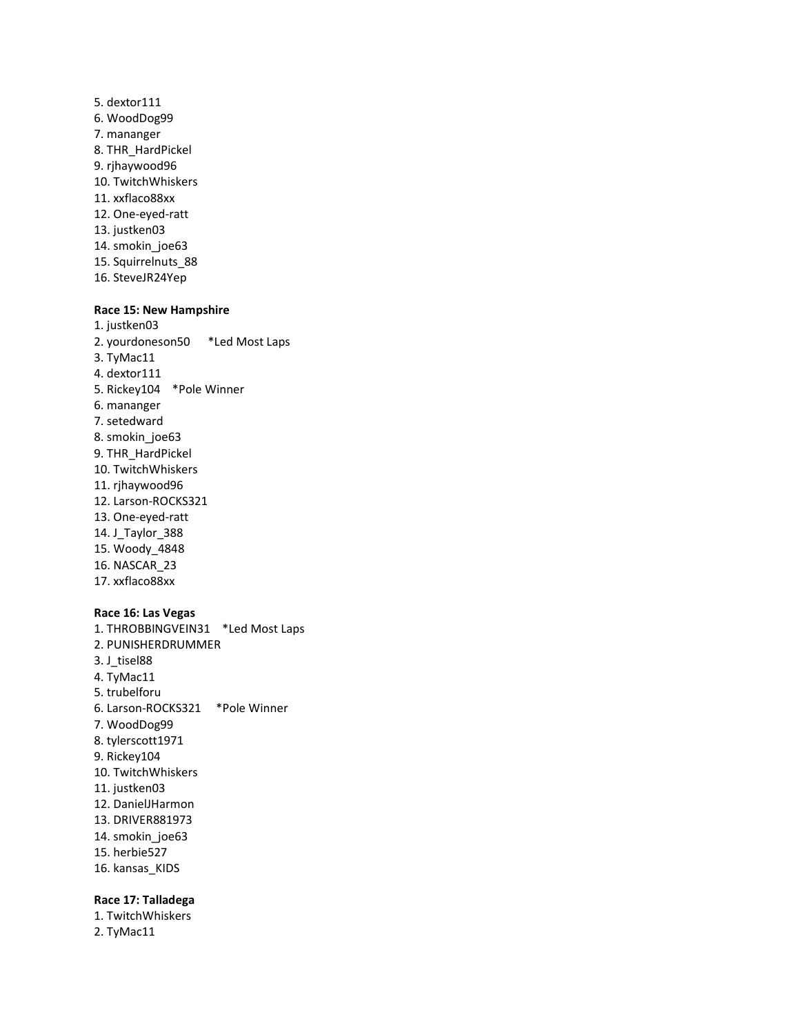5. dextor111
6. WoodDog99
7. mananger
8. THR_HardPickel
9. rjhaywood96
10. TwitchWhiskers
11. xxflaco88xx
12. One-eyed-ratt
13. justken03
14. smokin_joe63
15. Squirrelnuts_88
16. SteveJR24Yep

**Race 15: New Hampshire**

1. justken03
2. yourdoneson50 *Led Most Laps
3. TyMac11
4. dextor111
5. Rickey104 *Pole Winner
6. mananger
7. setedward
8. smokin_joe63
9. THR_HardPickel
10. TwitchWhiskers
11. rjhaywood96
12. Larson-ROCKS321
13. One-eyed-ratt
14. J_Taylor_388
15. Woody_4848
16. NASCAR_23
17. xxflaco88xx

**Race 16: Las Vegas**

1. THROBBINGVEIN31 *Led Most Laps
2. PUNISHERDRUMMER
3. J_tisel88
4. TyMac11
5. trubelforu
6. Larson-ROCKS321 *Pole Winner
7. WoodDog99
8. tylerscott1971
9. Rickey104
10. TwitchWhiskers
11. justken03
12. DanielJHarmon
13. DRIVER881973
14. smokin_joe63
15. herbie527
16. kansas_KIDS

**Race 17: Talladega**

1. TwitchWhiskers
2. TyMac11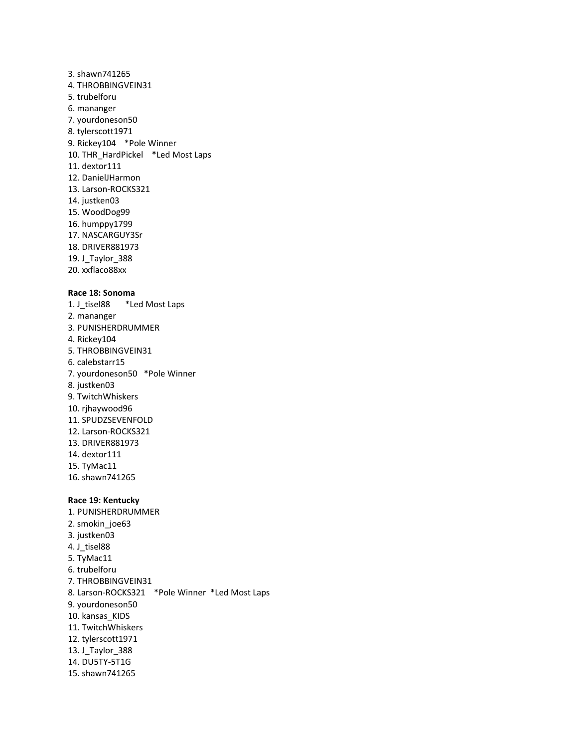3. shawn741265
4. THROBBINGVEIN31
5. trubelforu
6. mananger
7. yourdoneson50
8. tylerscott1971
9. Rickey104 *Pole Winner
10. THR_HardPickel *Led Most Laps
11. dextor111
12. DanielJHarmon
13. Larson-ROCKS321
14. justken03
15. WoodDog99
16. humppy1799
17. NASCARGUY3Sr
18. DRIVER881973
19. J_Taylor_388
20. xxflaco88xx

**Race 18: Sonoma**

1. J_tisel88 *Led Most Laps
2. mananger
3. PUNISHERDRUMMER
4. Rickey104
5. THROBBINGVEIN31
6. calebstarr15
7. yourdoneson50 *Pole Winner
8. justken03
9. TwitchWhiskers
10. rjhaywood96
11. SPUDZSEVENFOLD
12. Larson-ROCKS321
13. DRIVER881973
14. dextor111
15. TyMac11
16. shawn741265

**Race 19: Kentucky**

1. PUNISHERDRUMMER
2. smokin_joe63
3. justken03
4. J_tisel88
5. TyMac11
6. trubelforu
7. THROBBINGVEIN31
8. Larson-ROCKS321 *Pole Winner *Led Most Laps
9. yourdoneson50
10. kansas_KIDS
11. TwitchWhiskers
12. tylerscott1971
13. J_Taylor_388
14. DU5TY-5T1G
15. shawn741265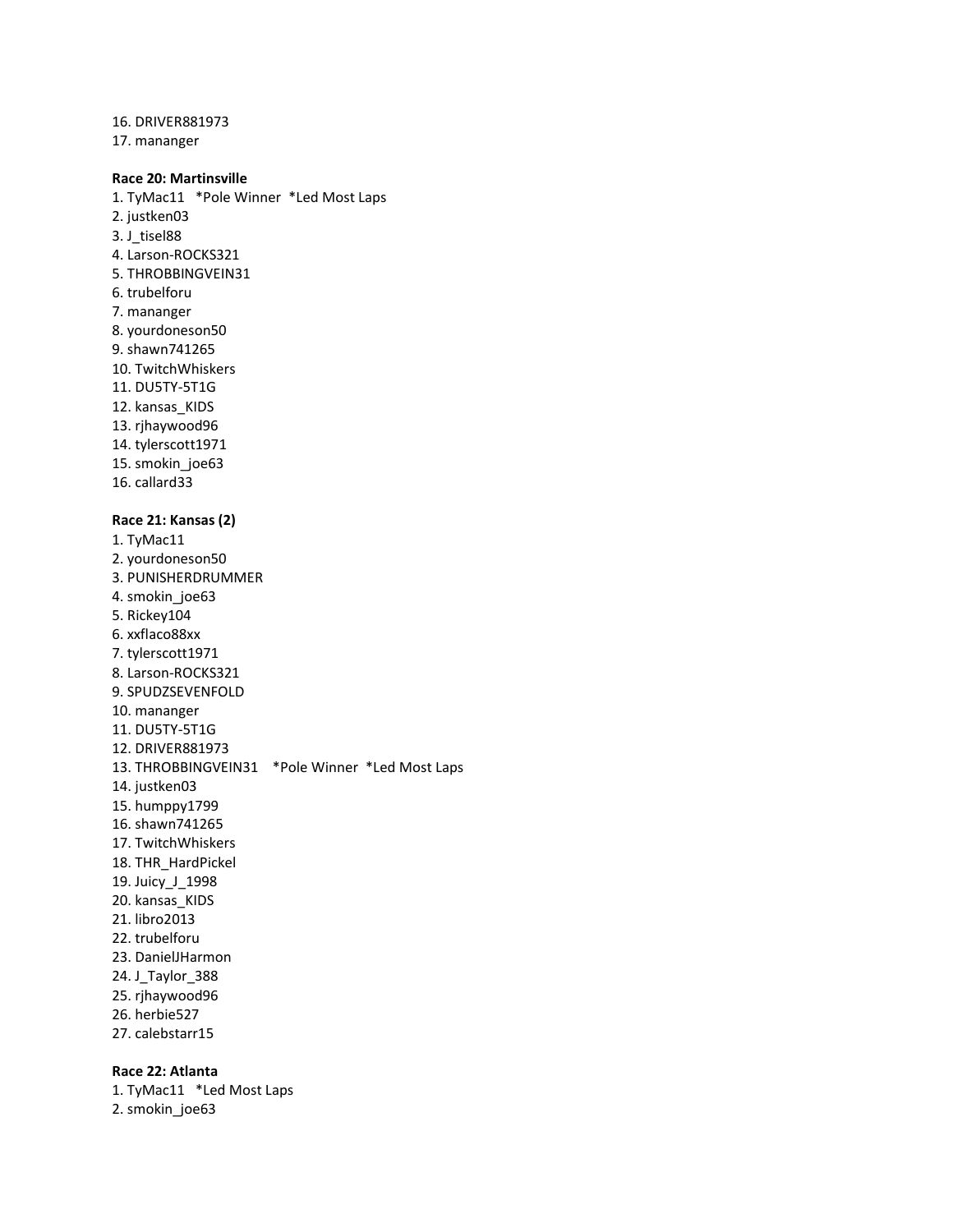16. DRIVER881973
17. mananger

**Race 20: Martinsville**

1. TyMac11 *Pole Winner *Led Most Laps
2. justken03
3. J_tisel88
4. Larson-ROCKS321
5. THROBBINGVEIN31
6. trubelforu
7. mananger
8. yourdoneson50
9. shawn741265
10. TwitchWhiskers
11. DU5TY-5T1G
12. kansas_KIDS
13. rjhaywood96
14. tylerscott1971
15. smokin_joe63
16. callard33

**Race 21: Kansas (2)**

1. TyMac11
2. yourdoneson50
3. PUNISHERDRUMMER
4. smokin_joe63
5. Rickey104
6. xxflaco88xx
7. tylerscott1971
8. Larson-ROCKS321
9. SPUDZSEVENFOLD
10. mananger
11. DU5TY-5T1G
12. DRIVER881973
13. THROBBINGVEIN31 *Pole Winner *Led Most Laps
14. justken03
15. humppy1799
16. shawn741265
17. TwitchWhiskers
18. THR_HardPickel
19. Juicy_J_1998
20. kansas_KIDS
21. libro2013
22. trubelforu
23. DanielJHarmon
24. J_Taylor_388
25. rjhaywood96
26. herbie527
27. calebstarr15

**Race 22: Atlanta**

1. TyMac11 *Led Most Laps
2. smokin_joe63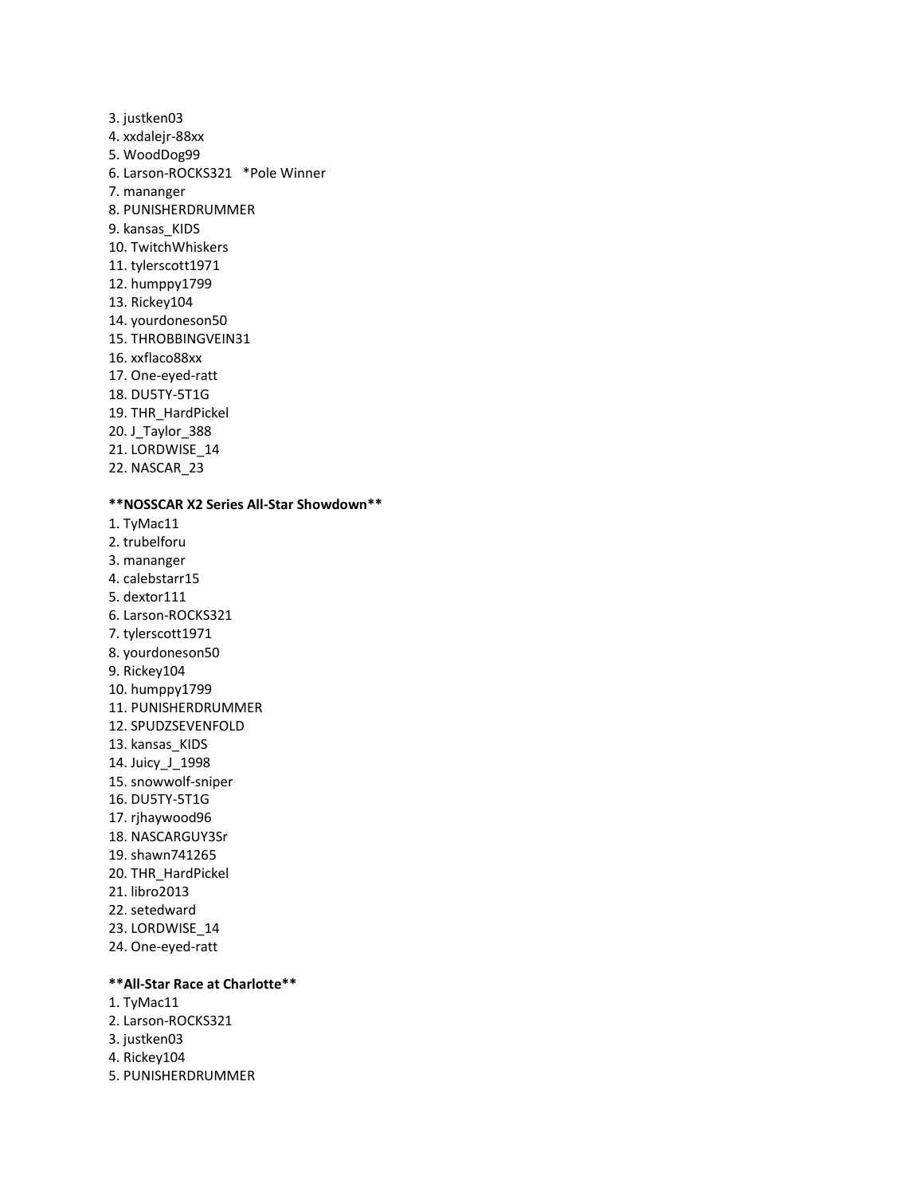3. justken03
4. xxdalejr-88xx
5. WoodDog99
6. Larson-ROCKS321 *Pole Winner
7. mananger
8. PUNISHERDRUMMER
9. kansas_KIDS
10. TwitchWhiskers
11. tylerscott1971
12. humppy1799
13. Rickey104
14. yourdoneson50
15. THROBBINGVEIN31
16. xxflaco88xx
17. One-eyed-ratt
18. DU5TY-5T1G
19. THR_HardPickel
20. J_Taylor_388
21. LORDWISE_14
22. NASCAR_23

**NOSSCAR X2 Series All-Star Showdown**

1. TyMac11
2. trubelforu
3. mananger
4. calebstarr15
5. dextor111
6. Larson-ROCKS321
7. tylerscott1971
8. yourdoneson50
9. Rickey104
10. humppy1799
11. PUNISHERDRUMMER
12. SPUDZSEVENFOLD
13. kansas_KIDS
14. Juicy_J_1998
15. snowwolf-sniper
16. DU5TY-5T1G
17. rjhaywood96
18. NASCARGUY3Sr
19. shawn741265
20. THR_HardPickel
21. libro2013
22. setedward
23. LORDWISE_14
24. One-eyed-ratt

**All-Star Race at Charlotte**

1. TyMac11
2. Larson-ROCKS321
3. justken03
4. Rickey104
5. PUNISHERDRUMMER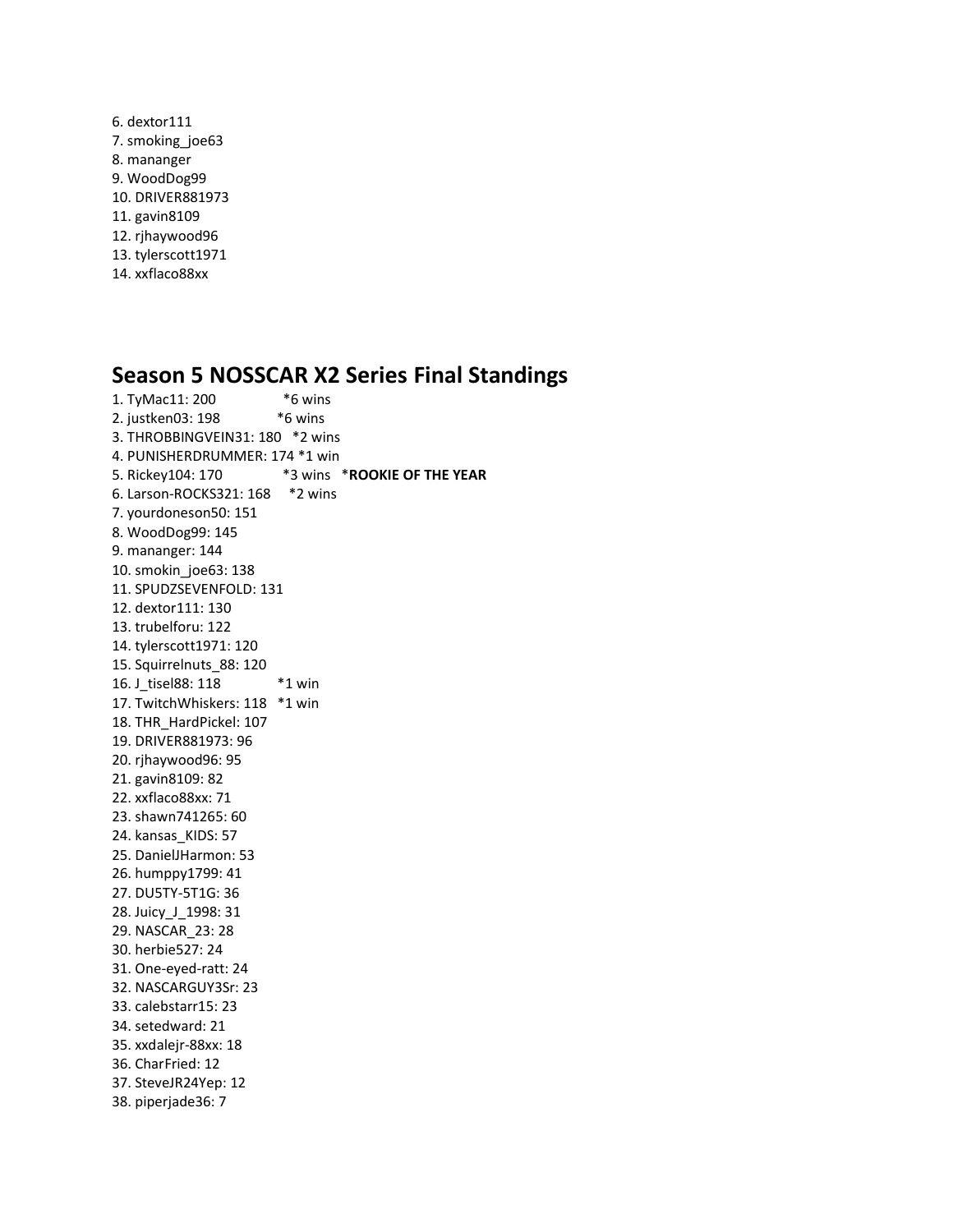6. dextor111
7. smoking_joe63
8. mananger
9. WoodDog99
10. DRIVER881973
11. gavin8109
12. rjhaywood96
13. tylerscott1971
14. xxflaco88xx

## Season 5 NOSSCAR X2 Series Final Standings

1. TyMac11: 200 *6 wins
2. justken03: 198 *6 wins
3. THROBBINGVEIN31: 180 *2 wins
4. PUNISHERDRUMMER: 174 *1 win
5. Rickey104: 170 *3 wins *ROOKIE OF THE YEAR
6. Larson-ROCKS321: 168 *2 wins
7. yourdoneson50: 151
8. WoodDog99: 145
9. mananger: 144
10. smokin_joe63: 138
11. SPUDZSEVENFOLD: 131
12. dextor111: 130
13. trubelforu: 122
14. tylerscott1971: 120
15. Squirrelnuts_88: 120
16. J_tisel88: 118 *1 win
17. TwitchWhiskers: 118 *1 win
18. THR_HardPickel: 107
19. DRIVER881973: 96
20. rjhaywood96: 95
21. gavin8109: 82
22. xxflaco88xx: 71
23. shawn741265: 60
24. kansas_KIDS: 57
25. DanielJHarmon: 53
26. humppy1799: 41
27. DU5TY-5T1G: 36
28. Juicy_J_1998: 31
29. NASCAR_23: 28
30. herbie527: 24
31. One-eyed-ratt: 24
32. NASCARGUY3Sr: 23
33. calebstarr15: 23
34. setedward: 21
35. xxdalejr-88xx: 18
36. CharFried: 12
37. SteveJR24Yep: 12
38. piperjade36: 7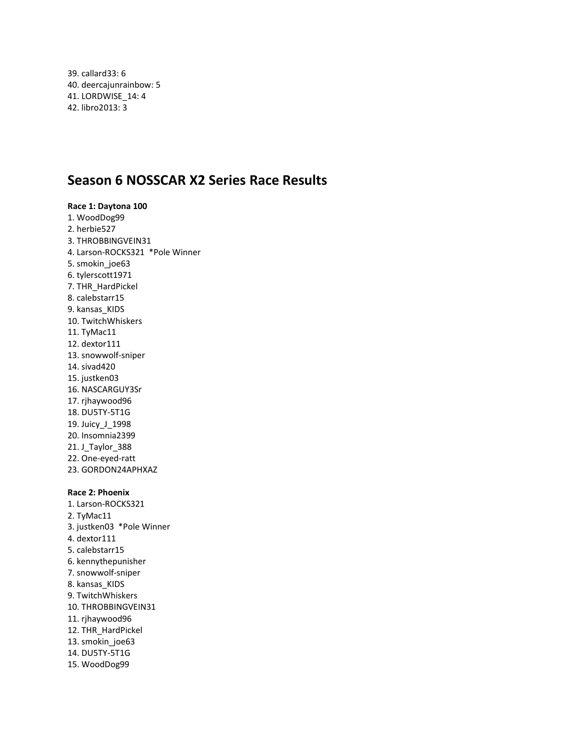39. callard33: 6
40. deercajunrainbow: 5
41. LORDWISE_14: 4
42. libro2013: 3

## Season 6 NOSSCAR X2 Series Race Results

**Race 1: Daytona 100**

1. WoodDog99
2. herbie527
3. THROBBINGVEIN31
4. Larson-ROCKS321 *Pole Winner
5. smokin_joe63
6. tylerscott1971
7. THR_HardPickel
8. calebstarr15
9. kansas_KIDS
10. TwitchWhiskers
11. TyMac11
12. dextor111
13. snowwolf-sniper
14. sivad420
15. justken03
16. NASCARGUY3Sr
17. rjhaywood96
18. DU5TY-5T1G
19. Juicy_J_1998
20. Insomnia2399
21. J_Taylor_388
22. One-eyed-ratt
23. GORDON24APHXAZ

**Race 2: Phoenix**

1. Larson-ROCKS321
2. TyMac11
3. justken03 *Pole Winner
4. dextor111
5. calebstarr15
6. kennythepunisher
7. snowwolf-sniper
8. kansas_KIDS
9. TwitchWhiskers
10. THROBBINGVEIN31
11. rjhaywood96
12. THR_HardPickel
13. smokin_joe63
14. DU5TY-5T1G
15. WoodDog99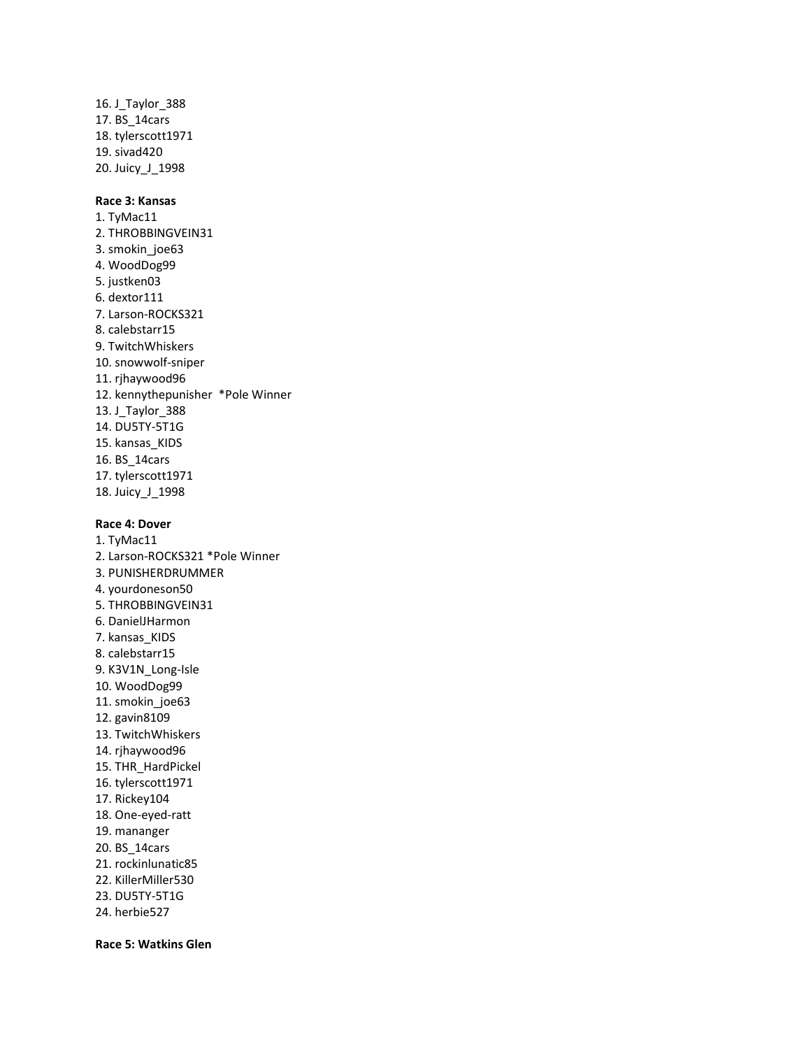16. J_Taylor_388
17. BS_14cars
18. tylerscott1971
19. sivad420
20. Juicy_J_1998

**Race 3: Kansas**

1. TyMac11
2. THROBBINGVEIN31
3. smokin_joe63
4. WoodDog99
5. justken03
6. dextor111
7. Larson-ROCKS321
8. calebstarr15
9. TwitchWhiskers
10. snowwolf-sniper
11. rjhaywood96
12. kennythepunisher *Pole Winner
13. J_Taylor_388
14. DU5TY-5T1G
15. kansas_KIDS
16. BS_14cars
17. tylerscott1971
18. Juicy_J_1998

**Race 4: Dover**

1. TyMac11
2. Larson-ROCKS321 *Pole Winner
3. PUNISHERDRUMMER
4. yourdoneson50
5. THROBBINGVEIN31
6. DanielJHarmon
7. kansas_KIDS
8. calebstarr15
9. K3V1N_Long-Isle
10. WoodDog99
11. smokin_joe63
12. gavin8109
13. TwitchWhiskers
14. rjhaywood96
15. THR_HardPickel
16. tylerscott1971
17. Rickey104
18. One-eyed-ratt
19. mananger
20. BS_14cars
21. rockinlunatic85
22. KillerMiller530
23. DU5TY-5T1G
24. herbie527

**Race 5: Watkins Glen**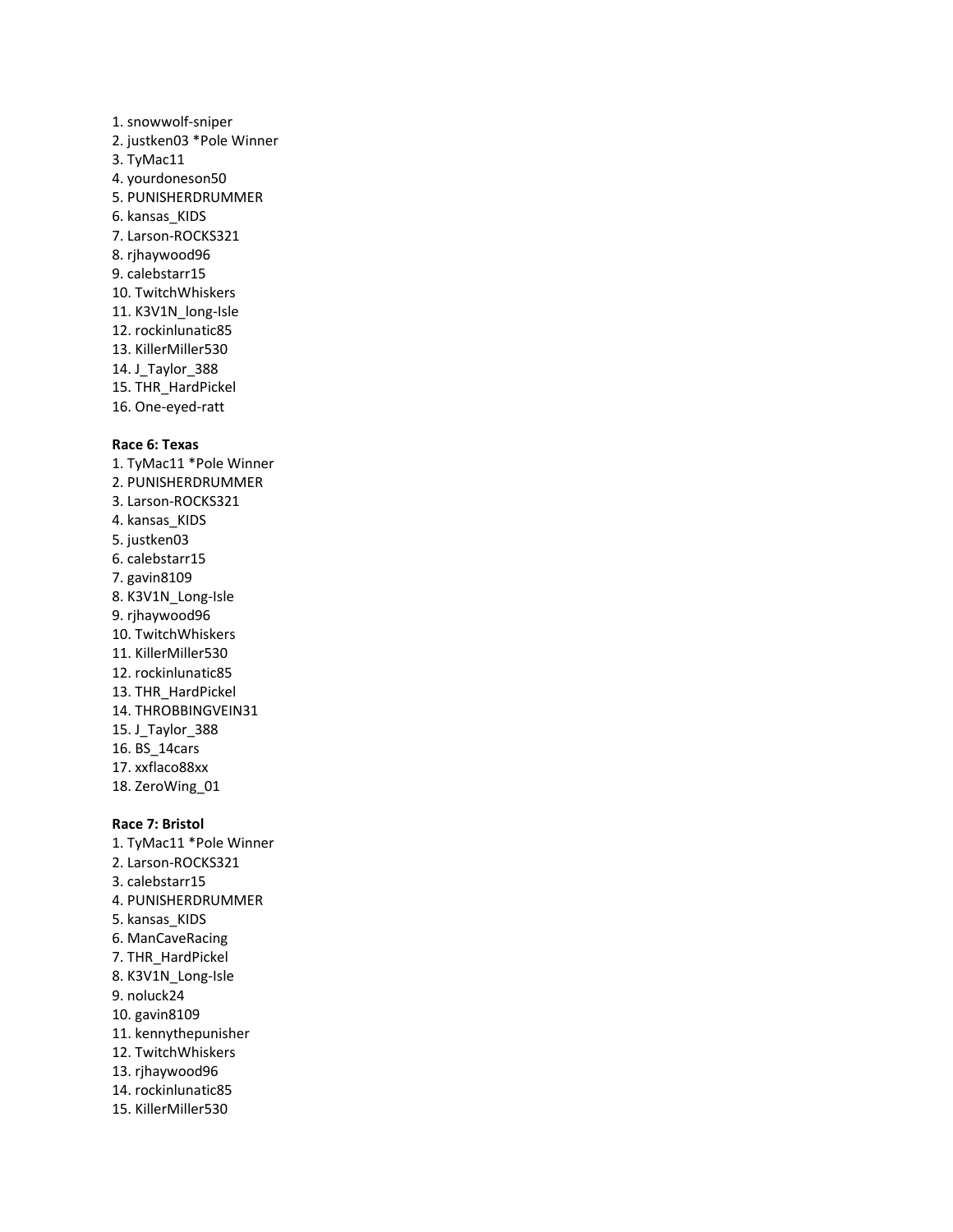1. snowwolf-sniper
2. justken03 *Pole Winner
3. TyMac11
4. yourdoneson50
5. PUNISHERDRUMMER
6. kansas_KIDS
7. Larson-ROCKS321
8. rjhaywood96
9. calebstarr15
10. TwitchWhiskers
11. K3V1N_long-Isle
12. rockinlunatic85
13. KillerMiller530
14. J_Taylor_388
15. THR_HardPickel
16. One-eyed-ratt

**Race 6: Texas**

1. TyMac11 *Pole Winner
2. PUNISHERDRUMMER
3. Larson-ROCKS321
4. kansas_KIDS
5. justken03
6. calebstarr15
7. gavin8109
8. K3V1N_Long-Isle
9. rjhaywood96
10. TwitchWhiskers
11. KillerMiller530
12. rockinlunatic85
13. THR_HardPickel
14. THROBBINGVEIN31
15. J_Taylor_388
16. BS_14cars
17. xxflaco88xx
18. ZeroWing_01

**Race 7: Bristol**

1. TyMac11 *Pole Winner
2. Larson-ROCKS321
3. calebstarr15
4. PUNISHERDRUMMER
5. kansas_KIDS
6. ManCaveRacing
7. THR_HardPickel
8. K3V1N_Long-Isle
9. noluck24
10. gavin8109
11. kennythepunisher
12. TwitchWhiskers
13. rjhaywood96
14. rockinlunatic85
15. KillerMiller530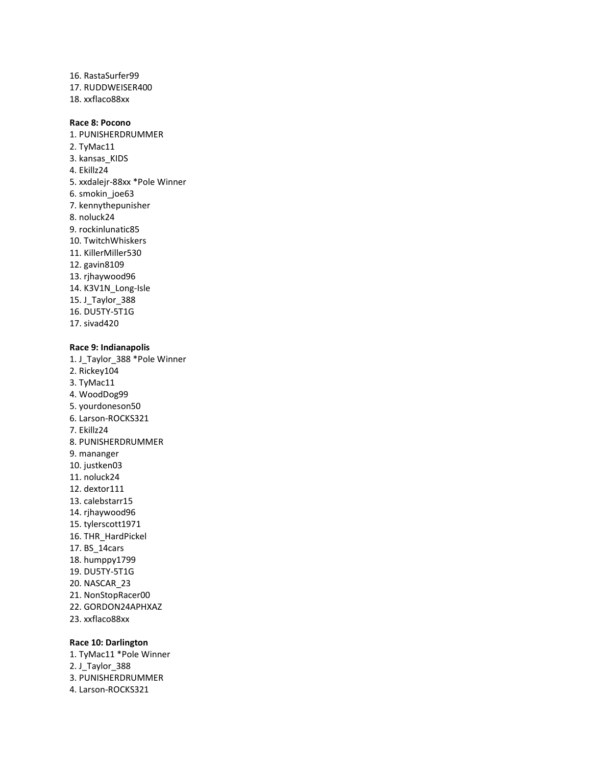16. RastaSurfer99
17. RUDDWEISER400
18. xxflaco88xx

**Race 8: Pocono**

1. PUNISHERDRUMMER
2. TyMac11
3. kansas_KIDS
4. Ekillz24
5. xxdalejr-88xx *Pole Winner
6. smokin_joe63
7. kennythepunisher
8. noluck24
9. rockinlunatic85
10. TwitchWhiskers
11. KillerMiller530
12. gavin8109
13. rjhaywood96
14. K3V1N_Long-Isle
15. J_Taylor_388
16. DU5TY-5T1G
17. sivad420

**Race 9: Indianapolis**

1. J_Taylor_388 *Pole Winner
2. Rickey104
3. TyMac11
4. WoodDog99
5. yourdoneson50
6. Larson-ROCKS321
7. Ekillz24
8. PUNISHERDRUMMER
9. mananger
10. justken03
11. noluck24
12. dextor111
13. calebstarr15
14. rjhaywood96
15. tylerscott1971
16. THR_HardPickel
17. BS_14cars
18. humppy1799
19. DU5TY-5T1G
20. NASCAR_23
21. NonStopRacer00
22. GORDON24APHXAZ
23. xxflaco88xx

**Race 10: Darlington**

1. TyMac11 *Pole Winner
2. J_Taylor_388
3. PUNISHERDRUMMER
4. Larson-ROCKS321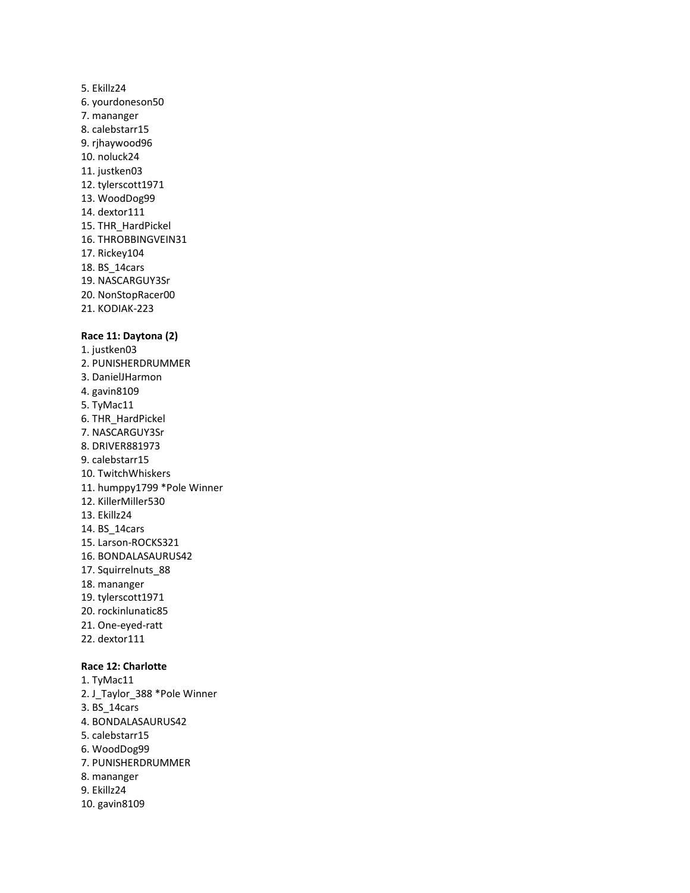5. Ekillz24
6. yourdoneson50
7. mananger
8. calebstarr15
9. rjhaywood96
10. noluck24
11. justken03
12. tylerscott1971
13. WoodDog99
14. dextor111
15. THR_HardPickel
16. THROBBINGVEIN31
17. Rickey104
18. BS_14cars
19. NASCARGUY3Sr
20. NonStopRacer00
21. KODIAK-223

**Race 11: Daytona (2)**

1. justken03
2. PUNISHERDRUMMER
3. DanielJHarmon
4. gavin8109
5. TyMac11
6. THR_HardPickel
7. NASCARGUY3Sr
8. DRIVER881973
9. calebstarr15
10. TwitchWhiskers
11. humppy1799 *Pole Winner
12. KillerMiller530
13. Ekillz24
14. BS_14cars
15. Larson-ROCKS321
16. BONDALASAURUS42
17. Squirrelnuts_88
18. mananger
19. tylerscott1971
20. rockinlunatic85
21. One-eyed-ratt
22. dextor111

**Race 12: Charlotte**

1. TyMac11
2. J_Taylor_388 *Pole Winner
3. BS_14cars
4. BONDALASAURUS42
5. calebstarr15
6. WoodDog99
7. PUNISHERDRUMMER
8. mananger
9. Ekillz24
10. gavin8109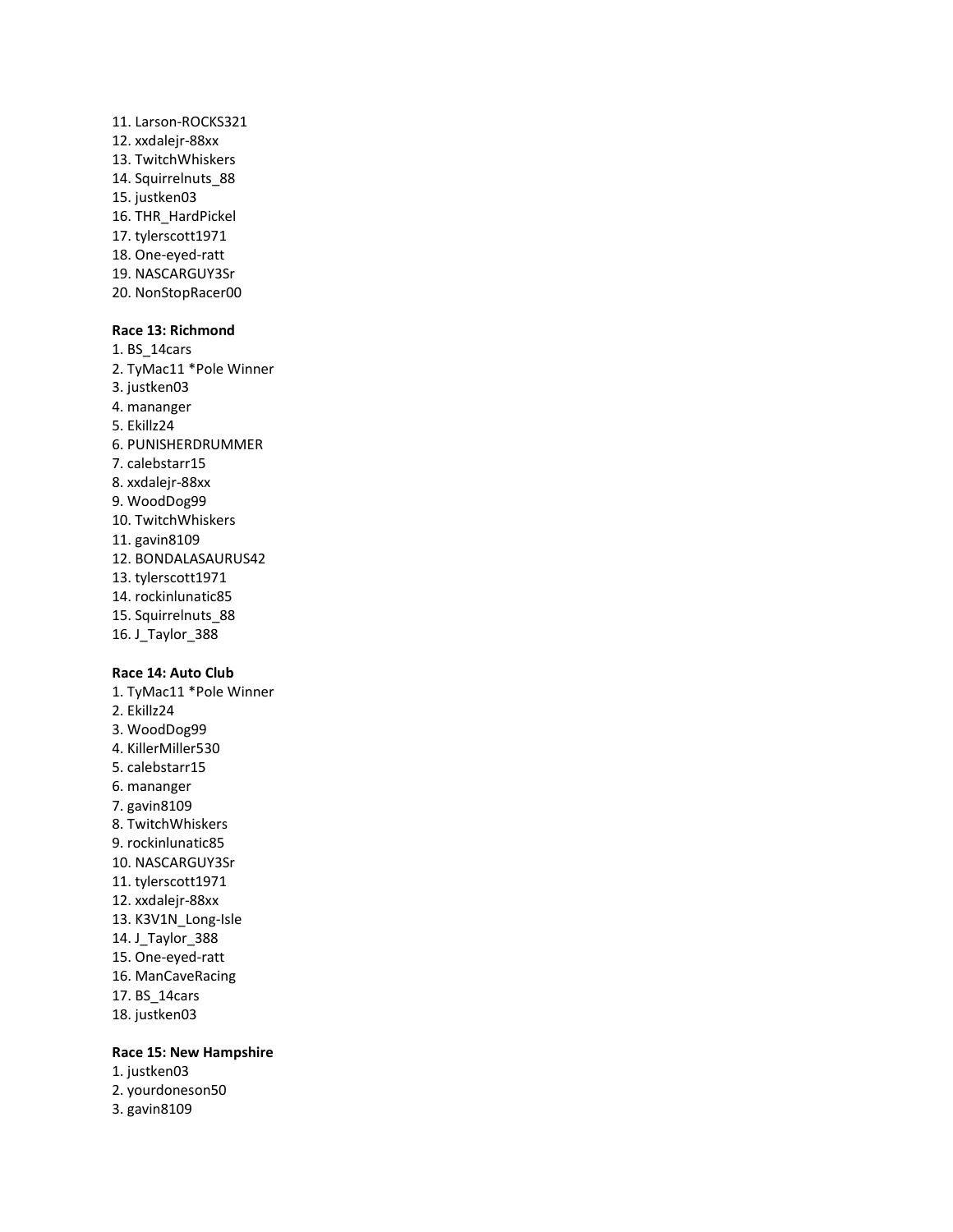11. Larson-ROCKS321
12. xxdalejr-88xx
13. TwitchWhiskers
14. Squirrelnuts_88
15. justken03
16. THR_HardPickel
17. tylerscott1971
18. One-eyed-ratt
19. NASCARGUY3Sr
20. NonStopRacer00

**Race 13: Richmond**

1. BS_14cars
2. TyMac11 *Pole Winner
3. justken03
4. mananger
5. Ekillz24
6. PUNISHERDRUMMER
7. calebstarr15
8. xxdalejr-88xx
9. WoodDog99
10. TwitchWhiskers
11. gavin8109
12. BONDALASAURUS42
13. tylerscott1971
14. rockinlunatic85
15. Squirrelnuts_88
16. J_Taylor_388

**Race 14: Auto Club**

1. TyMac11 *Pole Winner
2. Ekillz24
3. WoodDog99
4. KillerMiller530
5. calebstarr15
6. mananger
7. gavin8109
8. TwitchWhiskers
9. rockinlunatic85
10. NASCARGUY3Sr
11. tylerscott1971
12. xxdalejr-88xx
13. K3V1N_Long-Isle
14. J_Taylor_388
15. One-eyed-ratt
16. ManCaveRacing
17. BS_14cars
18. justken03

**Race 15: New Hampshire**

1. justken03
2. yourdoneson50
3. gavin8109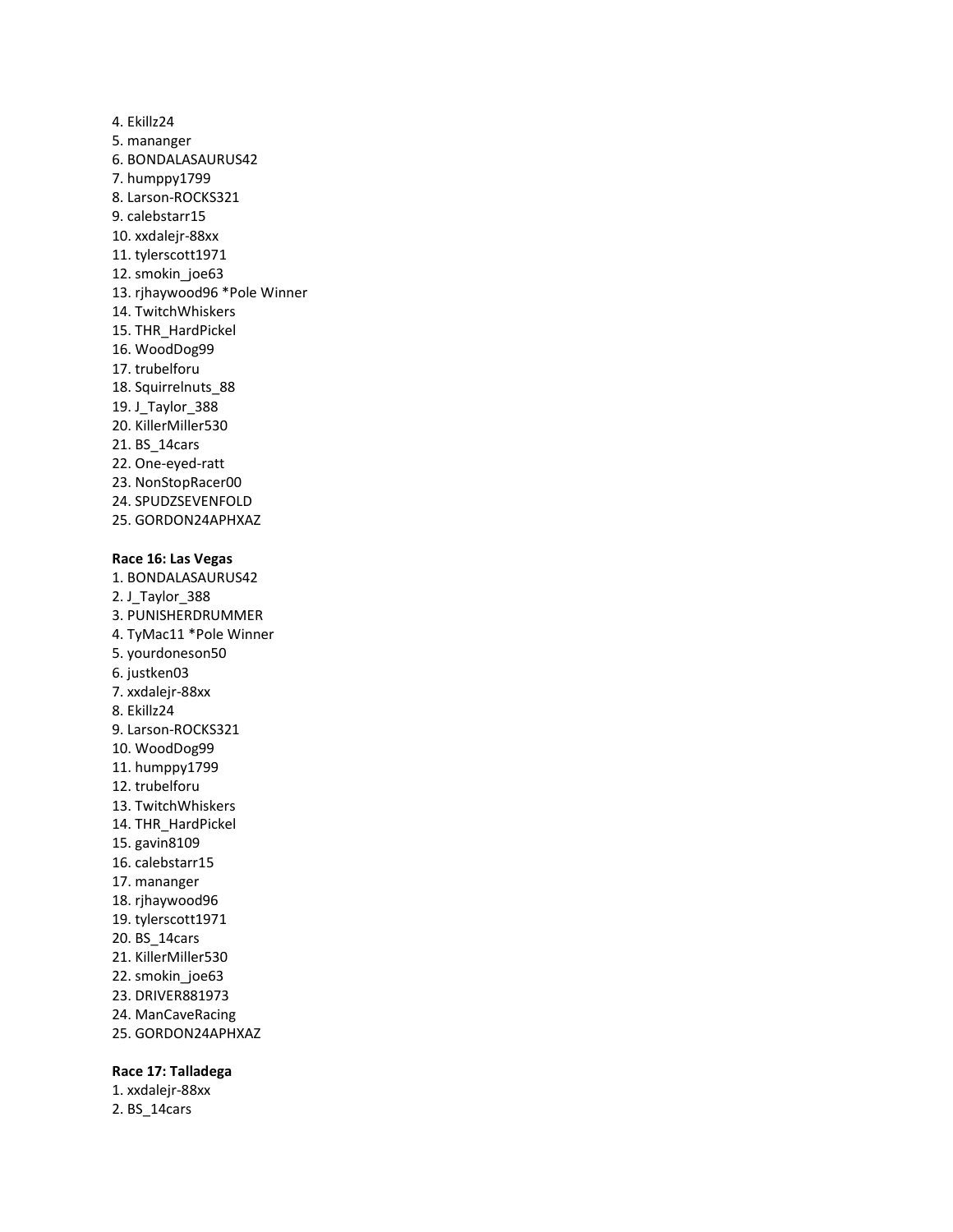4. Ekillz24
5. mananger
6. BONDALASAURUS42
7. humppy1799
8. Larson-ROCKS321
9. calebstarr15
10. xxdalejr-88xx
11. tylerscott1971
12. smokin_joe63
13. rjhaywood96 *Pole Winner
14. TwitchWhiskers
15. THR_HardPickel
16. WoodDog99
17. trubelforu
18. Squirrelnuts_88
19. J_Taylor_388
20. KillerMiller530
21. BS_14cars
22. One-eyed-ratt
23. NonStopRacer00
24. SPUDZSEVENFOLD
25. GORDON24APHXAZ

**Race 16: Las Vegas**

1. BONDALASAURUS42
2. J_Taylor_388
3. PUNISHERDRUMMER
4. TyMac11 *Pole Winner
5. yourdoneson50
6. justken03
7. xxdalejr-88xx
8. Ekillz24
9. Larson-ROCKS321
10. WoodDog99
11. humppy1799
12. trubelforu
13. TwitchWhiskers
14. THR_HardPickel
15. gavin8109
16. calebstarr15
17. mananger
18. rjhaywood96
19. tylerscott1971
20. BS_14cars
21. KillerMiller530
22. smokin_joe63
23. DRIVER881973
24. ManCaveRacing
25. GORDON24APHXAZ

**Race 17: Talladega**

1. xxdalejr-88xx
2. BS_14cars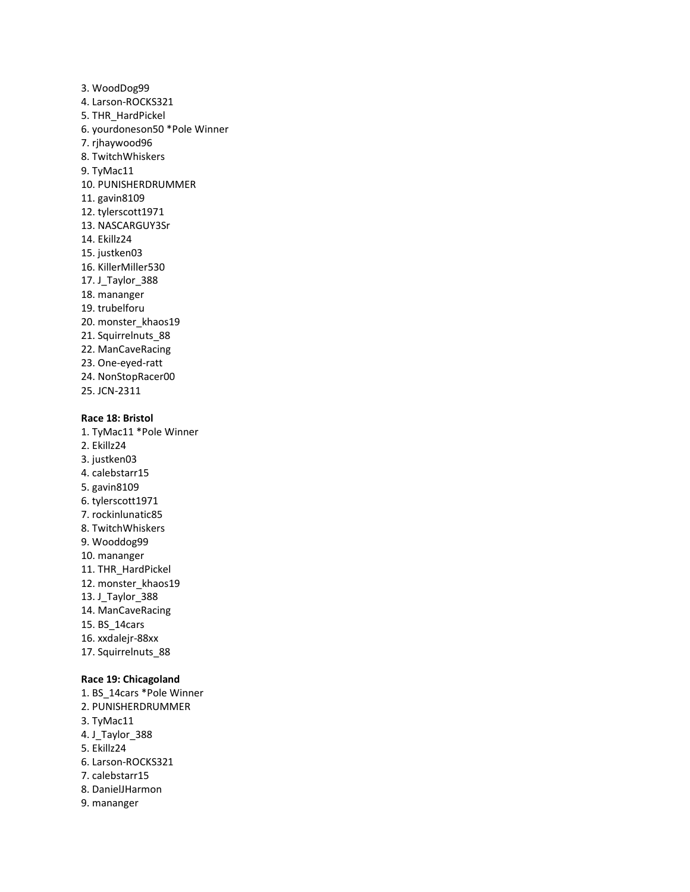3. WoodDog99
4. Larson-ROCKS321
5. THR_HardPickel
6. yourdoneson50 *Pole Winner
7. rjhaywood96
8. TwitchWhiskers
9. TyMac11
10. PUNISHERDRUMMER
11. gavin8109
12. tylerscott1971
13. NASCARGUY3Sr
14. Ekillz24
15. justken03
16. KillerMiller530
17. J_Taylor_388
18. mananger
19. trubelforu
20. monster_khaos19
21. Squirrelnuts_88
22. ManCaveRacing
23. One-eyed-ratt
24. NonStopRacer00
25. JCN-2311

**Race 18: Bristol**

1. TyMac11 *Pole Winner
2. Ekillz24
3. justken03
4. calebstarr15
5. gavin8109
6. tylerscott1971
7. rockinlunatic85
8. TwitchWhiskers
9. Wooddog99
10. mananger
11. THR_HardPickel
12. monster_khaos19
13. J_Taylor_388
14. ManCaveRacing
15. BS_14cars
16. xxdalejr-88xx
17. Squirrelnuts_88

**Race 19: Chicagoland**

1. BS_14cars *Pole Winner
2. PUNISHERDRUMMER
3. TyMac11
4. J_Taylor_388
5. Ekillz24
6. Larson-ROCKS321
7. calebstarr15
8. DanielJHarmon
9. mananger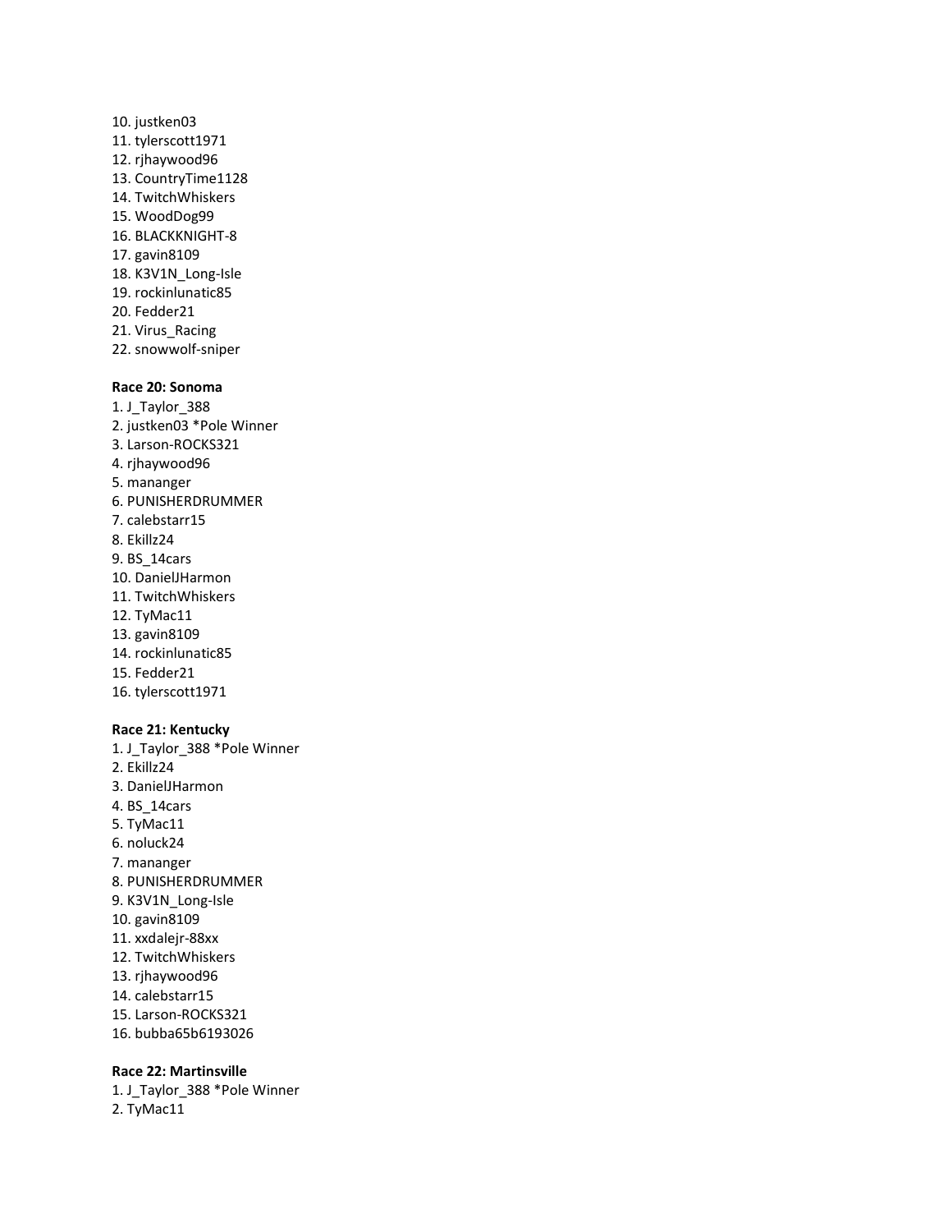10. justken03
11. tylerscott1971
12. rjhaywood96
13. CountryTime1128
14. TwitchWhiskers
15. WoodDog99
16. BLACKKNIGHT-8
17. gavin8109
18. K3V1N_Long-Isle
19. rockinlunatic85
20. Fedder21
21. Virus_Racing
22. snowwolf-sniper

**Race 20: Sonoma**

1. J_Taylor_388
2. justken03 *Pole Winner
3. Larson-ROCKS321
4. rjhaywood96
5. mananger
6. PUNISHERDRUMMER
7. calebstarr15
8. Ekillz24
9. BS_14cars
10. DanielJHarmon
11. TwitchWhiskers
12. TyMac11
13. gavin8109
14. rockinlunatic85
15. Fedder21
16. tylerscott1971

**Race 21: Kentucky**

1. J_Taylor_388 *Pole Winner
2. Ekillz24
3. DanielJHarmon
4. BS_14cars
5. TyMac11
6. noluck24
7. mananger
8. PUNISHERDRUMMER
9. K3V1N_Long-Isle
10. gavin8109
11. xxdalejr-88xx
12. TwitchWhiskers
13. rjhaywood96
14. calebstarr15
15. Larson-ROCKS321
16. bubba65b6193026

**Race 22: Martinsville**

1. J_Taylor_388 *Pole Winner
2. TyMac11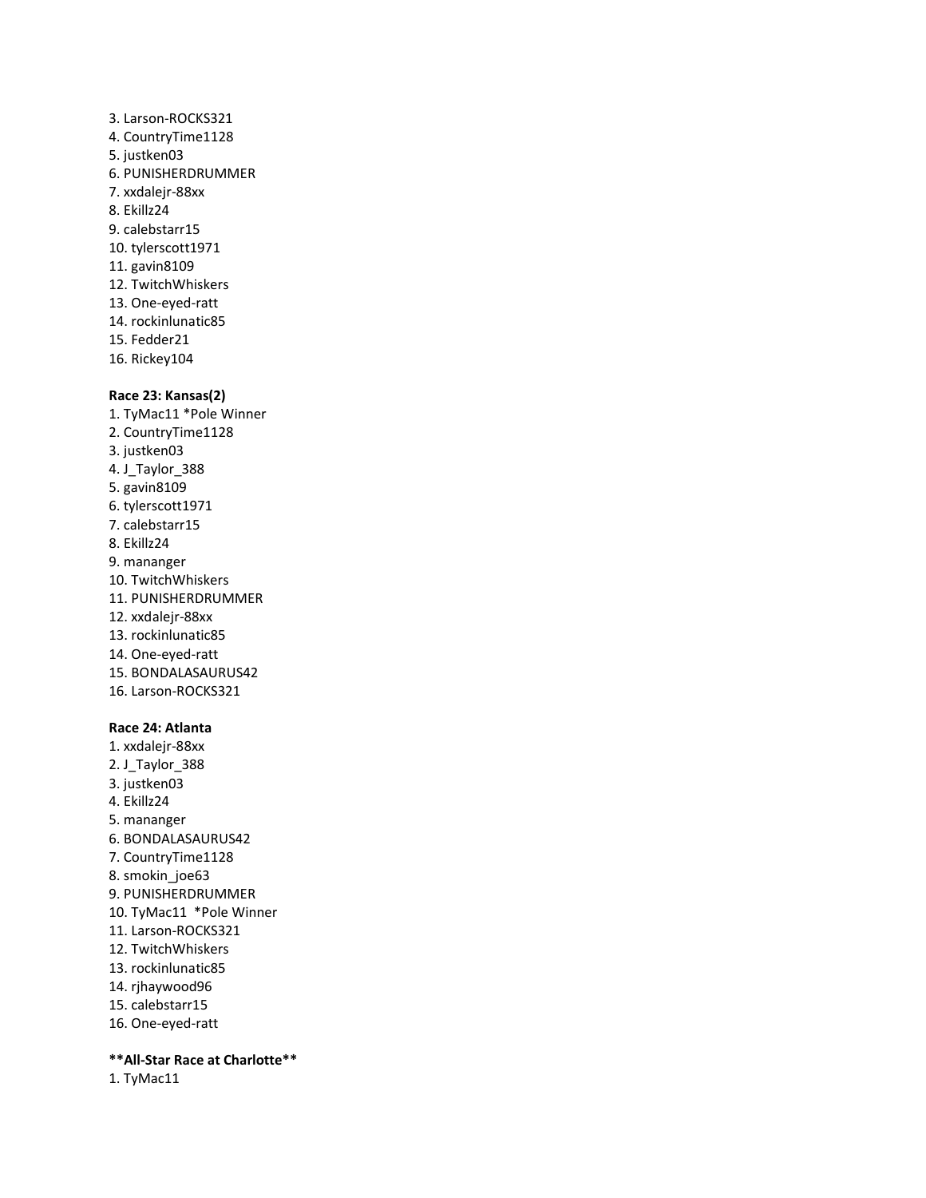3. Larson-ROCKS321
4. CountryTime1128
5. justken03
6. PUNISHERDRUMMER
7. xxdalejr-88xx
8. Ekillz24
9. calebstarr15
10. tylerscott1971
11. gavin8109
12. TwitchWhiskers
13. One-eyed-ratt
14. rockinlunatic85
15. Fedder21
16. Rickey104

**Race 23: Kansas(2)**

1. TyMac11 *Pole Winner
2. CountryTime1128
3. justken03
4. J_Taylor_388
5. gavin8109
6. tylerscott1971
7. calebstarr15
8. Ekillz24
9. mananger
10. TwitchWhiskers
11. PUNISHERDRUMMER
12. xxdalejr-88xx
13. rockinlunatic85
14. One-eyed-ratt
15. BONDALASAURUS42
16. Larson-ROCKS321

**Race 24: Atlanta**

1. xxdalejr-88xx
2. J_Taylor_388
3. justken03
4. Ekillz24
5. mananger
6. BONDALASAURUS42
7. CountryTime1128
8. smokin_joe63
9. PUNISHERDRUMMER
10. TyMac11 *Pole Winner
11. Larson-ROCKS321
12. TwitchWhiskers
13. rockinlunatic85
14. rjhaywood96
15. calebstarr15
16. One-eyed-ratt

**All-Star Race at Charlotte**

1. TyMac11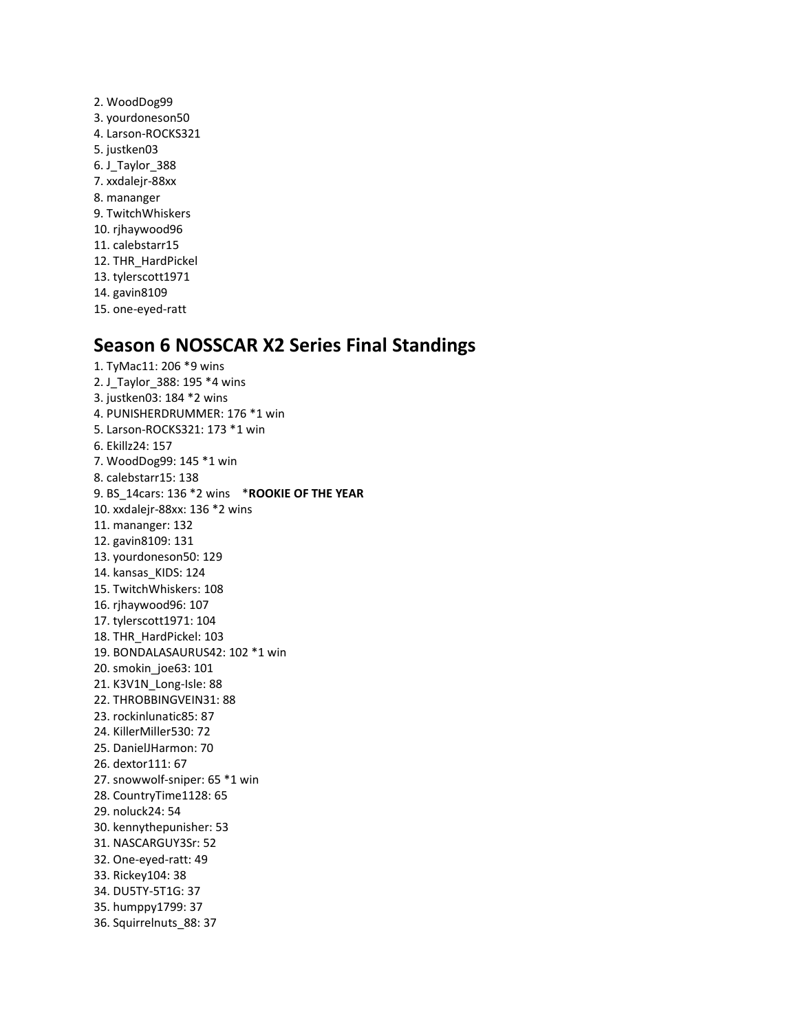2. WoodDog99
3. yourdoneson50
4. Larson-ROCKS321
5. justken03
6. J_Taylor_388
7. xxdalejr-88xx
8. mananger
9. TwitchWhiskers
10. rjhaywood96
11. calebstarr15
12. THR_HardPickel
13. tylerscott1971
14. gavin8109
15. one-eyed-ratt

## Season 6 NOSSCAR X2 Series Final Standings

1. TyMac11: 206 *9 wins
2. J_Taylor_388: 195 *4 wins
3. justken03: 184 *2 wins
4. PUNISHERDRUMMER: 176 *1 win
5. Larson-ROCKS321: 173 *1 win
6. Ekillz24: 157
7. WoodDog99: 145 *1 win
8. calebstarr15: 138
9. BS_14cars: 136 *2 wins *__ROOKIE OF THE YEAR__
10. xxdalejr-88xx: 136 *2 wins
11. mananger: 132
12. gavin8109: 131
13. yourdoneson50: 129
14. kansas_KIDS: 124
15. TwitchWhiskers: 108
16. rjhaywood96: 107
17. tylerscott1971: 104
18. THR_HardPickel: 103
19. BONDALASAURUS42: 102 *1 win
20. smokin_joe63: 101
21. K3V1N_Long-Isle: 88
22. THROBBINGVEIN31: 88
23. rockinlunatic85: 87
24. KillerMiller530: 72
25. DanielJHarmon: 70
26. dextor111: 67
27. snowwolf-sniper: 65 *1 win
28. CountryTime1128: 65
29. noluck24: 54
30. kennythepunisher: 53
31. NASCARGUY3Sr: 52
32. One-eyed-ratt: 49
33. Rickey104: 38
34. DU5TY-5T1G: 37
35. humppy1799: 37
36. Squirrelnuts_88: 37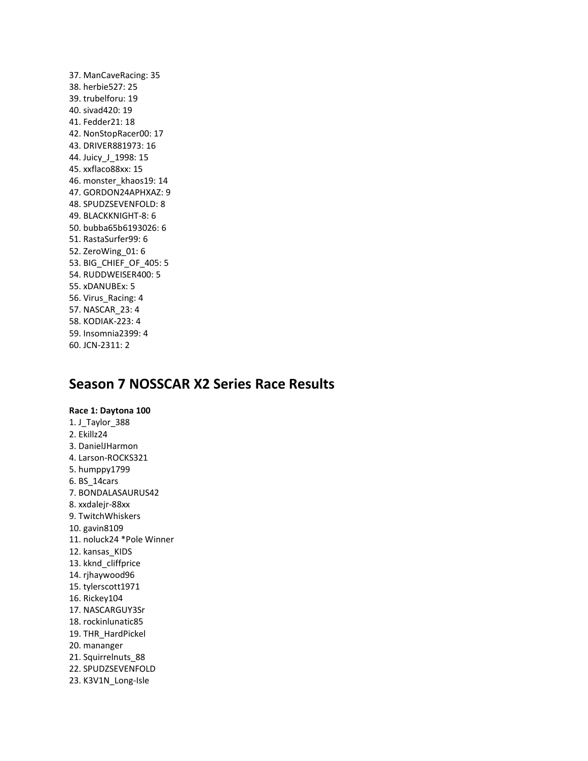37. ManCaveRacing: 35
38. herbie527: 25
39. trubelforu: 19
40. sivad420: 19
41. Fedder21: 18
42. NonStopRacer00: 17
43. DRIVER881973: 16
44. Juicy_J_1998: 15
45. xxflaco88xx: 15
46. monster_khaos19: 14
47. GORDON24APHXAZ: 9
48. SPUDZSEVENFOLD: 8
49. BLACKKNIGHT-8: 6
50. bubba65b6193026: 6
51. RastaSurfer99: 6
52. ZeroWing_01: 6
53. BIG_CHIEF_OF_405: 5
54. RUDDWEISER400: 5
55. xDANUBEx: 5
56. Virus_Racing: 4
57. NASCAR_23: 4
58. KODIAK-223: 4
59. Insomnia2399: 4
60. JCN-2311: 2

## Season 7 NOSSCAR X2 Series Race Results

**Race 1: Daytona 100**

1. J_Taylor_388
2. Ekillz24
3. DanielJHarmon
4. Larson-ROCKS321
5. humppy1799
6. BS_14cars
7. BONDALASAURUS42
8. xxdalejr-88xx
9. TwitchWhiskers
10. gavin8109
11. noluck24 *Pole Winner
12. kansas_KIDS
13. kknd_cliffprice
14. rjhaywood96
15. tylerscott1971
16. Rickey104
17. NASCARGUY3Sr
18. rockinlunatic85
19. THR_HardPickel
20. mananger
21. Squirrelnuts_88
22. SPUDZSEVENFOLD
23. K3V1N_Long-Isle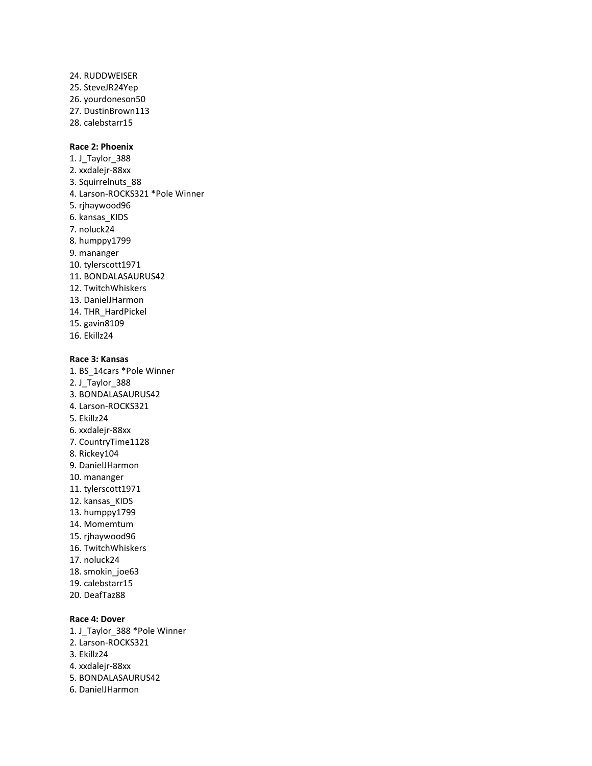24. RUDDWEISER
25. SteveJR24Yep
26. yourdoneson50
27. DustinBrown113
28. calebstarr15

**Race 2: Phoenix**

1. J_Taylor_388
2. xxdalejr-88xx
3. Squirrelnuts_88
4. Larson-ROCKS321 *Pole Winner
5. rjhaywood96
6. kansas_KIDS
7. noluck24
8. humppy1799
9. mananger
10. tylerscott1971
11. BONDALASAURUS42
12. TwitchWhiskers
13. DanielJHarmon
14. THR_HardPickel
15. gavin8109
16. Ekillz24

**Race 3: Kansas**

1. BS_14cars *Pole Winner
2. J_Taylor_388
3. BONDALASAURUS42
4. Larson-ROCKS321
5. Ekillz24
6. xxdalejr-88xx
7. CountryTime1128
8. Rickey104
9. DanielJHarmon
10. mananger
11. tylerscott1971
12. kansas_KIDS
13. humppy1799
14. Momemtum
15. rjhaywood96
16. TwitchWhiskers
17. noluck24
18. smokin_joe63
19. calebstarr15
20. DeafTaz88

**Race 4: Dover**

1. J_Taylor_388 *Pole Winner
2. Larson-ROCKS321
3. Ekillz24
4. xxdalejr-88xx
5. BONDALASAURUS42
6. DanielJHarmon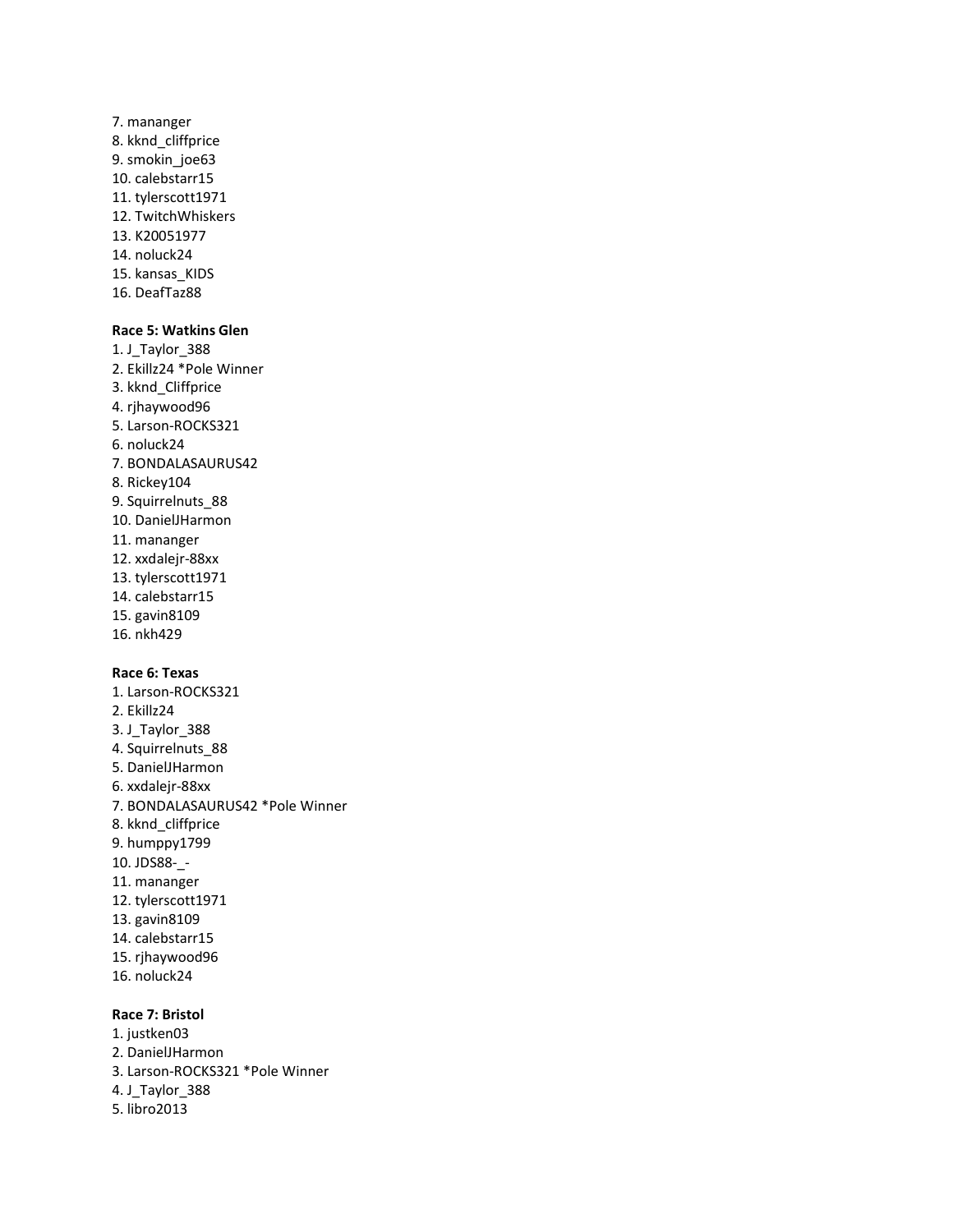7. mananger
8. kknd_cliffprice
9. smokin_joe63
10. calebstarr15
11. tylerscott1971
12. TwitchWhiskers
13. K20051977
14. noluck24
15. kansas_KIDS
16. DeafTaz88

**Race 5: Watkins Glen**

1. J_Taylor_388
2. Ekillz24 *Pole Winner
3. kknd_Cliffprice
4. rjhaywood96
5. Larson-ROCKS321
6. noluck24
7. BONDALASAURUS42
8. Rickey104
9. Squirrelnuts_88
10. DanielJHarmon
11. mananger
12. xxdalejr-88xx
13. tylerscott1971
14. calebstarr15
15. gavin8109
16. nkh429

**Race 6: Texas**

1. Larson-ROCKS321
2. Ekillz24
3. J_Taylor_388
4. Squirrelnuts_88
5. DanielJHarmon
6. xxdalejr-88xx
7. BONDALASAURUS42 *Pole Winner
8. kknd_cliffprice
9. humppy1799
10. JDS88-_-
11. mananger
12. tylerscott1971
13. gavin8109
14. calebstarr15
15. rjhaywood96
16. noluck24

**Race 7: Bristol**

1. justken03
2. DanielJHarmon
3. Larson-ROCKS321 *Pole Winner
4. J_Taylor_388
5. libro2013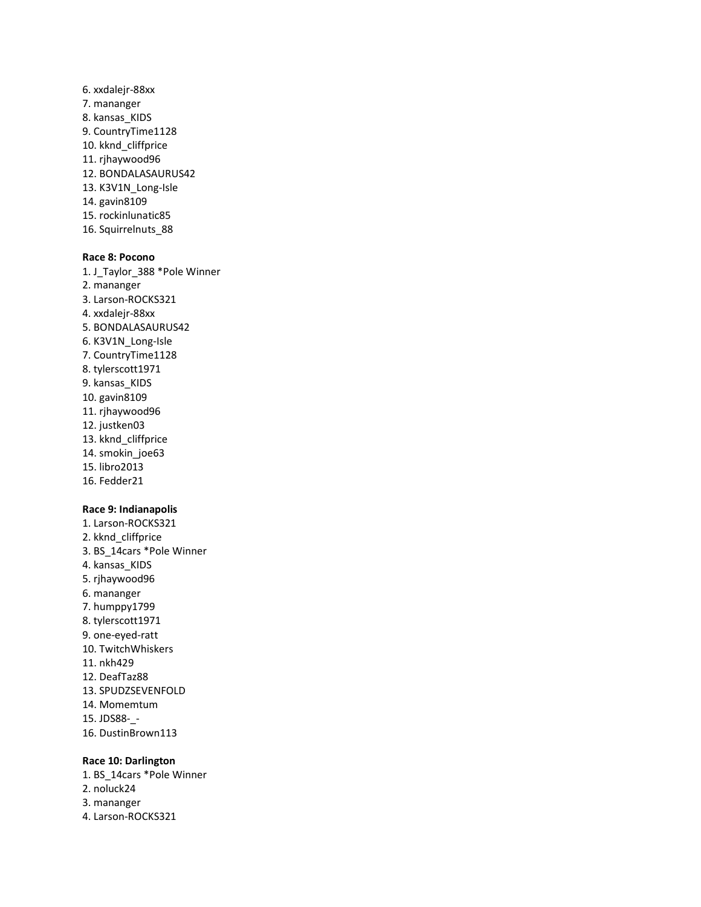6. xxdalejr-88xx
7. mananger
8. kansas_KIDS
9. CountryTime1128
10. kknd_cliffprice
11. rjhaywood96
12. BONDALASAURUS42
13. K3V1N_Long-Isle
14. gavin8109
15. rockinlunatic85
16. Squirrelnuts_88

**Race 8: Pocono**

1. J_Taylor_388 *Pole Winner
2. mananger
3. Larson-ROCKS321
4. xxdalejr-88xx
5. BONDALASAURUS42
6. K3V1N_Long-Isle
7. CountryTime1128
8. tylerscott1971
9. kansas_KIDS
10. gavin8109
11. rjhaywood96
12. justken03
13. kknd_cliffprice
14. smokin_joe63
15. libro2013
16. Fedder21

**Race 9: Indianapolis**

1. Larson-ROCKS321
2. kknd_cliffprice
3. BS_14cars *Pole Winner
4. kansas_KIDS
5. rjhaywood96
6. mananger
7. humppy1799
8. tylerscott1971
9. one-eyed-ratt
10. TwitchWhiskers
11. nkh429
12. DeafTaz88
13. SPUDZSEVENFOLD
14. Momemtum
15. JDS88-_-
16. DustinBrown113

**Race 10: Darlington**

1. BS_14cars *Pole Winner
2. noluck24
3. mananger
4. Larson-ROCKS321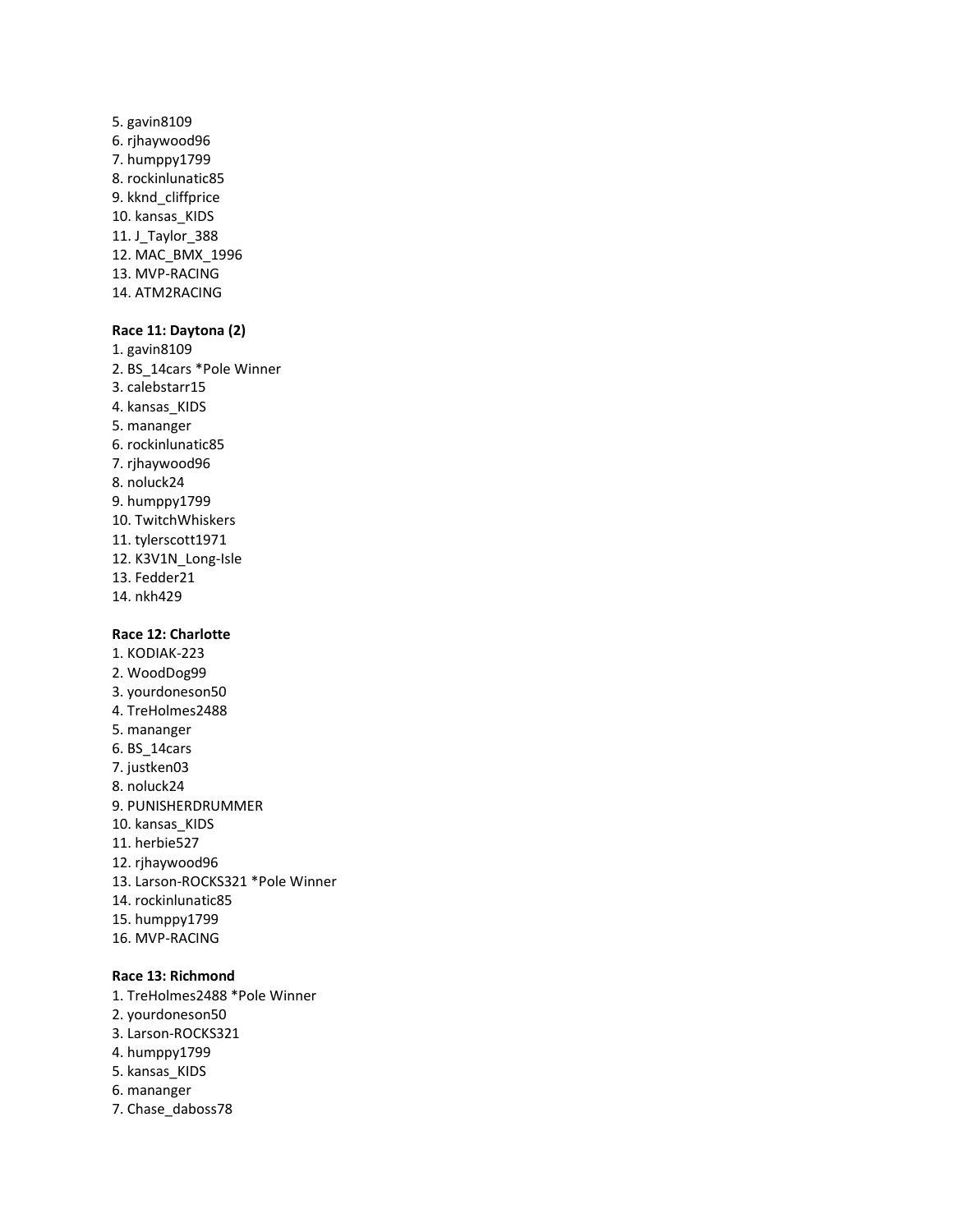5. gavin8109
6. rjhaywood96
7. humppy1799
8. rockinlunatic85
9. kknd_cliffprice
10. kansas_KIDS
11. J_Taylor_388
12. MAC_BMX_1996
13. MVP-RACING
14. ATM2RACING

**Race 11: Daytona (2)**

1. gavin8109
2. BS_14cars *Pole Winner
3. calebstarr15
4. kansas_KIDS
5. mananger
6. rockinlunatic85
7. rjhaywood96
8. noluck24
9. humppy1799
10. TwitchWhiskers
11. tylerscott1971
12. K3V1N_Long-Isle
13. Fedder21
14. nkh429

**Race 12: Charlotte**

1. KODIAK-223
2. WoodDog99
3. yourdoneson50
4. TreHolmes2488
5. mananger
6. BS_14cars
7. justken03
8. noluck24
9. PUNISHERDRUMMER
10. kansas_KIDS
11. herbie527
12. rjhaywood96
13. Larson-ROCKS321 *Pole Winner
14. rockinlunatic85
15. humppy1799
16. MVP-RACING

**Race 13: Richmond**

1. TreHolmes2488 *Pole Winner
2. yourdoneson50
3. Larson-ROCKS321
4. humppy1799
5. kansas_KIDS
6. mananger
7. Chase_daboss78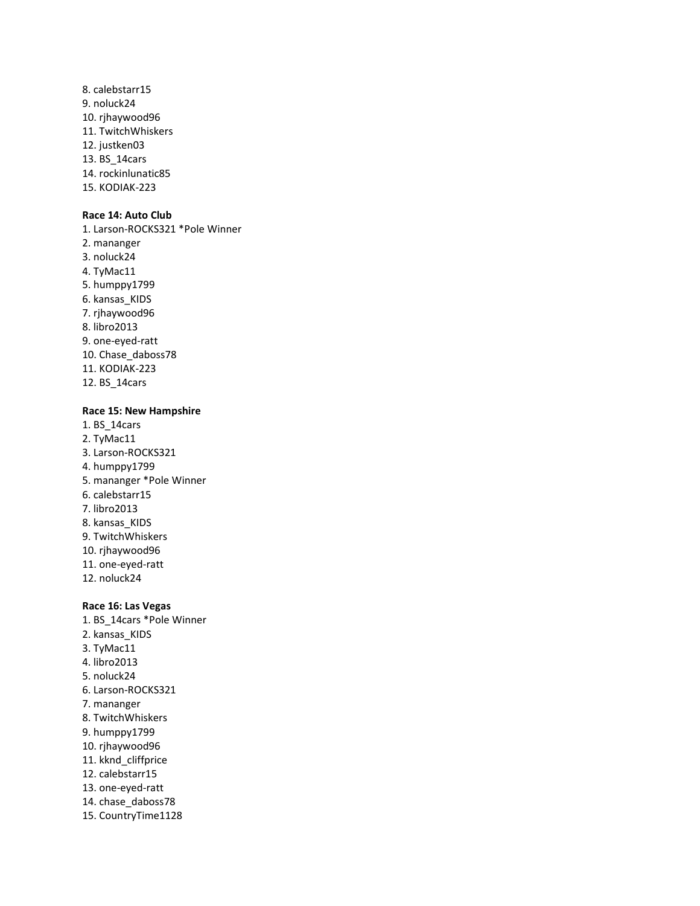8. calebstarr15
9. noluck24
10. rjhaywood96
11. TwitchWhiskers
12. justken03
13. BS_14cars
14. rockinlunatic85
15. KODIAK-223

**Race 14: Auto Club**

1. Larson-ROCKS321 *Pole Winner
2. mananger
3. noluck24
4. TyMac11
5. humppy1799
6. kansas_KIDS
7. rjhaywood96
8. libro2013
9. one-eyed-ratt
10. Chase_daboss78
11. KODIAK-223
12. BS_14cars

**Race 15: New Hampshire**

1. BS_14cars
2. TyMac11
3. Larson-ROCKS321
4. humppy1799
5. mananger *Pole Winner
6. calebstarr15
7. libro2013
8. kansas_KIDS
9. TwitchWhiskers
10. rjhaywood96
11. one-eyed-ratt
12. noluck24

**Race 16: Las Vegas**

1. BS_14cars *Pole Winner
2. kansas_KIDS
3. TyMac11
4. libro2013
5. noluck24
6. Larson-ROCKS321
7. mananger
8. TwitchWhiskers
9. humppy1799
10. rjhaywood96
11. kknd_cliffprice
12. calebstarr15
13. one-eyed-ratt
14. chase_daboss78
15. CountryTime1128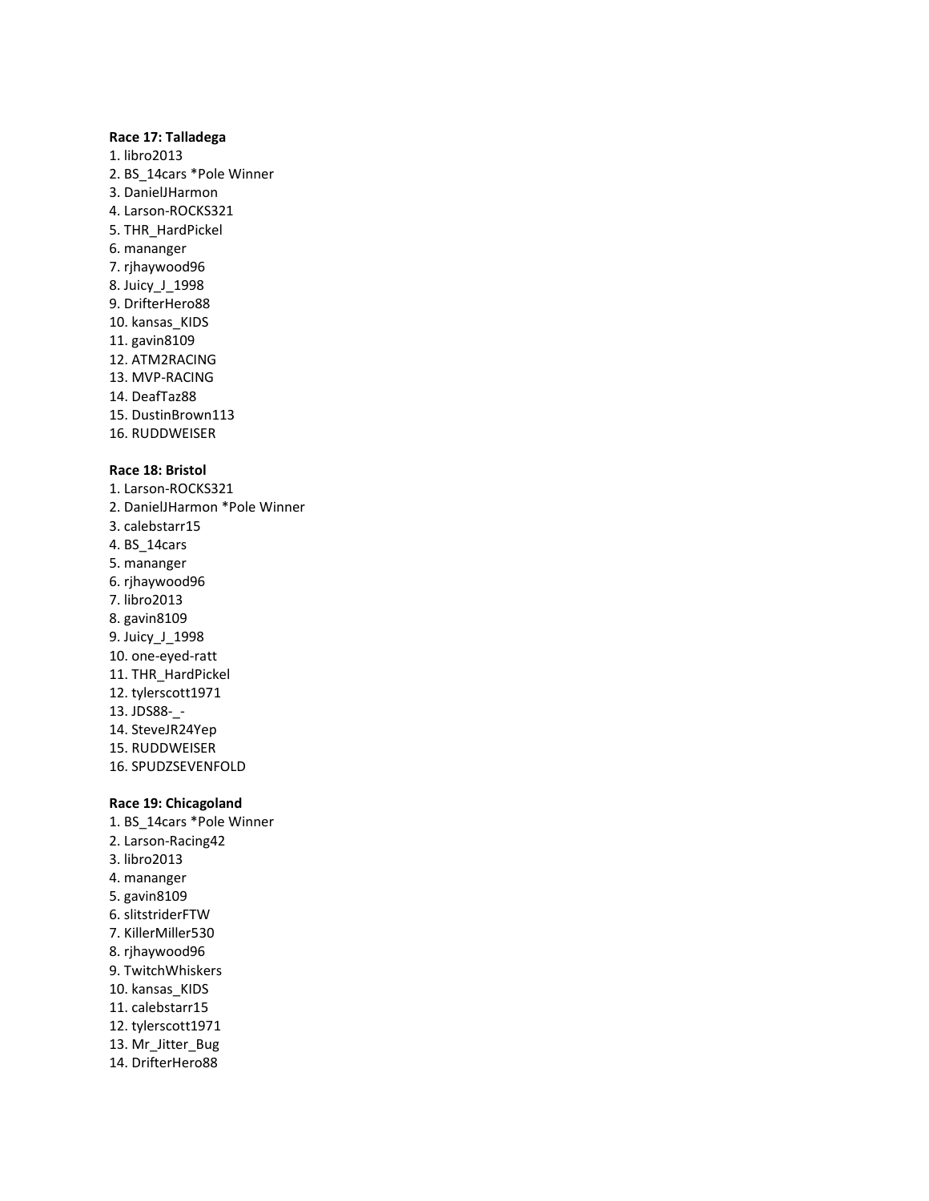**Race 17: Talladega**

1. libro2013
2. BS_14cars *Pole Winner
3. DanielJHarmon
4. Larson-ROCKS321
5. THR_HardPickel
6. mananger
7. rjhaywood96
8. Juicy_J_1998
9. DrifterHero88
10. kansas_KIDS
11. gavin8109
12. ATM2RACING
13. MVP-RACING
14. DeafTaz88
15. DustinBrown113
16. RUDDWEISER

**Race 18: Bristol**

1. Larson-ROCKS321
2. DanielJHarmon *Pole Winner
3. calebstarr15
4. BS_14cars
5. mananger
6. rjhaywood96
7. libro2013
8. gavin8109
9. Juicy_J_1998
10. one-eyed-ratt
11. THR_HardPickel
12. tylerscott1971
13. JDS88-_-
14. SteveJR24Yep
15. RUDDWEISER
16. SPUDZSEVENFOLD

**Race 19: Chicagoland**

1. BS_14cars *Pole Winner
2. Larson-Racing42
3. libro2013
4. mananger
5. gavin8109
6. slitstriderFTW
7. KillerMiller530
8. rjhaywood96
9. TwitchWhiskers
10. kansas_KIDS
11. calebstarr15
12. tylerscott1971
13. Mr_Jitter_Bug
14. DrifterHero88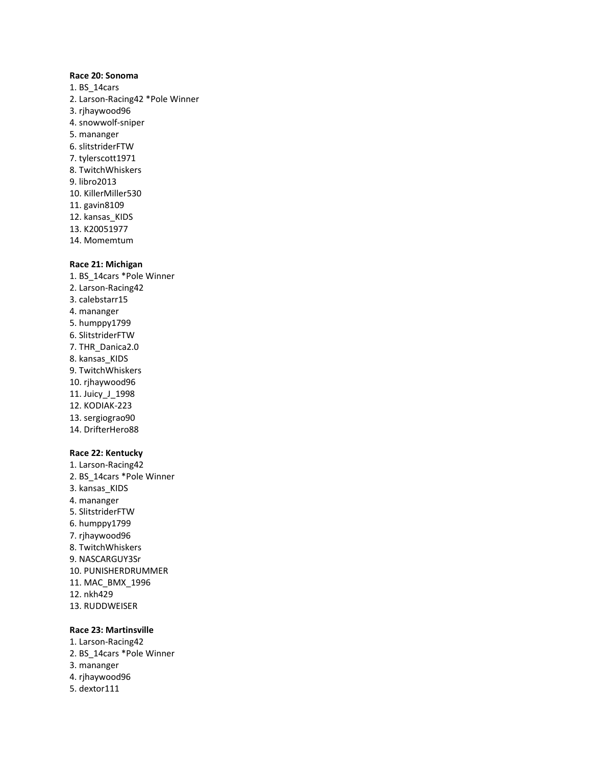**Race 20: Sonoma**

1. BS_14cars
2. Larson-Racing42 *Pole Winner
3. rjhaywood96
4. snowwolf-sniper
5. mananger
6. slitstriderFTW
7. tylerscott1971
8. TwitchWhiskers
9. libro2013
10. KillerMiller530
11. gavin8109
12. kansas_KIDS
13. K20051977
14. Momemtum

**Race 21: Michigan**

1. BS_14cars *Pole Winner
2. Larson-Racing42
3. calebstarr15
4. mananger
5. humppy1799
6. SlitstriderFTW
7. THR_Danica2.0
8. kansas_KIDS
9. TwitchWhiskers
10. rjhaywood96
11. Juicy_J_1998
12. KODIAK-223
13. sergiograo90
14. DrifterHero88

**Race 22: Kentucky**

1. Larson-Racing42
2. BS_14cars *Pole Winner
3. kansas_KIDS
4. mananger
5. SlitstriderFTW
6. humppy1799
7. rjhaywood96
8. TwitchWhiskers
9. NASCARGUY3Sr
10. PUNISHERDRUMMER
11. MAC_BMX_1996
12. nkh429
13. RUDDWEISER

**Race 23: Martinsville**

1. Larson-Racing42
2. BS_14cars *Pole Winner
3. mananger
4. rjhaywood96
5. dextor111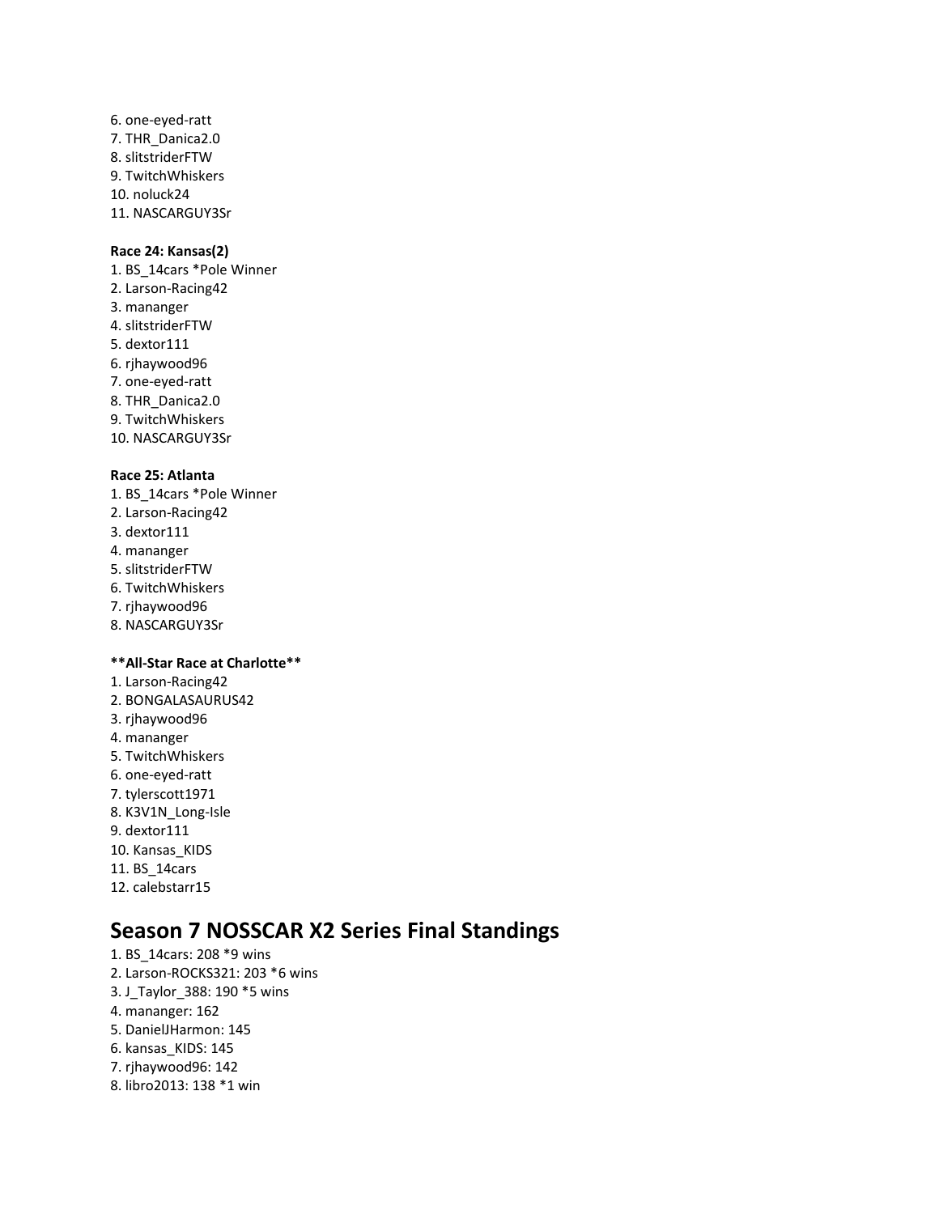6. one-eyed-ratt
7. THR_Danica2.0
8. slitstriderFTW
9. TwitchWhiskers
10. noluck24
11. NASCARGUY3Sr

**Race 24: Kansas(2)**

1. BS_14cars *Pole Winner
2. Larson-Racing42
3. mananger
4. slitstriderFTW
5. dextor111
6. rjhaywood96
7. one-eyed-ratt
8. THR_Danica2.0
9. TwitchWhiskers
10. NASCARGUY3Sr

**Race 25: Atlanta**

1. BS_14cars *Pole Winner
2. Larson-Racing42
3. dextor111
4. mananger
5. slitstriderFTW
6. TwitchWhiskers
7. rjhaywood96
8. NASCARGUY3Sr

**\*\*All-Star Race at Charlotte\*\***

1. Larson-Racing42
2. BONGALASAURUS42
3. rjhaywood96
4. mananger
5. TwitchWhiskers
6. one-eyed-ratt
7. tylerscott1971
8. K3V1N_Long-Isle
9. dextor111
10. Kansas_KIDS
11. BS_14cars
12. calebstarr15

## Season 7 NOSSCAR X2 Series Final Standings

1. BS_14cars: 208 *9 wins
2. Larson-ROCKS321: 203 *6 wins
3. J_Taylor_388: 190 *5 wins
4. mananger: 162
5. DanielJHarmon: 145
6. kansas_KIDS: 145
7. rjhaywood96: 142
8. libro2013: 138 *1 win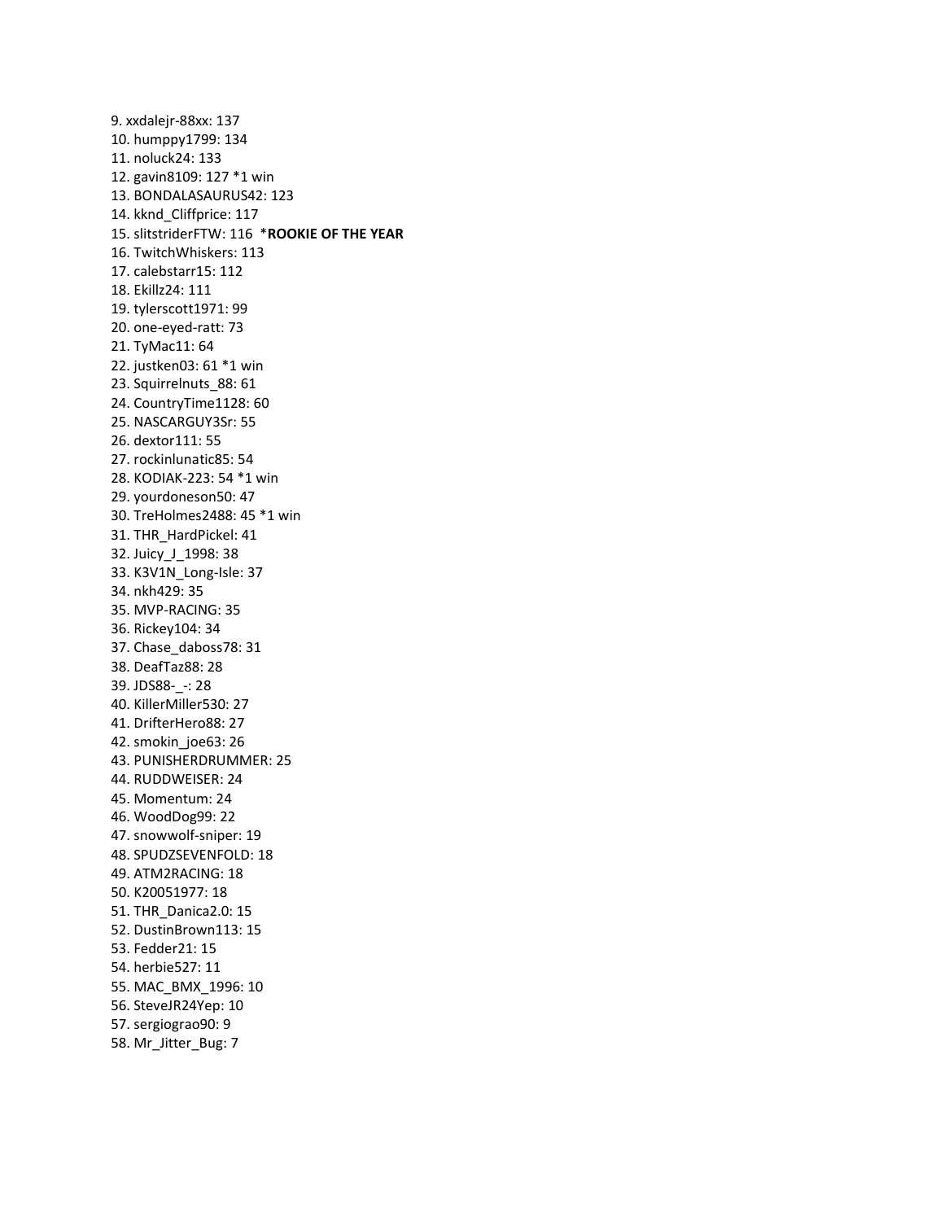9. xxdalejr-88xx: 137
10. humppy1799: 134
11. noluck24: 133
12. gavin8109: 127 *1 win
13. BONDALASAURUS42: 123
14. kknd_Cliffprice: 117
15. slitstriderFTW: 116 ***ROOKIE OF THE YEAR**
16. TwitchWhiskers: 113
17. calebstarr15: 112
18. Ekillz24: 111
19. tylerscott1971: 99
20. one-eyed-ratt: 73
21. TyMac11: 64
22. justken03: 61 *1 win
23. Squirrelnuts_88: 61
24. CountryTime1128: 60
25. NASCARGUY3Sr: 55
26. dextor111: 55
27. rockinlunatic85: 54
28. KODIAK-223: 54 *1 win
29. yourdoneson50: 47
30. TreHolmes2488: 45 *1 win
31. THR_HardPickel: 41
32. Juicy_J_1998: 38
33. K3V1N_Long-Isle: 37
34. nkh429: 35
35. MVP-RACING: 35
36. Rickey104: 34
37. Chase_daboss78: 31
38. DeafTaz88: 28
39. JDS88-_-: 28
40. KillerMiller530: 27
41. DrifterHero88: 27
42. smokin_joe63: 26
43. PUNISHERDRUMMER: 25
44. RUDDWEISER: 24
45. Momentum: 24
46. WoodDog99: 22
47. snowwolf-sniper: 19
48. SPUDZSEVENFOLD: 18
49. ATM2RACING: 18
50. K20051977: 18
51. THR_Danica2.0: 15
52. DustinBrown113: 15
53. Fedder21: 15
54. herbie527: 11
55. MAC_BMX_1996: 10
56. SteveJR24Yep: 10
57. sergiograo90: 9
58. Mr_Jitter_Bug: 7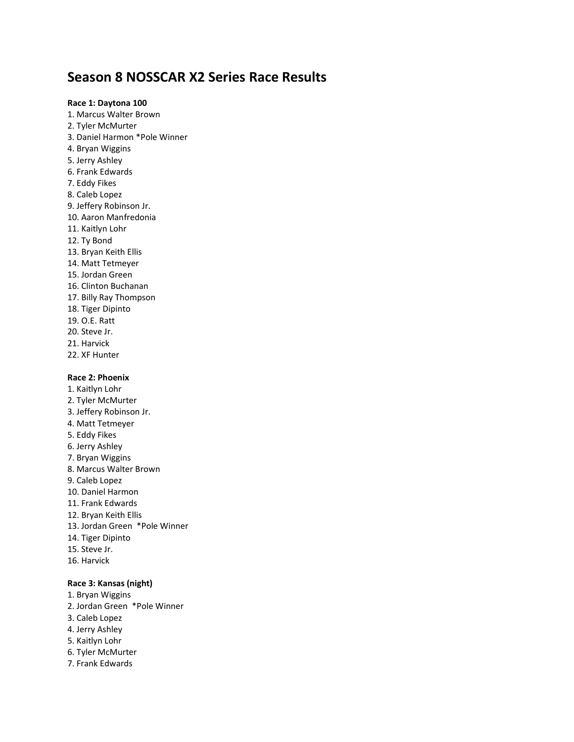# Season 8 NOSSCAR X2 Series Race Results

**Race 1: Daytona 100**

1. Marcus Walter Brown
2. Tyler McMurter
3. Daniel Harmon *Pole Winner
4. Bryan Wiggins
5. Jerry Ashley
6. Frank Edwards
7. Eddy Fikes
8. Caleb Lopez
9. Jeffery Robinson Jr.
10. Aaron Manfredonia
11. Kaitlyn Lohr
12. Ty Bond
13. Bryan Keith Ellis
14. Matt Tetmeyer
15. Jordan Green
16. Clinton Buchanan
17. Billy Ray Thompson
18. Tiger Dipinto
19. O.E. Ratt
20. Steve Jr.
21. Harvick
22. XF Hunter

**Race 2: Phoenix**

1. Kaitlyn Lohr
2. Tyler McMurter
3. Jeffery Robinson Jr.
4. Matt Tetmeyer
5. Eddy Fikes
6. Jerry Ashley
7. Bryan Wiggins
8. Marcus Walter Brown
9. Caleb Lopez
10. Daniel Harmon
11. Frank Edwards
12. Bryan Keith Ellis
13. Jordan Green *Pole Winner
14. Tiger Dipinto
15. Steve Jr.
16. Harvick

**Race 3: Kansas (night)**

1. Bryan Wiggins
2. Jordan Green *Pole Winner
3. Caleb Lopez
4. Jerry Ashley
5. Kaitlyn Lohr
6. Tyler McMurter
7. Frank Edwards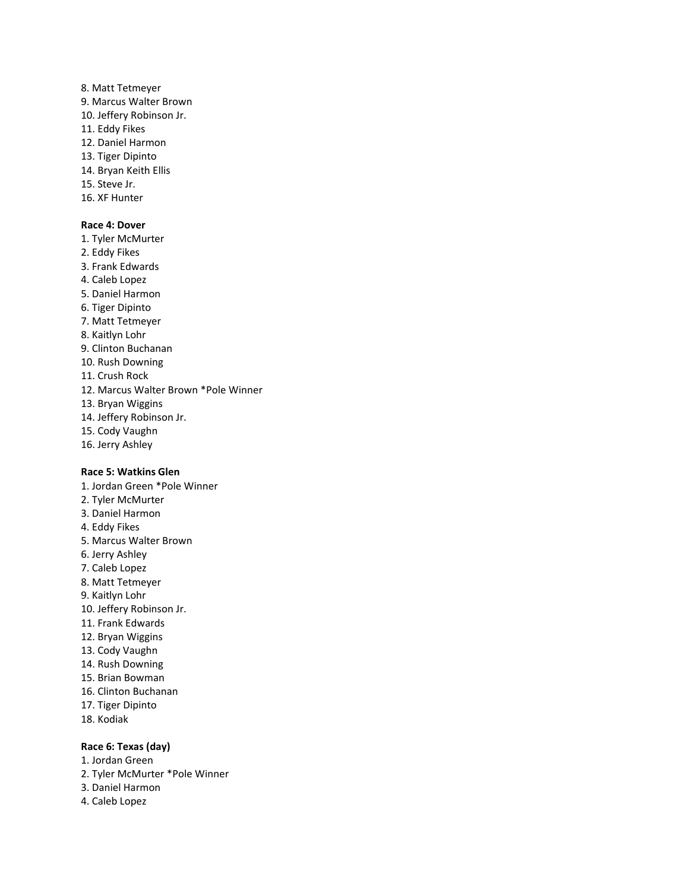8. Matt Tetmeyer
9. Marcus Walter Brown
10. Jeffery Robinson Jr.
11. Eddy Fikes
12. Daniel Harmon
13. Tiger Dipinto
14. Bryan Keith Ellis
15. Steve Jr.
16. XF Hunter

**Race 4: Dover**

1. Tyler McMurter
2. Eddy Fikes
3. Frank Edwards
4. Caleb Lopez
5. Daniel Harmon
6. Tiger Dipinto
7. Matt Tetmeyer
8. Kaitlyn Lohr
9. Clinton Buchanan
10. Rush Downing
11. Crush Rock
12. Marcus Walter Brown *Pole Winner
13. Bryan Wiggins
14. Jeffery Robinson Jr.
15. Cody Vaughn
16. Jerry Ashley

**Race 5: Watkins Glen**

1. Jordan Green *Pole Winner
2. Tyler McMurter
3. Daniel Harmon
4. Eddy Fikes
5. Marcus Walter Brown
6. Jerry Ashley
7. Caleb Lopez
8. Matt Tetmeyer
9. Kaitlyn Lohr
10. Jeffery Robinson Jr.
11. Frank Edwards
12. Bryan Wiggins
13. Cody Vaughn
14. Rush Downing
15. Brian Bowman
16. Clinton Buchanan
17. Tiger Dipinto
18. Kodiak

**Race 6: Texas (day)**

1. Jordan Green
2. Tyler McMurter *Pole Winner
3. Daniel Harmon
4. Caleb Lopez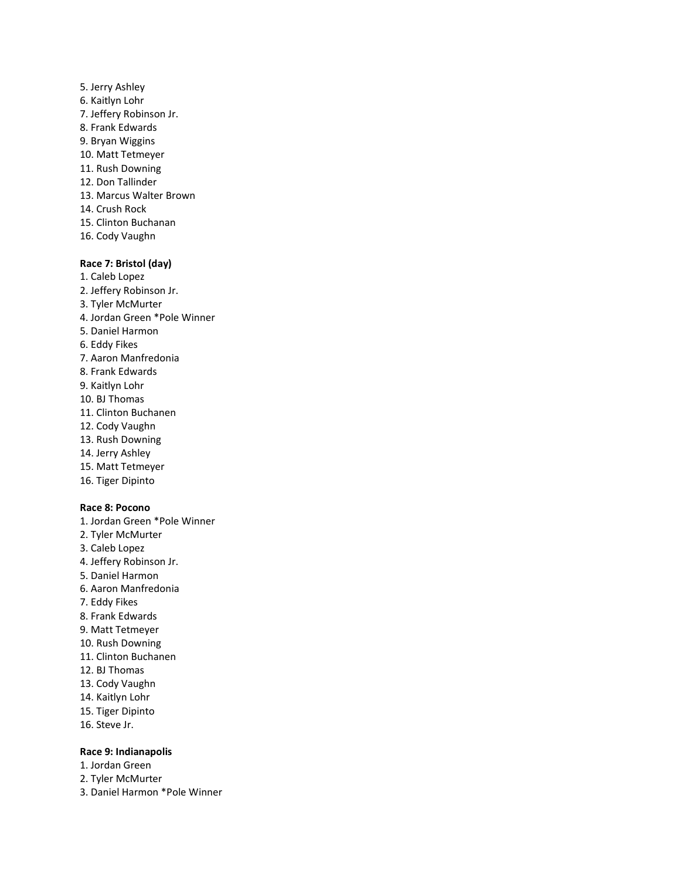5. Jerry Ashley
6. Kaitlyn Lohr
7. Jeffery Robinson Jr.
8. Frank Edwards
9. Bryan Wiggins
10. Matt Tetmeyer
11. Rush Downing
12. Don Tallinder
13. Marcus Walter Brown
14. Crush Rock
15. Clinton Buchanan
16. Cody Vaughn

**Race 7: Bristol (day)**

1. Caleb Lopez
2. Jeffery Robinson Jr.
3. Tyler McMurter
4. Jordan Green *Pole Winner
5. Daniel Harmon
6. Eddy Fikes
7. Aaron Manfredonia
8. Frank Edwards
9. Kaitlyn Lohr
10. BJ Thomas
11. Clinton Buchanen
12. Cody Vaughn
13. Rush Downing
14. Jerry Ashley
15. Matt Tetmeyer
16. Tiger Dipinto

**Race 8: Pocono**

1. Jordan Green *Pole Winner
2. Tyler McMurter
3. Caleb Lopez
4. Jeffery Robinson Jr.
5. Daniel Harmon
6. Aaron Manfredonia
7. Eddy Fikes
8. Frank Edwards
9. Matt Tetmeyer
10. Rush Downing
11. Clinton Buchanen
12. BJ Thomas
13. Cody Vaughn
14. Kaitlyn Lohr
15. Tiger Dipinto
16. Steve Jr.

**Race 9: Indianapolis**

1. Jordan Green
2. Tyler McMurter
3. Daniel Harmon *Pole Winner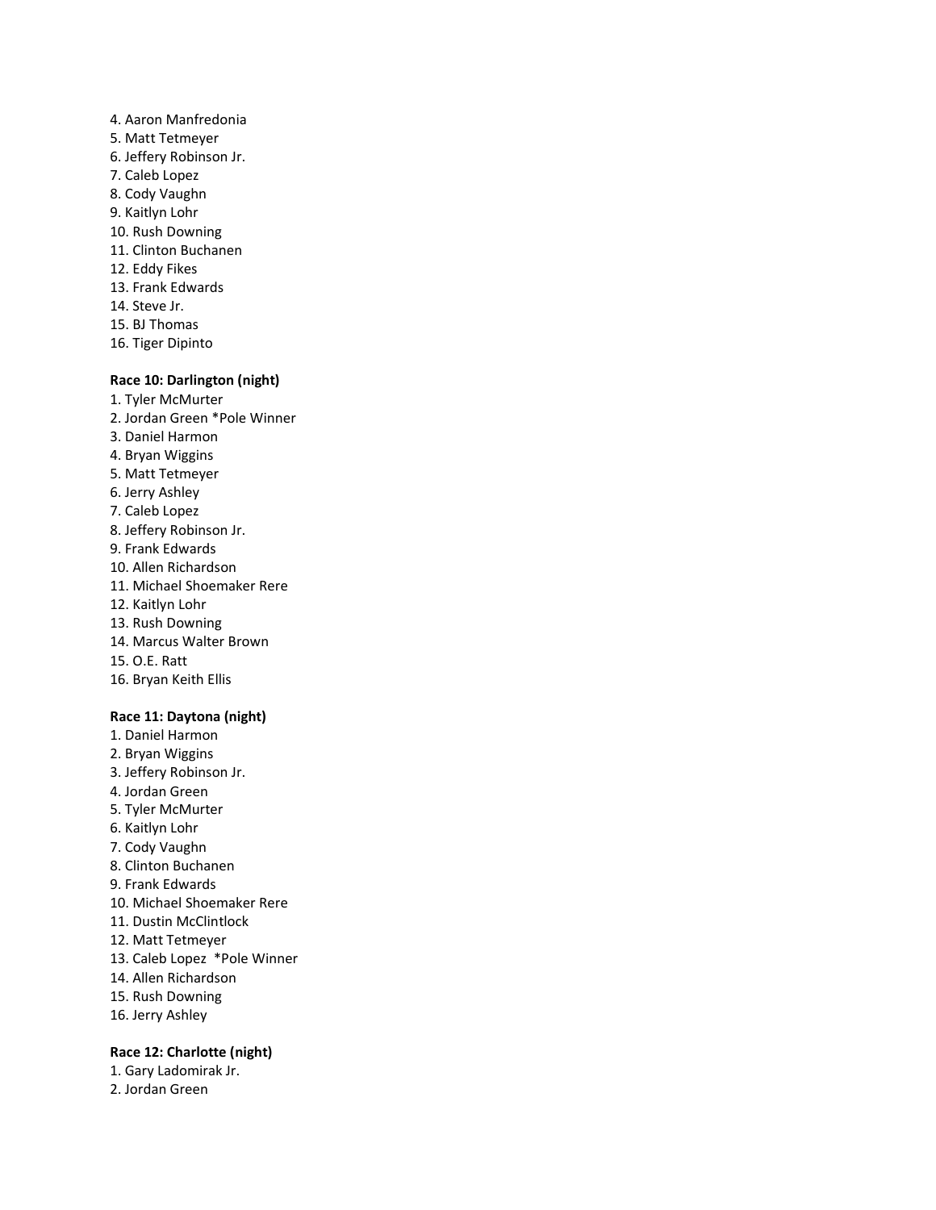4. Aaron Manfredonia
5. Matt Tetmeyer
6. Jeffery Robinson Jr.
7. Caleb Lopez
8. Cody Vaughn
9. Kaitlyn Lohr
10. Rush Downing
11. Clinton Buchanen
12. Eddy Fikes
13. Frank Edwards
14. Steve Jr.
15. BJ Thomas
16. Tiger Dipinto

**Race 10: Darlington (night)**

1. Tyler McMurter
2. Jordan Green *Pole Winner
3. Daniel Harmon
4. Bryan Wiggins
5. Matt Tetmeyer
6. Jerry Ashley
7. Caleb Lopez
8. Jeffery Robinson Jr.
9. Frank Edwards
10. Allen Richardson
11. Michael Shoemaker Rere
12. Kaitlyn Lohr
13. Rush Downing
14. Marcus Walter Brown
15. O.E. Ratt
16. Bryan Keith Ellis

**Race 11: Daytona (night)**

1. Daniel Harmon
2. Bryan Wiggins
3. Jeffery Robinson Jr.
4. Jordan Green
5. Tyler McMurter
6. Kaitlyn Lohr
7. Cody Vaughn
8. Clinton Buchanen
9. Frank Edwards
10. Michael Shoemaker Rere
11. Dustin McClintlock
12. Matt Tetmeyer
13. Caleb Lopez *Pole Winner
14. Allen Richardson
15. Rush Downing
16. Jerry Ashley

**Race 12: Charlotte (night)**

1. Gary Ladomirak Jr.
2. Jordan Green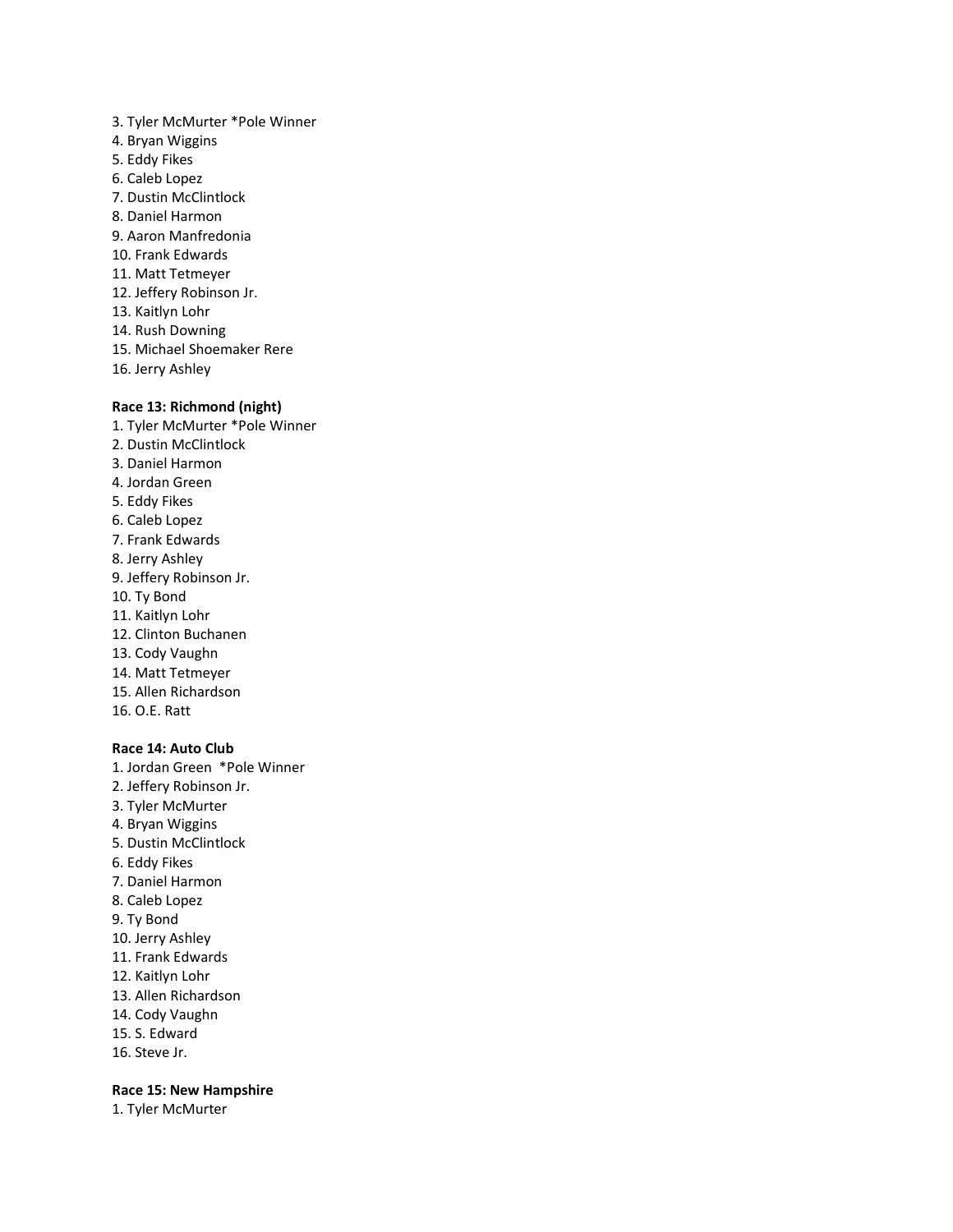3. Tyler McMurter *Pole Winner
4. Bryan Wiggins
5. Eddy Fikes
6. Caleb Lopez
7. Dustin McClintlock
8. Daniel Harmon
9. Aaron Manfredonia
10. Frank Edwards
11. Matt Tetmeyer
12. Jeffery Robinson Jr.
13. Kaitlyn Lohr
14. Rush Downing
15. Michael Shoemaker Rere
16. Jerry Ashley

**Race 13: Richmond (night)**

1. Tyler McMurter *Pole Winner
2. Dustin McClintlock
3. Daniel Harmon
4. Jordan Green
5. Eddy Fikes
6. Caleb Lopez
7. Frank Edwards
8. Jerry Ashley
9. Jeffery Robinson Jr.
10. Ty Bond
11. Kaitlyn Lohr
12. Clinton Buchanen
13. Cody Vaughn
14. Matt Tetmeyer
15. Allen Richardson
16. O.E. Ratt

**Race 14: Auto Club**

1. Jordan Green *Pole Winner
2. Jeffery Robinson Jr.
3. Tyler McMurter
4. Bryan Wiggins
5. Dustin McClintlock
6. Eddy Fikes
7. Daniel Harmon
8. Caleb Lopez
9. Ty Bond
10. Jerry Ashley
11. Frank Edwards
12. Kaitlyn Lohr
13. Allen Richardson
14. Cody Vaughn
15. S. Edward
16. Steve Jr.

**Race 15: New Hampshire**

1. Tyler McMurter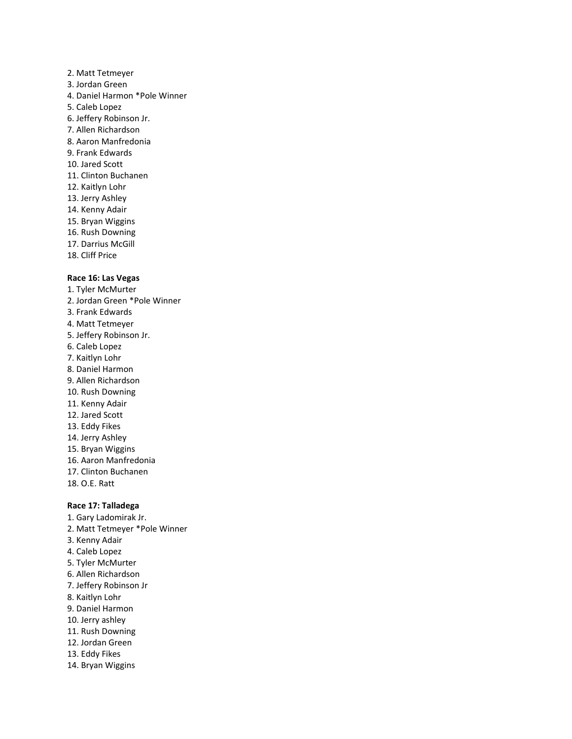2. Matt Tetmeyer
3. Jordan Green
4. Daniel Harmon *Pole Winner
5. Caleb Lopez
6. Jeffery Robinson Jr.
7. Allen Richardson
8. Aaron Manfredonia
9. Frank Edwards
10. Jared Scott
11. Clinton Buchanen
12. Kaitlyn Lohr
13. Jerry Ashley
14. Kenny Adair
15. Bryan Wiggins
16. Rush Downing
17. Darrius McGill
18. Cliff Price

**Race 16: Las Vegas**

1. Tyler McMurter
2. Jordan Green *Pole Winner
3. Frank Edwards
4. Matt Tetmeyer
5. Jeffery Robinson Jr.
6. Caleb Lopez
7. Kaitlyn Lohr
8. Daniel Harmon
9. Allen Richardson
10. Rush Downing
11. Kenny Adair
12. Jared Scott
13. Eddy Fikes
14. Jerry Ashley
15. Bryan Wiggins
16. Aaron Manfredonia
17. Clinton Buchanen
18. O.E. Ratt

**Race 17: Talladega**

1. Gary Ladomirak Jr.
2. Matt Tetmeyer *Pole Winner
3. Kenny Adair
4. Caleb Lopez
5. Tyler McMurter
6. Allen Richardson
7. Jeffery Robinson Jr
8. Kaitlyn Lohr
9. Daniel Harmon
10. Jerry ashley
11. Rush Downing
12. Jordan Green
13. Eddy Fikes
14. Bryan Wiggins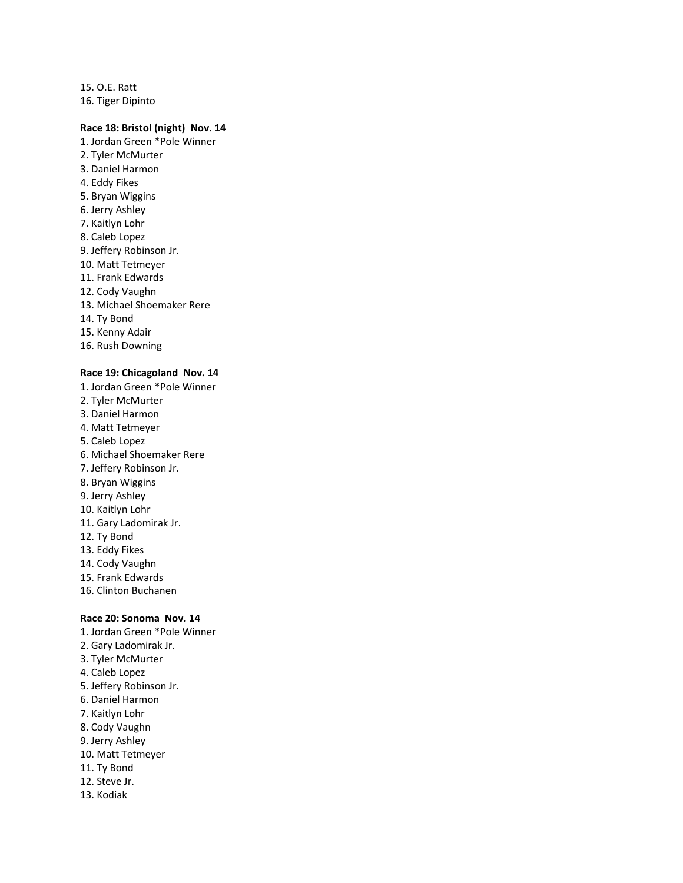15. O.E. Ratt
16. Tiger Dipinto

**Race 18: Bristol (night)  Nov. 14**

1. Jordan Green *Pole Winner
2. Tyler McMurter
3. Daniel Harmon
4. Eddy Fikes
5. Bryan Wiggins
6. Jerry Ashley
7. Kaitlyn Lohr
8. Caleb Lopez
9. Jeffery Robinson Jr.
10. Matt Tetmeyer
11. Frank Edwards
12. Cody Vaughn
13. Michael Shoemaker Rere
14. Ty Bond
15. Kenny Adair
16. Rush Downing

**Race 19: Chicagoland  Nov. 14**

1. Jordan Green *Pole Winner
2. Tyler McMurter
3. Daniel Harmon
4. Matt Tetmeyer
5. Caleb Lopez
6. Michael Shoemaker Rere
7. Jeffery Robinson Jr.
8. Bryan Wiggins
9. Jerry Ashley
10. Kaitlyn Lohr
11. Gary Ladomirak Jr.
12. Ty Bond
13. Eddy Fikes
14. Cody Vaughn
15. Frank Edwards
16. Clinton Buchanen

**Race 20: Sonoma  Nov. 14**

1. Jordan Green *Pole Winner
2. Gary Ladomirak Jr.
3. Tyler McMurter
4. Caleb Lopez
5. Jeffery Robinson Jr.
6. Daniel Harmon
7. Kaitlyn Lohr
8. Cody Vaughn
9. Jerry Ashley
10. Matt Tetmeyer
11. Ty Bond
12. Steve Jr.
13. Kodiak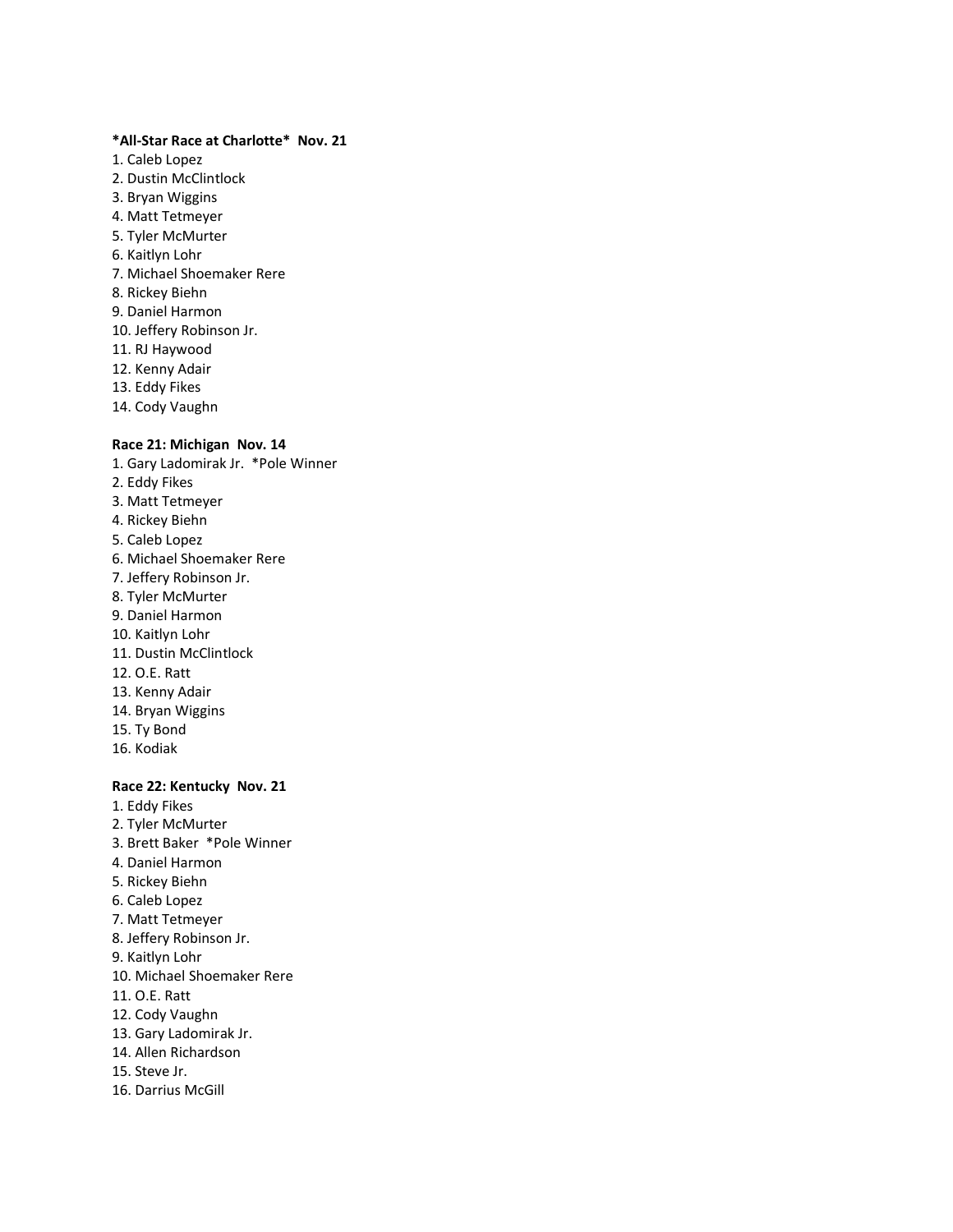**\*All-Star Race at Charlotte\*  Nov. 21**

1. Caleb Lopez
2. Dustin McClintlock
3. Bryan Wiggins
4. Matt Tetmeyer
5. Tyler McMurter
6. Kaitlyn Lohr
7. Michael Shoemaker Rere
8. Rickey Biehn
9. Daniel Harmon
10. Jeffery Robinson Jr.
11. RJ Haywood
12. Kenny Adair
13. Eddy Fikes
14. Cody Vaughn

**Race 21: Michigan  Nov. 14**

1. Gary Ladomirak Jr.  *Pole Winner
2. Eddy Fikes
3. Matt Tetmeyer
4. Rickey Biehn
5. Caleb Lopez
6. Michael Shoemaker Rere
7. Jeffery Robinson Jr.
8. Tyler McMurter
9. Daniel Harmon
10. Kaitlyn Lohr
11. Dustin McClintlock
12. O.E. Ratt
13. Kenny Adair
14. Bryan Wiggins
15. Ty Bond
16. Kodiak

**Race 22: Kentucky  Nov. 21**

1. Eddy Fikes
2. Tyler McMurter
3. Brett Baker  *Pole Winner
4. Daniel Harmon
5. Rickey Biehn
6. Caleb Lopez
7. Matt Tetmeyer
8. Jeffery Robinson Jr.
9. Kaitlyn Lohr
10. Michael Shoemaker Rere
11. O.E. Ratt
12. Cody Vaughn
13. Gary Ladomirak Jr.
14. Allen Richardson
15. Steve Jr.
16. Darrius McGill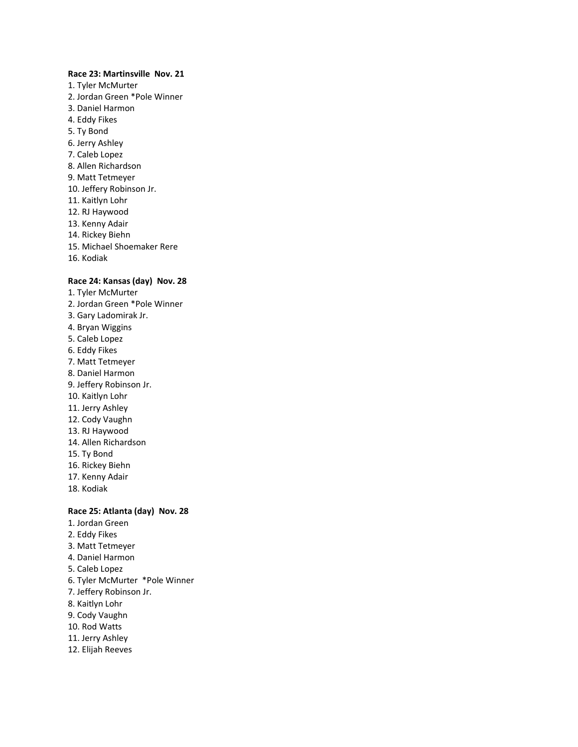**Race 23: Martinsville  Nov. 21**

1. Tyler McMurter
2. Jordan Green *Pole Winner
3. Daniel Harmon
4. Eddy Fikes
5. Ty Bond
6. Jerry Ashley
7. Caleb Lopez
8. Allen Richardson
9. Matt Tetmeyer
10. Jeffery Robinson Jr.
11. Kaitlyn Lohr
12. RJ Haywood
13. Kenny Adair
14. Rickey Biehn
15. Michael Shoemaker Rere
16. Kodiak

**Race 24: Kansas (day)  Nov. 28**

1. Tyler McMurter
2. Jordan Green *Pole Winner
3. Gary Ladomirak Jr.
4. Bryan Wiggins
5. Caleb Lopez
6. Eddy Fikes
7. Matt Tetmeyer
8. Daniel Harmon
9. Jeffery Robinson Jr.
10. Kaitlyn Lohr
11. Jerry Ashley
12. Cody Vaughn
13. RJ Haywood
14. Allen Richardson
15. Ty Bond
16. Rickey Biehn
17. Kenny Adair
18. Kodiak

**Race 25: Atlanta (day)  Nov. 28**

1. Jordan Green
2. Eddy Fikes
3. Matt Tetmeyer
4. Daniel Harmon
5. Caleb Lopez
6. Tyler McMurter  *Pole Winner
7. Jeffery Robinson Jr.
8. Kaitlyn Lohr
9. Cody Vaughn
10. Rod Watts
11. Jerry Ashley
12. Elijah Reeves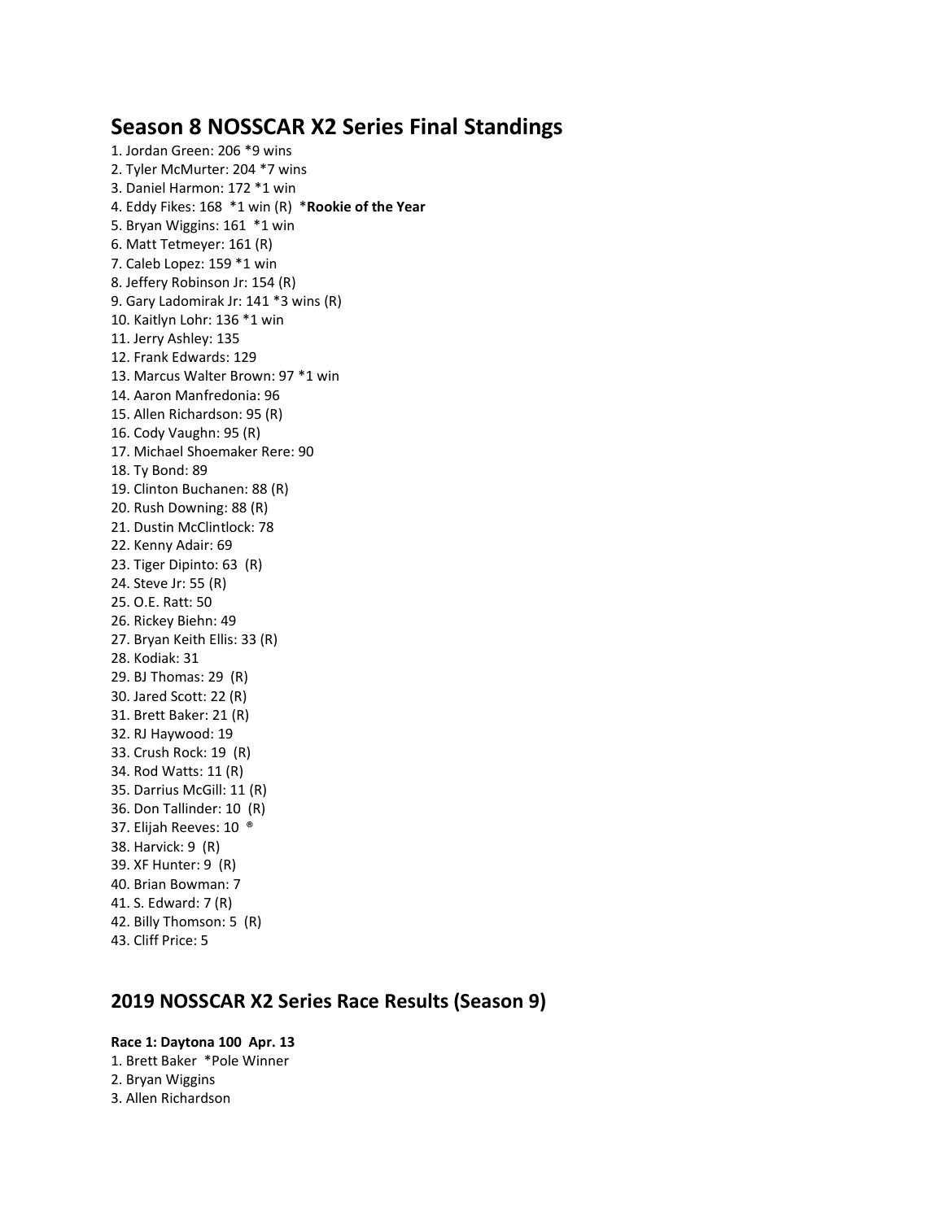## Season 8 NOSSCAR X2 Series Final Standings

1. Jordan Green: 206 *9 wins
2. Tyler McMurter: 204 *7 wins
3. Daniel Harmon: 172 *1 win
4. Eddy Fikes: 168 *1 win (R) ***Rookie of the Year**
5. Bryan Wiggins: 161 *1 win
6. Matt Tetmeyer: 161 (R)
7. Caleb Lopez: 159 *1 win
8. Jeffery Robinson Jr: 154 (R)
9. Gary Ladomirak Jr: 141 *3 wins (R)
10. Kaitlyn Lohr: 136 *1 win
11. Jerry Ashley: 135
12. Frank Edwards: 129
13. Marcus Walter Brown: 97 *1 win
14. Aaron Manfredonia: 96
15. Allen Richardson: 95 (R)
16. Cody Vaughn: 95 (R)
17. Michael Shoemaker Rere: 90
18. Ty Bond: 89
19. Clinton Buchanen: 88 (R)
20. Rush Downing: 88 (R)
21. Dustin McClintlock: 78
22. Kenny Adair: 69
23. Tiger Dipinto: 63 (R)
24. Steve Jr: 55 (R)
25. O.E. Ratt: 50
26. Rickey Biehn: 49
27. Bryan Keith Ellis: 33 (R)
28. Kodiak: 31
29. BJ Thomas: 29 (R)
30. Jared Scott: 22 (R)
31. Brett Baker: 21 (R)
32. RJ Haywood: 19
33. Crush Rock: 19 (R)
34. Rod Watts: 11 (R)
35. Darrius McGill: 11 (R)
36. Don Tallinder: 10 (R)
37. Elijah Reeves: 10 ®
38. Harvick: 9 (R)
39. XF Hunter: 9 (R)
40. Brian Bowman: 7
41. S. Edward: 7 (R)
42. Billy Thomson: 5 (R)
43. Cliff Price: 5

## 2019 NOSSCAR X2 Series Race Results (Season 9)

**Race 1: Daytona 100 Apr. 13**

1. Brett Baker *Pole Winner
2. Bryan Wiggins
3. Allen Richardson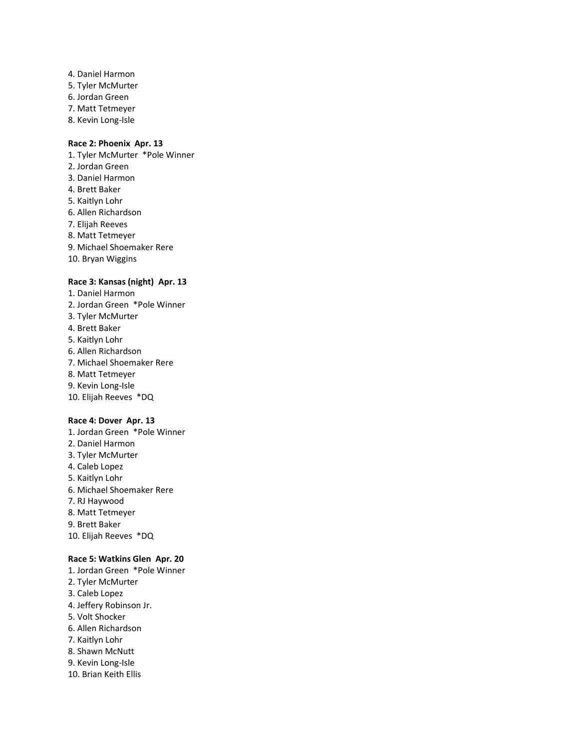4. Daniel Harmon
5. Tyler McMurter
6. Jordan Green
7. Matt Tetmeyer
8. Kevin Long-Isle

**Race 2: Phoenix Apr. 13**

1. Tyler McMurter *Pole Winner
2. Jordan Green
3. Daniel Harmon
4. Brett Baker
5. Kaitlyn Lohr
6. Allen Richardson
7. Elijah Reeves
8. Matt Tetmeyer
9. Michael Shoemaker Rere
10. Bryan Wiggins

**Race 3: Kansas (night) Apr. 13**

1. Daniel Harmon
2. Jordan Green *Pole Winner
3. Tyler McMurter
4. Brett Baker
5. Kaitlyn Lohr
6. Allen Richardson
7. Michael Shoemaker Rere
8. Matt Tetmeyer
9. Kevin Long-Isle
10. Elijah Reeves *DQ

**Race 4: Dover Apr. 13**

1. Jordan Green *Pole Winner
2. Daniel Harmon
3. Tyler McMurter
4. Caleb Lopez
5. Kaitlyn Lohr
6. Michael Shoemaker Rere
7. RJ Haywood
8. Matt Tetmeyer
9. Brett Baker
10. Elijah Reeves *DQ

**Race 5: Watkins Glen Apr. 20**

1. Jordan Green *Pole Winner
2. Tyler McMurter
3. Caleb Lopez
4. Jeffery Robinson Jr.
5. Volt Shocker
6. Allen Richardson
7. Kaitlyn Lohr
8. Shawn McNutt
9. Kevin Long-Isle
10. Brian Keith Ellis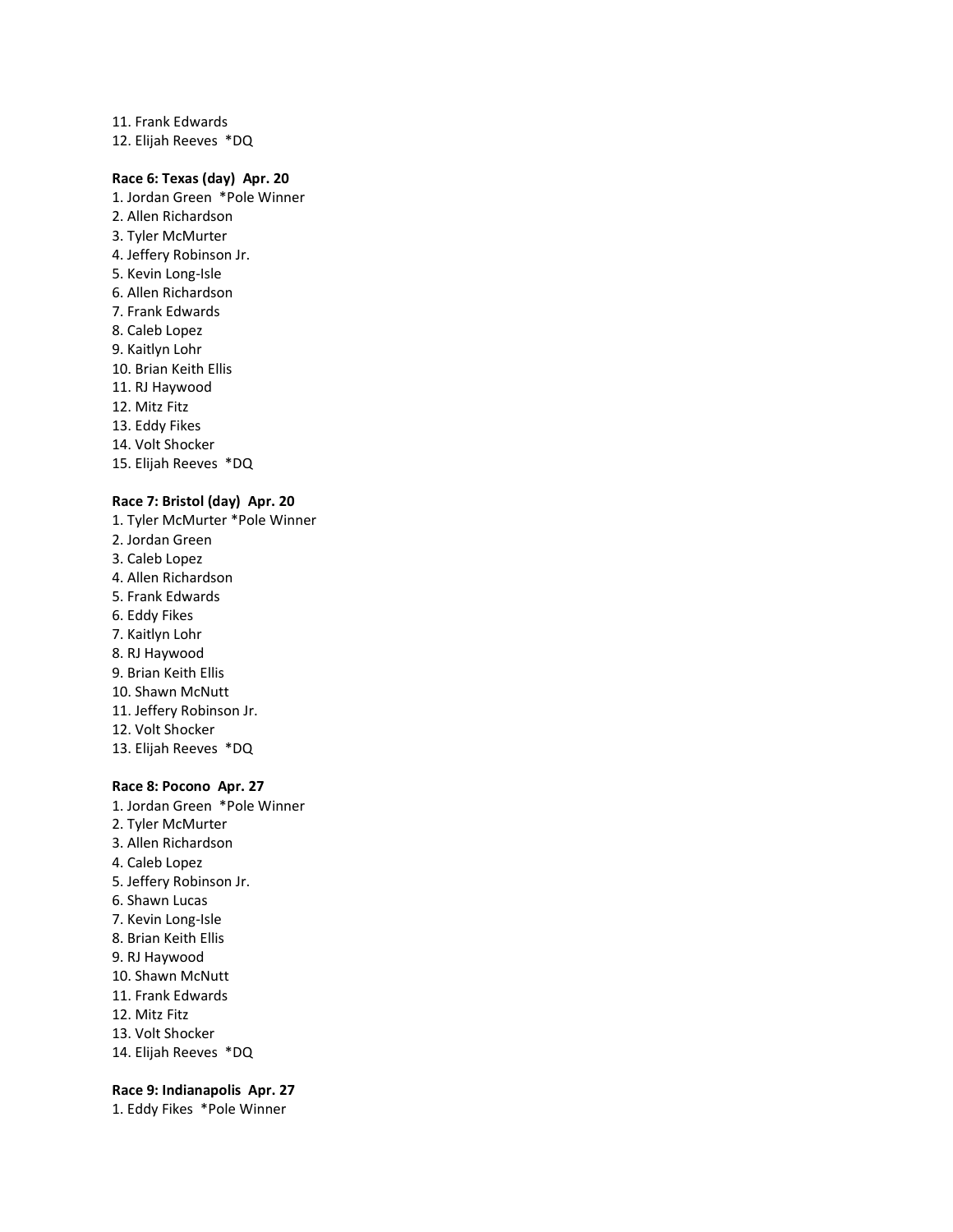11. Frank Edwards
12. Elijah Reeves *DQ

**Race 6: Texas (day) Apr. 20**

1. Jordan Green *Pole Winner
2. Allen Richardson
3. Tyler McMurter
4. Jeffery Robinson Jr.
5. Kevin Long-Isle
6. Allen Richardson
7. Frank Edwards
8. Caleb Lopez
9. Kaitlyn Lohr
10. Brian Keith Ellis
11. RJ Haywood
12. Mitz Fitz
13. Eddy Fikes
14. Volt Shocker
15. Elijah Reeves *DQ

**Race 7: Bristol (day) Apr. 20**

1. Tyler McMurter *Pole Winner
2. Jordan Green
3. Caleb Lopez
4. Allen Richardson
5. Frank Edwards
6. Eddy Fikes
7. Kaitlyn Lohr
8. RJ Haywood
9. Brian Keith Ellis
10. Shawn McNutt
11. Jeffery Robinson Jr.
12. Volt Shocker
13. Elijah Reeves *DQ

**Race 8: Pocono Apr. 27**

1. Jordan Green *Pole Winner
2. Tyler McMurter
3. Allen Richardson
4. Caleb Lopez
5. Jeffery Robinson Jr.
6. Shawn Lucas
7. Kevin Long-Isle
8. Brian Keith Ellis
9. RJ Haywood
10. Shawn McNutt
11. Frank Edwards
12. Mitz Fitz
13. Volt Shocker
14. Elijah Reeves *DQ

**Race 9: Indianapolis Apr. 27**

1. Eddy Fikes *Pole Winner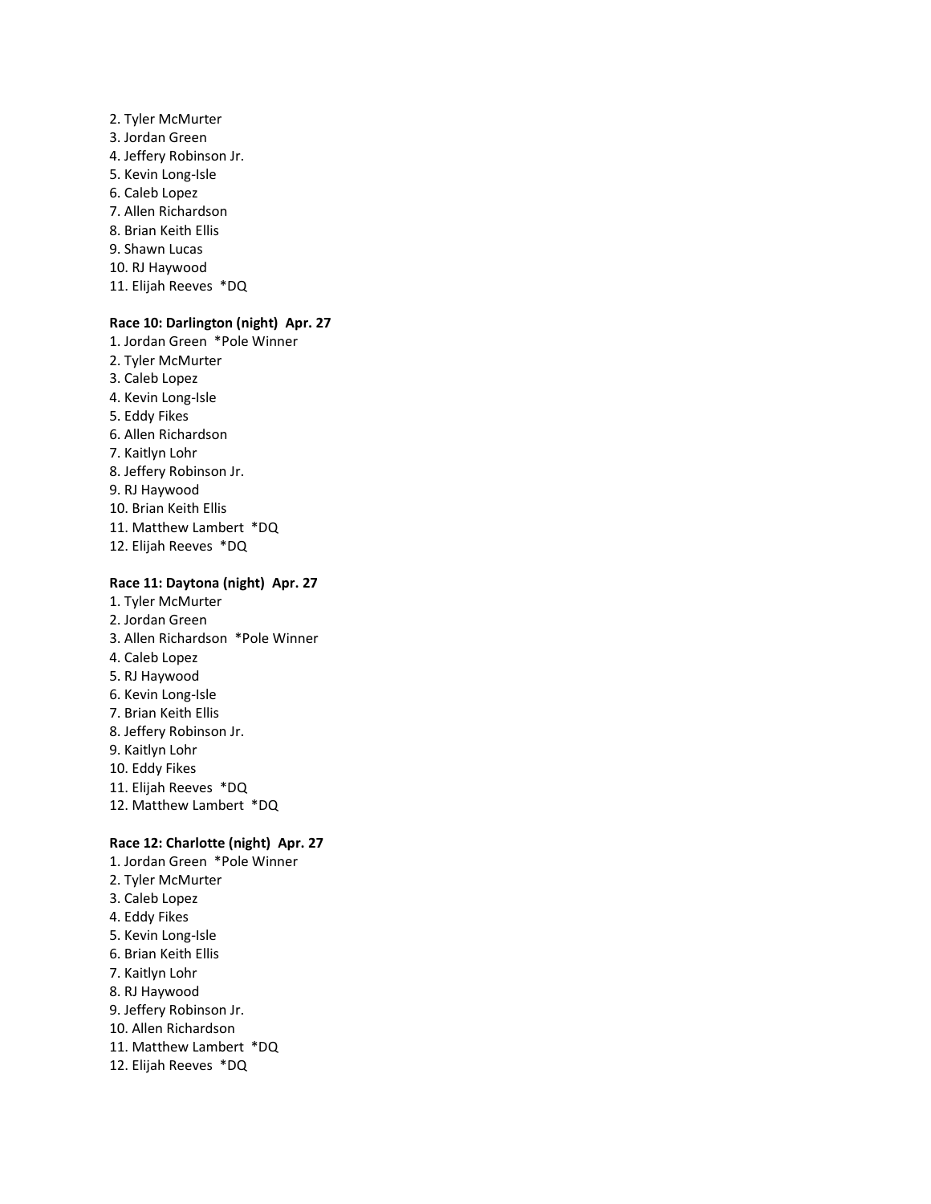2. Tyler McMurter
3. Jordan Green
4. Jeffery Robinson Jr.
5. Kevin Long-Isle
6. Caleb Lopez
7. Allen Richardson
8. Brian Keith Ellis
9. Shawn Lucas
10. RJ Haywood
11. Elijah Reeves *DQ

**Race 10: Darlington (night) Apr. 27**

1. Jordan Green *Pole Winner
2. Tyler McMurter
3. Caleb Lopez
4. Kevin Long-Isle
5. Eddy Fikes
6. Allen Richardson
7. Kaitlyn Lohr
8. Jeffery Robinson Jr.
9. RJ Haywood
10. Brian Keith Ellis
11. Matthew Lambert *DQ
12. Elijah Reeves *DQ

**Race 11: Daytona (night) Apr. 27**

1. Tyler McMurter
2. Jordan Green
3. Allen Richardson *Pole Winner
4. Caleb Lopez
5. RJ Haywood
6. Kevin Long-Isle
7. Brian Keith Ellis
8. Jeffery Robinson Jr.
9. Kaitlyn Lohr
10. Eddy Fikes
11. Elijah Reeves *DQ
12. Matthew Lambert *DQ

**Race 12: Charlotte (night) Apr. 27**

1. Jordan Green *Pole Winner
2. Tyler McMurter
3. Caleb Lopez
4. Eddy Fikes
5. Kevin Long-Isle
6. Brian Keith Ellis
7. Kaitlyn Lohr
8. RJ Haywood
9. Jeffery Robinson Jr.
10. Allen Richardson
11. Matthew Lambert *DQ
12. Elijah Reeves *DQ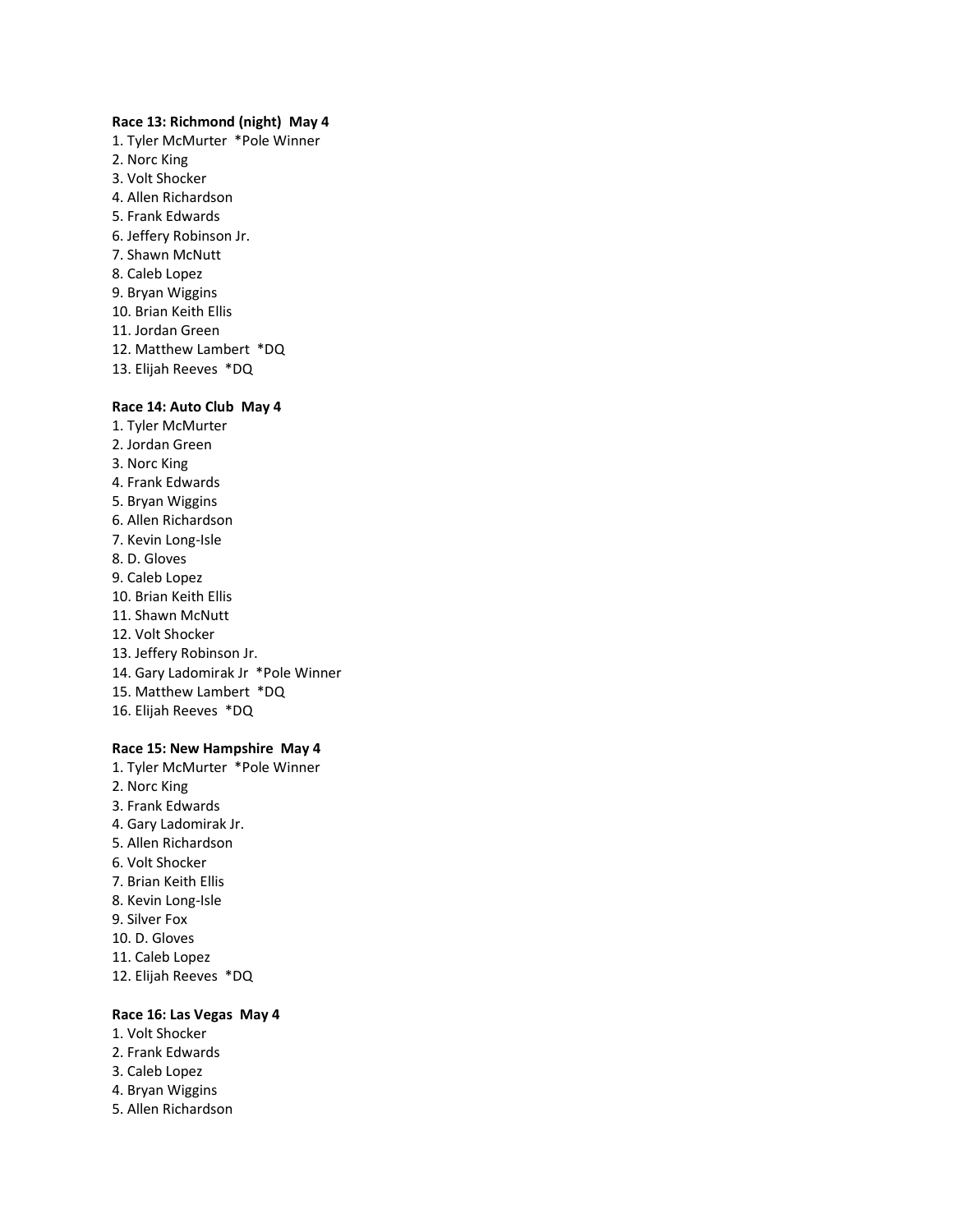**Race 13: Richmond (night)  May 4**

1. Tyler McMurter  *Pole Winner
2. Norc King
3. Volt Shocker
4. Allen Richardson
5. Frank Edwards
6. Jeffery Robinson Jr.
7. Shawn McNutt
8. Caleb Lopez
9. Bryan Wiggins
10. Brian Keith Ellis
11. Jordan Green
12. Matthew Lambert  *DQ
13. Elijah Reeves  *DQ

**Race 14: Auto Club  May 4**

1. Tyler McMurter
2. Jordan Green
3. Norc King
4. Frank Edwards
5. Bryan Wiggins
6. Allen Richardson
7. Kevin Long-Isle
8. D. Gloves
9. Caleb Lopez
10. Brian Keith Ellis
11. Shawn McNutt
12. Volt Shocker
13. Jeffery Robinson Jr.
14. Gary Ladomirak Jr  *Pole Winner
15. Matthew Lambert  *DQ
16. Elijah Reeves  *DQ

**Race 15: New Hampshire  May 4**

1. Tyler McMurter  *Pole Winner
2. Norc King
3. Frank Edwards
4. Gary Ladomirak Jr.
5. Allen Richardson
6. Volt Shocker
7. Brian Keith Ellis
8. Kevin Long-Isle
9. Silver Fox
10. D. Gloves
11. Caleb Lopez
12. Elijah Reeves  *DQ

**Race 16: Las Vegas  May 4**

1. Volt Shocker
2. Frank Edwards
3. Caleb Lopez
4. Bryan Wiggins
5. Allen Richardson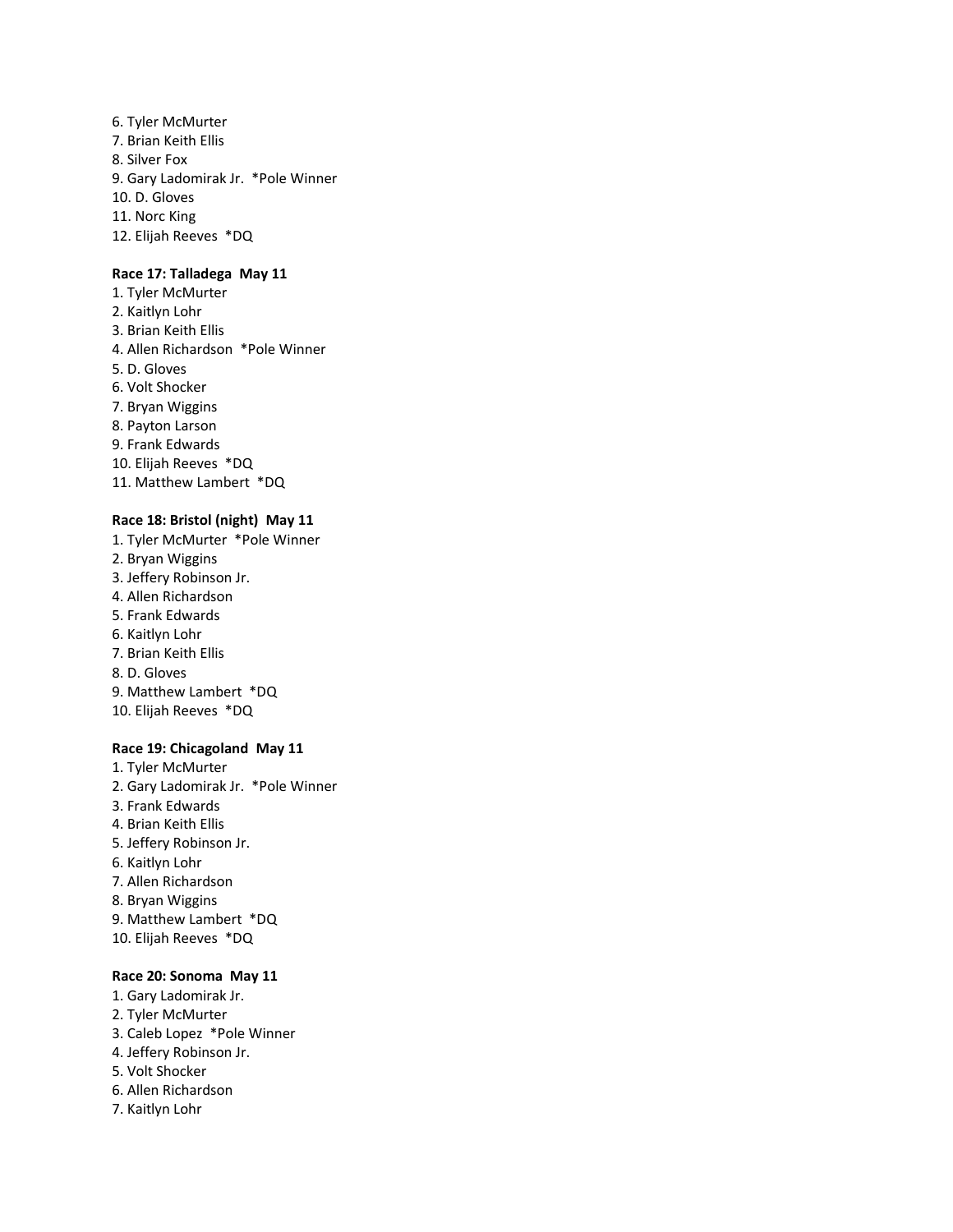6. Tyler McMurter
7. Brian Keith Ellis
8. Silver Fox
9. Gary Ladomirak Jr.  *Pole Winner
10. D. Gloves
11. Norc King
12. Elijah Reeves  *DQ

**Race 17: Talladega  May 11**

1. Tyler McMurter
2. Kaitlyn Lohr
3. Brian Keith Ellis
4. Allen Richardson  *Pole Winner
5. D. Gloves
6. Volt Shocker
7. Bryan Wiggins
8. Payton Larson
9. Frank Edwards
10. Elijah Reeves  *DQ
11. Matthew Lambert  *DQ

**Race 18: Bristol (night)  May 11**

1. Tyler McMurter  *Pole Winner
2. Bryan Wiggins
3. Jeffery Robinson Jr.
4. Allen Richardson
5. Frank Edwards
6. Kaitlyn Lohr
7. Brian Keith Ellis
8. D. Gloves
9. Matthew Lambert  *DQ
10. Elijah Reeves  *DQ

**Race 19: Chicagoland  May 11**

1. Tyler McMurter
2. Gary Ladomirak Jr.  *Pole Winner
3. Frank Edwards
4. Brian Keith Ellis
5. Jeffery Robinson Jr.
6. Kaitlyn Lohr
7. Allen Richardson
8. Bryan Wiggins
9. Matthew Lambert  *DQ
10. Elijah Reeves  *DQ

**Race 20: Sonoma  May 11**

1. Gary Ladomirak Jr.
2. Tyler McMurter
3. Caleb Lopez  *Pole Winner
4. Jeffery Robinson Jr.
5. Volt Shocker
6. Allen Richardson
7. Kaitlyn Lohr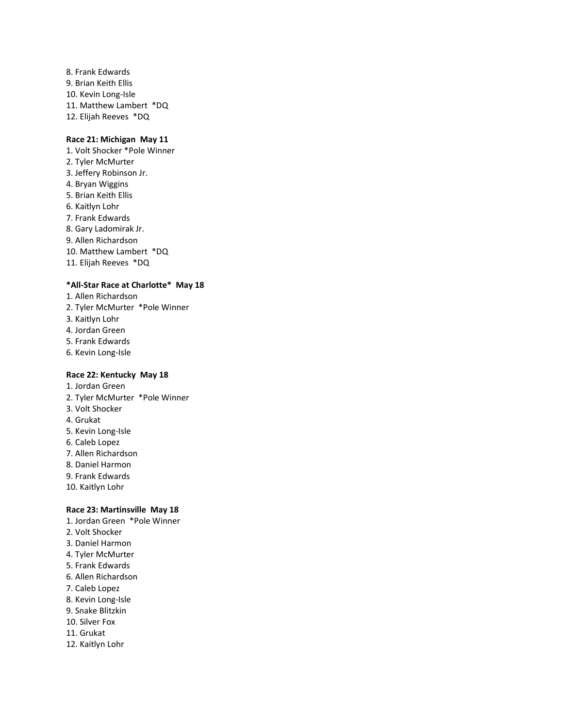8. Frank Edwards
9. Brian Keith Ellis
10. Kevin Long-Isle
11. Matthew Lambert *DQ
12. Elijah Reeves *DQ

**Race 21: Michigan May 11**

1. Volt Shocker *Pole Winner
2. Tyler McMurter
3. Jeffery Robinson Jr.
4. Bryan Wiggins
5. Brian Keith Ellis
6. Kaitlyn Lohr
7. Frank Edwards
8. Gary Ladomirak Jr.
9. Allen Richardson
10. Matthew Lambert *DQ
11. Elijah Reeves *DQ

**\*All-Star Race at Charlotte\* May 18**

1. Allen Richardson
2. Tyler McMurter *Pole Winner
3. Kaitlyn Lohr
4. Jordan Green
5. Frank Edwards
6. Kevin Long-Isle

**Race 22: Kentucky May 18**

1. Jordan Green
2. Tyler McMurter *Pole Winner
3. Volt Shocker
4. Grukat
5. Kevin Long-Isle
6. Caleb Lopez
7. Allen Richardson
8. Daniel Harmon
9. Frank Edwards
10. Kaitlyn Lohr

**Race 23: Martinsville May 18**

1. Jordan Green *Pole Winner
2. Volt Shocker
3. Daniel Harmon
4. Tyler McMurter
5. Frank Edwards
6. Allen Richardson
7. Caleb Lopez
8. Kevin Long-Isle
9. Snake Blitzkin
10. Silver Fox
11. Grukat
12. Kaitlyn Lohr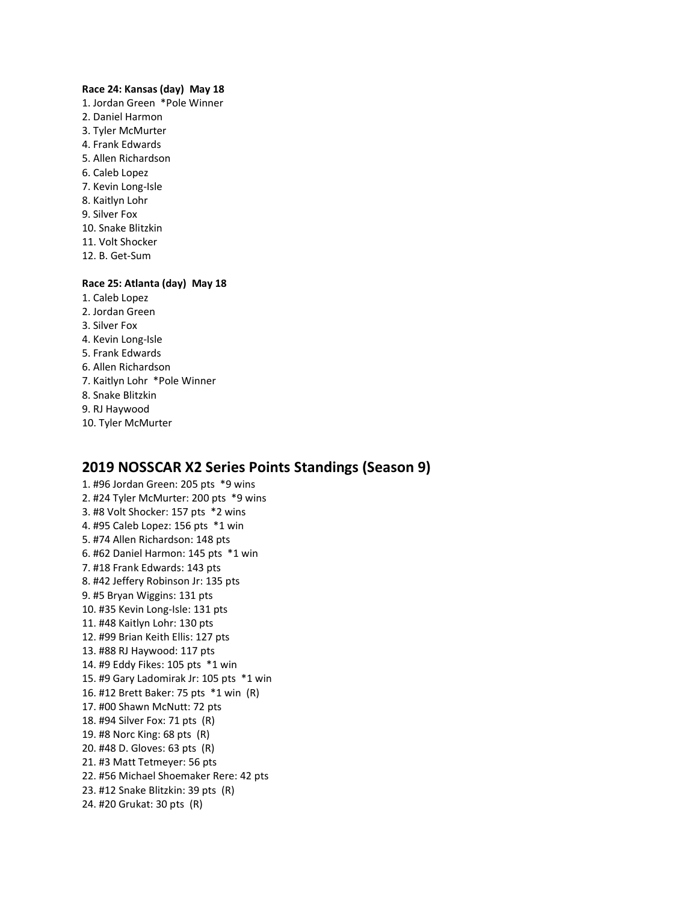**Race 24: Kansas (day) May 18**

1. Jordan Green *Pole Winner
2. Daniel Harmon
3. Tyler McMurter
4. Frank Edwards
5. Allen Richardson
6. Caleb Lopez
7. Kevin Long-Isle
8. Kaitlyn Lohr
9. Silver Fox
10. Snake Blitzkin
11. Volt Shocker
12. B. Get-Sum

**Race 25: Atlanta (day) May 18**

1. Caleb Lopez
2. Jordan Green
3. Silver Fox
4. Kevin Long-Isle
5. Frank Edwards
6. Allen Richardson
7. Kaitlyn Lohr *Pole Winner
8. Snake Blitzkin
9. RJ Haywood
10. Tyler McMurter

## 2019 NOSSCAR X2 Series Points Standings (Season 9)

1. #96 Jordan Green: 205 pts *9 wins
2. #24 Tyler McMurter: 200 pts *9 wins
3. #8 Volt Shocker: 157 pts *2 wins
4. #95 Caleb Lopez: 156 pts *1 win
5. #74 Allen Richardson: 148 pts
6. #62 Daniel Harmon: 145 pts *1 win
7. #18 Frank Edwards: 143 pts
8. #42 Jeffery Robinson Jr: 135 pts
9. #5 Bryan Wiggins: 131 pts
10. #35 Kevin Long-Isle: 131 pts
11. #48 Kaitlyn Lohr: 130 pts
12. #99 Brian Keith Ellis: 127 pts
13. #88 RJ Haywood: 117 pts
14. #9 Eddy Fikes: 105 pts *1 win
15. #9 Gary Ladomirak Jr: 105 pts *1 win
16. #12 Brett Baker: 75 pts *1 win (R)
17. #00 Shawn McNutt: 72 pts
18. #94 Silver Fox: 71 pts (R)
19. #8 Norc King: 68 pts (R)
20. #48 D. Gloves: 63 pts (R)
21. #3 Matt Tetmeyer: 56 pts
22. #56 Michael Shoemaker Rere: 42 pts
23. #12 Snake Blitzkin: 39 pts (R)
24. #20 Grukat: 30 pts (R)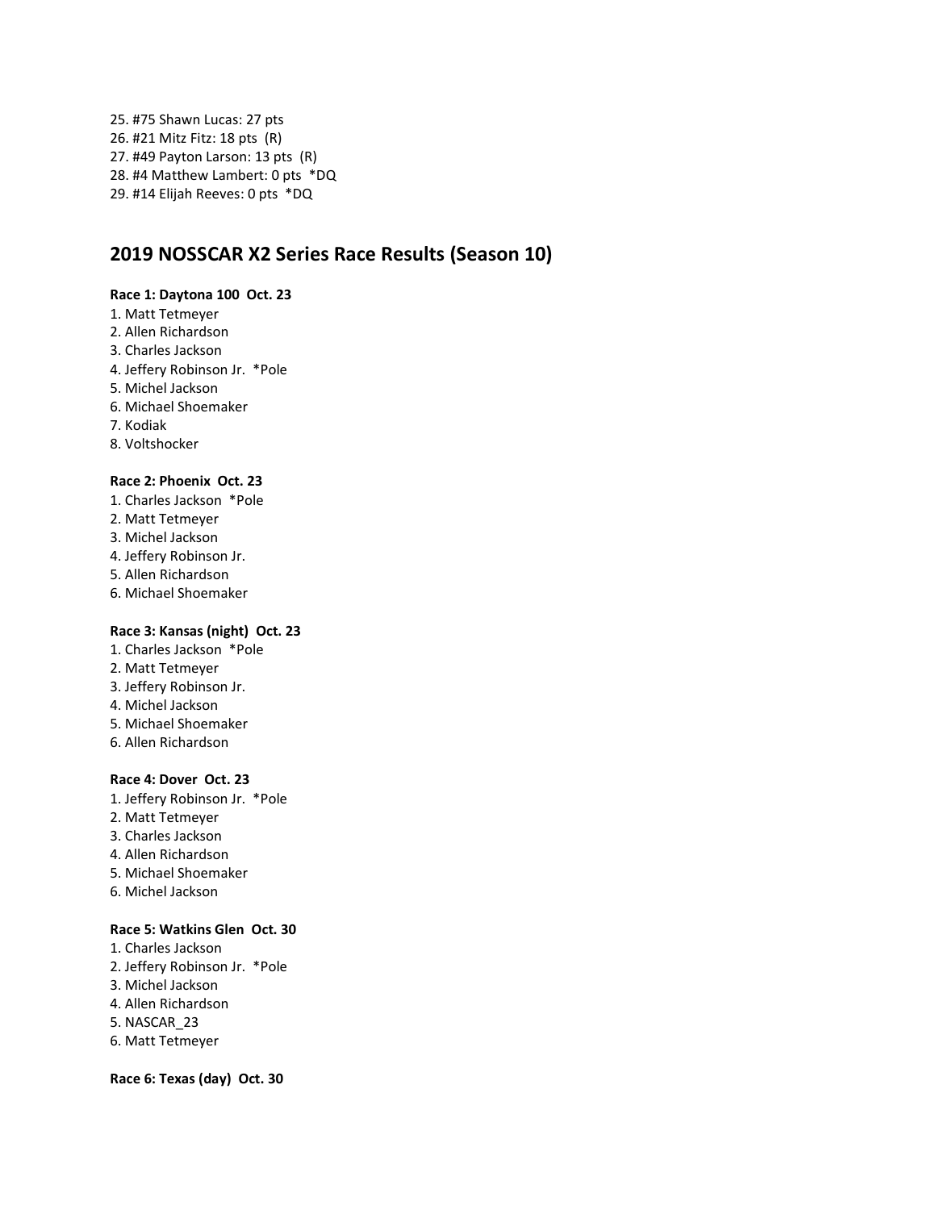25. #75 Shawn Lucas: 27 pts
26. #21 Mitz Fitz: 18 pts (R)
27. #49 Payton Larson: 13 pts (R)
28. #4 Matthew Lambert: 0 pts *DQ
29. #14 Elijah Reeves: 0 pts *DQ

## 2019 NOSSCAR X2 Series Race Results (Season 10)

**Race 1: Daytona 100 Oct. 23**

1. Matt Tetmeyer
2. Allen Richardson
3. Charles Jackson
4. Jeffery Robinson Jr. *Pole
5. Michel Jackson
6. Michael Shoemaker
7. Kodiak
8. Voltshocker

**Race 2: Phoenix Oct. 23**

1. Charles Jackson *Pole
2. Matt Tetmeyer
3. Michel Jackson
4. Jeffery Robinson Jr.
5. Allen Richardson
6. Michael Shoemaker

**Race 3: Kansas (night) Oct. 23**

1. Charles Jackson *Pole
2. Matt Tetmeyer
3. Jeffery Robinson Jr.
4. Michel Jackson
5. Michael Shoemaker
6. Allen Richardson

**Race 4: Dover Oct. 23**

1. Jeffery Robinson Jr. *Pole
2. Matt Tetmeyer
3. Charles Jackson
4. Allen Richardson
5. Michael Shoemaker
6. Michel Jackson

**Race 5: Watkins Glen Oct. 30**

1. Charles Jackson
2. Jeffery Robinson Jr. *Pole
3. Michel Jackson
4. Allen Richardson
5. NASCAR_23
6. Matt Tetmeyer

**Race 6: Texas (day) Oct. 30**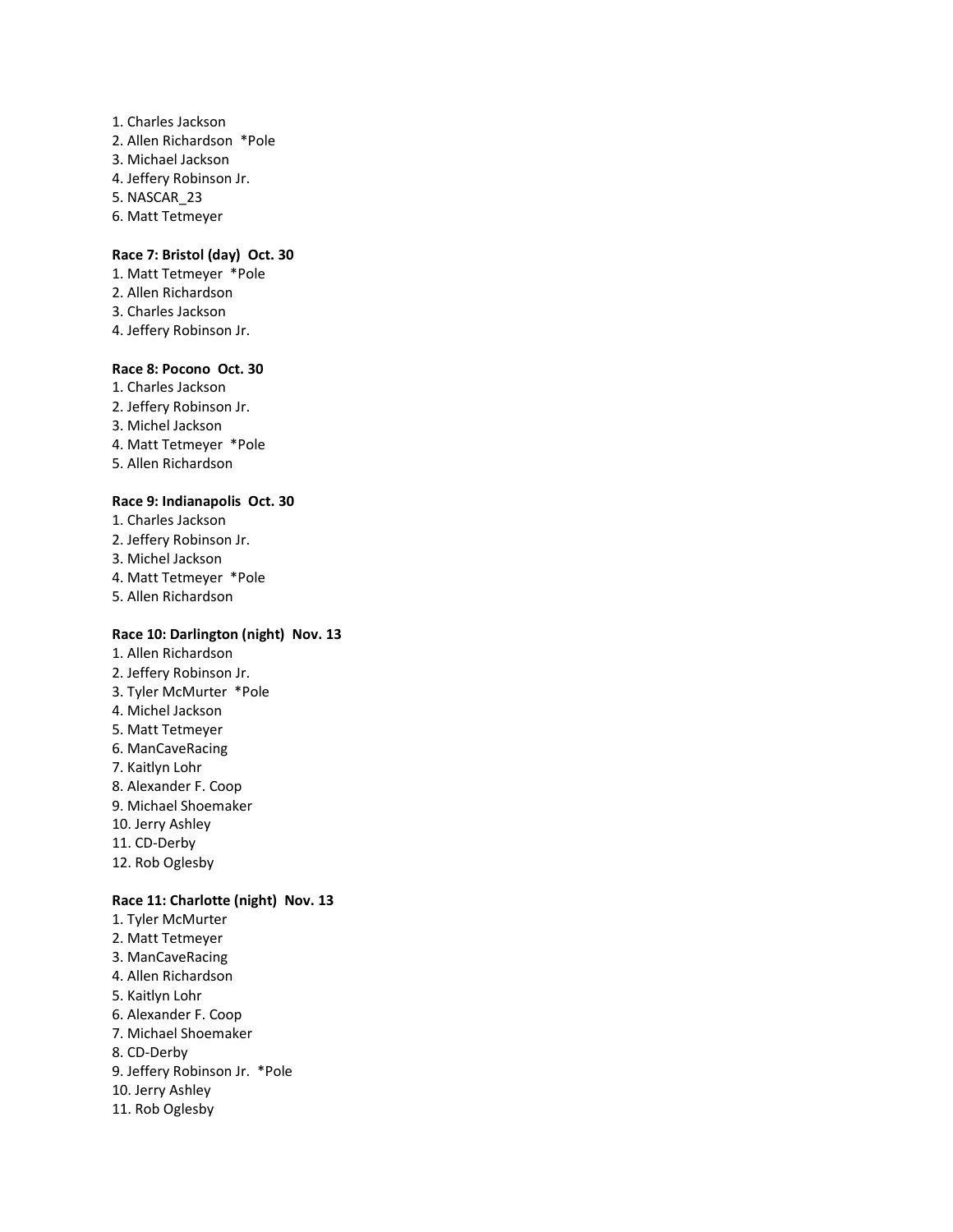1. Charles Jackson
2. Allen Richardson *Pole
3. Michael Jackson
4. Jeffery Robinson Jr.
5. NASCAR_23
6. Matt Tetmeyer

**Race 7: Bristol (day) Oct. 30**
1. Matt Tetmeyer *Pole
2. Allen Richardson
3. Charles Jackson
4. Jeffery Robinson Jr.

**Race 8: Pocono Oct. 30**
1. Charles Jackson
2. Jeffery Robinson Jr.
3. Michel Jackson
4. Matt Tetmeyer *Pole
5. Allen Richardson

**Race 9: Indianapolis Oct. 30**
1. Charles Jackson
2. Jeffery Robinson Jr.
3. Michel Jackson
4. Matt Tetmeyer *Pole
5. Allen Richardson

**Race 10: Darlington (night) Nov. 13**
1. Allen Richardson
2. Jeffery Robinson Jr.
3. Tyler McMurter *Pole
4. Michel Jackson
5. Matt Tetmeyer
6. ManCaveRacing
7. Kaitlyn Lohr
8. Alexander F. Coop
9. Michael Shoemaker
10. Jerry Ashley
11. CD-Derby
12. Rob Oglesby

**Race 11: Charlotte (night) Nov. 13**
1. Tyler McMurter
2. Matt Tetmeyer
3. ManCaveRacing
4. Allen Richardson
5. Kaitlyn Lohr
6. Alexander F. Coop
7. Michael Shoemaker
8. CD-Derby
9. Jeffery Robinson Jr. *Pole
10. Jerry Ashley
11. Rob Oglesby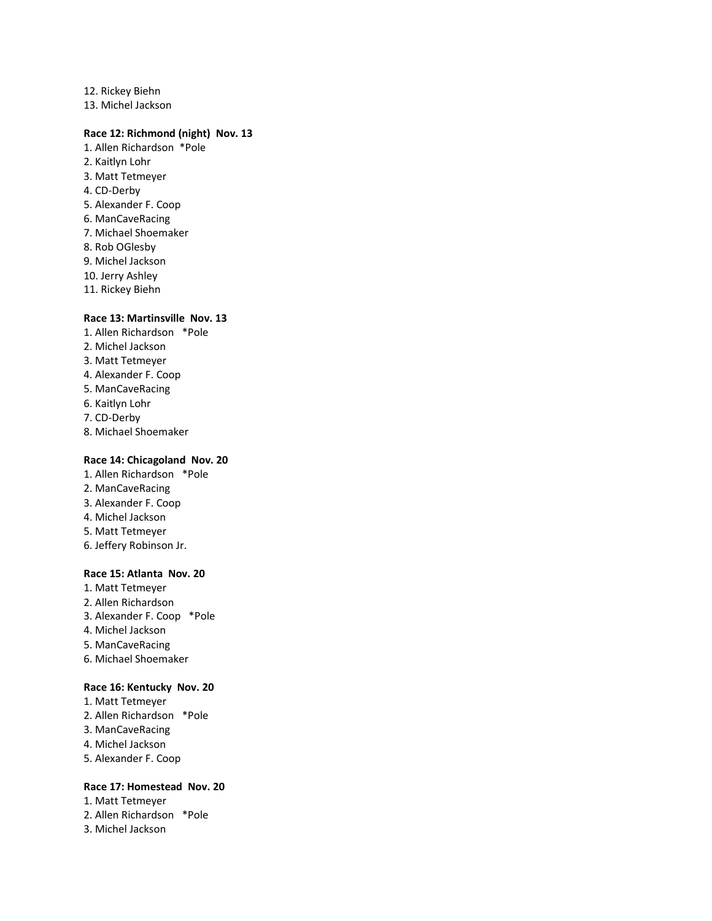12. Rickey Biehn
13. Michel Jackson

**Race 12: Richmond (night) Nov. 13**

1. Allen Richardson *Pole
2. Kaitlyn Lohr
3. Matt Tetmeyer
4. CD-Derby
5. Alexander F. Coop
6. ManCaveRacing
7. Michael Shoemaker
8. Rob OGlesby
9. Michel Jackson
10. Jerry Ashley
11. Rickey Biehn

**Race 13: Martinsville Nov. 13**

1. Allen Richardson *Pole
2. Michel Jackson
3. Matt Tetmeyer
4. Alexander F. Coop
5. ManCaveRacing
6. Kaitlyn Lohr
7. CD-Derby
8. Michael Shoemaker

**Race 14: Chicagoland Nov. 20**

1. Allen Richardson *Pole
2. ManCaveRacing
3. Alexander F. Coop
4. Michel Jackson
5. Matt Tetmeyer
6. Jeffery Robinson Jr.

**Race 15: Atlanta Nov. 20**

1. Matt Tetmeyer
2. Allen Richardson
3. Alexander F. Coop *Pole
4. Michel Jackson
5. ManCaveRacing
6. Michael Shoemaker

**Race 16: Kentucky Nov. 20**

1. Matt Tetmeyer
2. Allen Richardson *Pole
3. ManCaveRacing
4. Michel Jackson
5. Alexander F. Coop

**Race 17: Homestead Nov. 20**

1. Matt Tetmeyer
2. Allen Richardson *Pole
3. Michel Jackson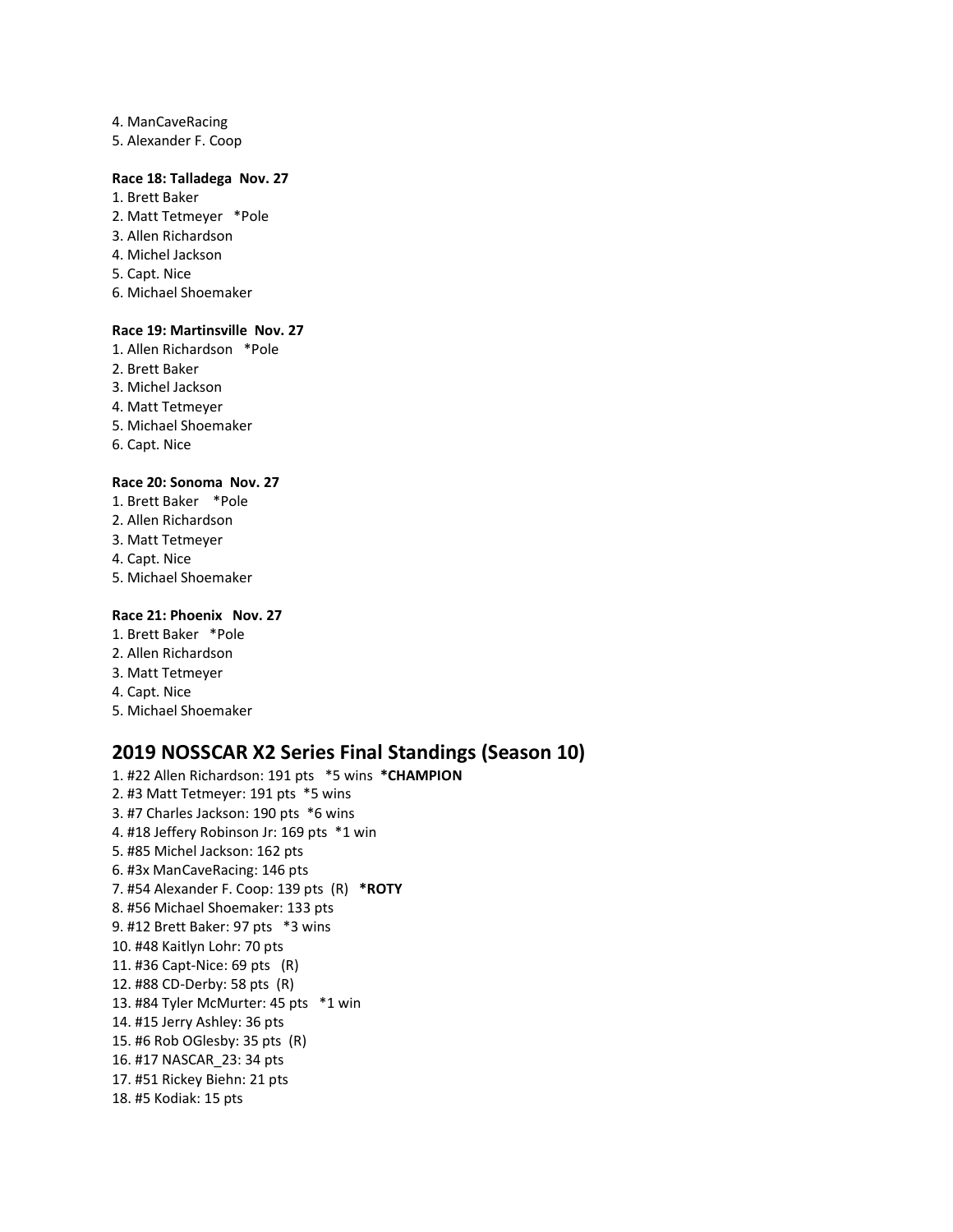4. ManCaveRacing
5. Alexander F. Coop

**Race 18: Talladega Nov. 27**

1. Brett Baker
2. Matt Tetmeyer *Pole
3. Allen Richardson
4. Michel Jackson
5. Capt. Nice
6. Michael Shoemaker

**Race 19: Martinsville Nov. 27**

1. Allen Richardson *Pole
2. Brett Baker
3. Michel Jackson
4. Matt Tetmeyer
5. Michael Shoemaker
6. Capt. Nice

**Race 20: Sonoma Nov. 27**

1. Brett Baker *Pole
2. Allen Richardson
3. Matt Tetmeyer
4. Capt. Nice
5. Michael Shoemaker

**Race 21: Phoenix Nov. 27**

1. Brett Baker *Pole
2. Allen Richardson
3. Matt Tetmeyer
4. Capt. Nice
5. Michael Shoemaker

## 2019 NOSSCAR X2 Series Final Standings (Season 10)

1. #22 Allen Richardson: 191 pts *5 wins **\*CHAMPION**
2. #3 Matt Tetmeyer: 191 pts *5 wins
3. #7 Charles Jackson: 190 pts *6 wins
4. #18 Jeffery Robinson Jr: 169 pts *1 win
5. #85 Michel Jackson: 162 pts
6. #3x ManCaveRacing: 146 pts
7. #54 Alexander F. Coop: 139 pts (R) **\*ROTY**
8. #56 Michael Shoemaker: 133 pts
9. #12 Brett Baker: 97 pts *3 wins
10. #48 Kaitlyn Lohr: 70 pts
11. #36 Capt-Nice: 69 pts (R)
12. #88 CD-Derby: 58 pts (R)
13. #84 Tyler McMurter: 45 pts *1 win
14. #15 Jerry Ashley: 36 pts
15. #6 Rob OGlesby: 35 pts (R)
16. #17 NASCAR_23: 34 pts
17. #51 Rickey Biehn: 21 pts
18. #5 Kodiak: 15 pts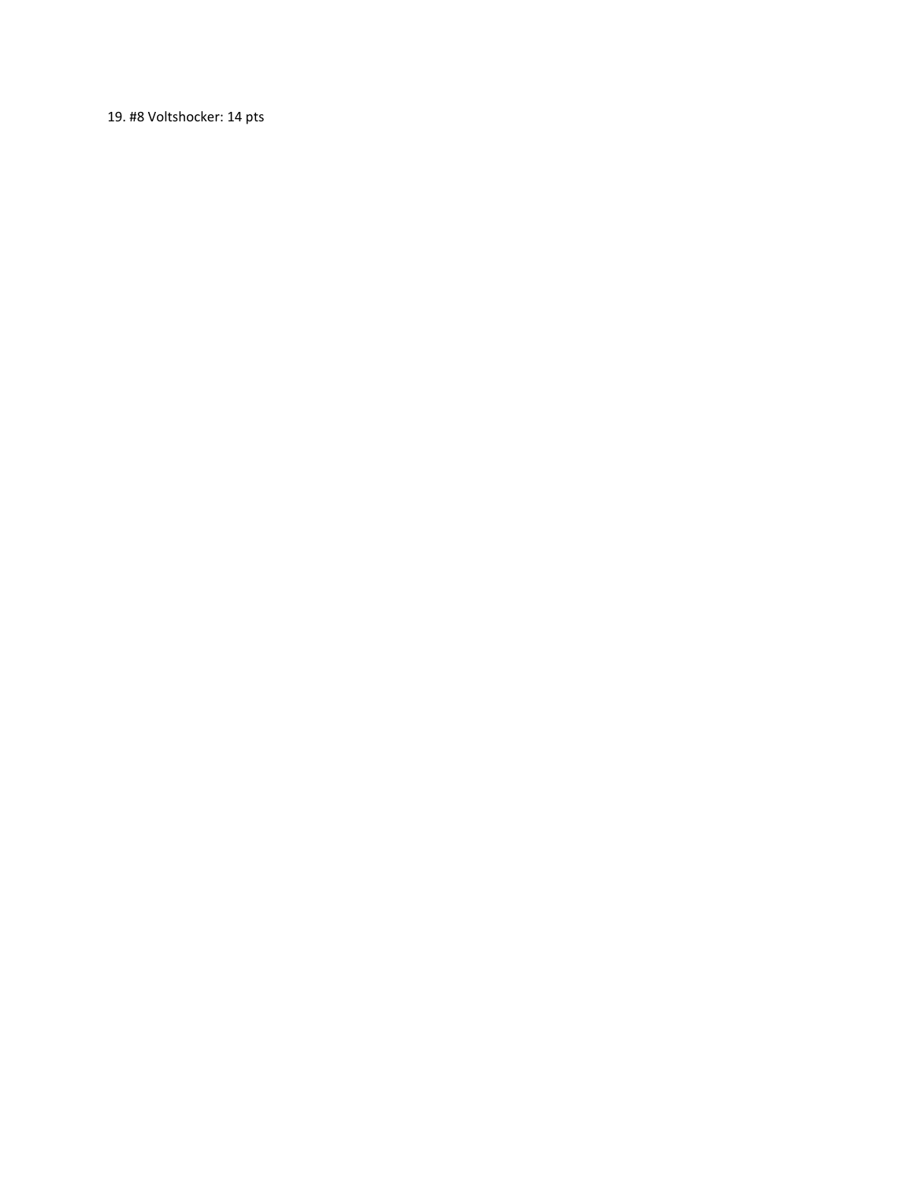19. #8 Voltshocker: 14 pts